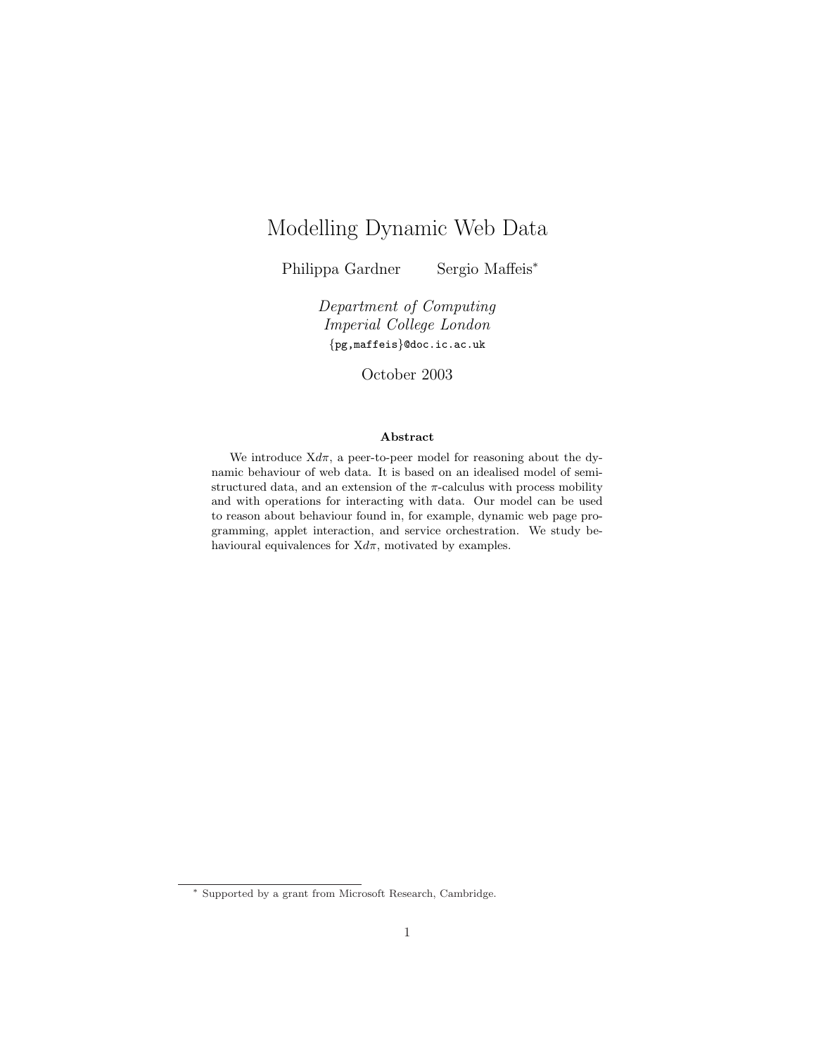# Modelling Dynamic Web Data

Philippa Gardner    Sergio Maffeis*

*Department of Computing*
*Imperial College London*
{pg,maffeis}@doc.ic.ac.uk

October 2003

**Abstract**

We introduce X$d\pi$, a peer-to-peer model for reasoning about the dynamic behaviour of web data. It is based on an idealised model of semi-structured data, and an extension of the $\pi$-calculus with process mobility and with operations for interacting with data. Our model can be used to reason about behaviour found in, for example, dynamic web page programming, applet interaction, and service orchestration. We study behavioural equivalences for X$d\pi$, motivated by examples.

* Supported by a grant from Microsoft Research, Cambridge.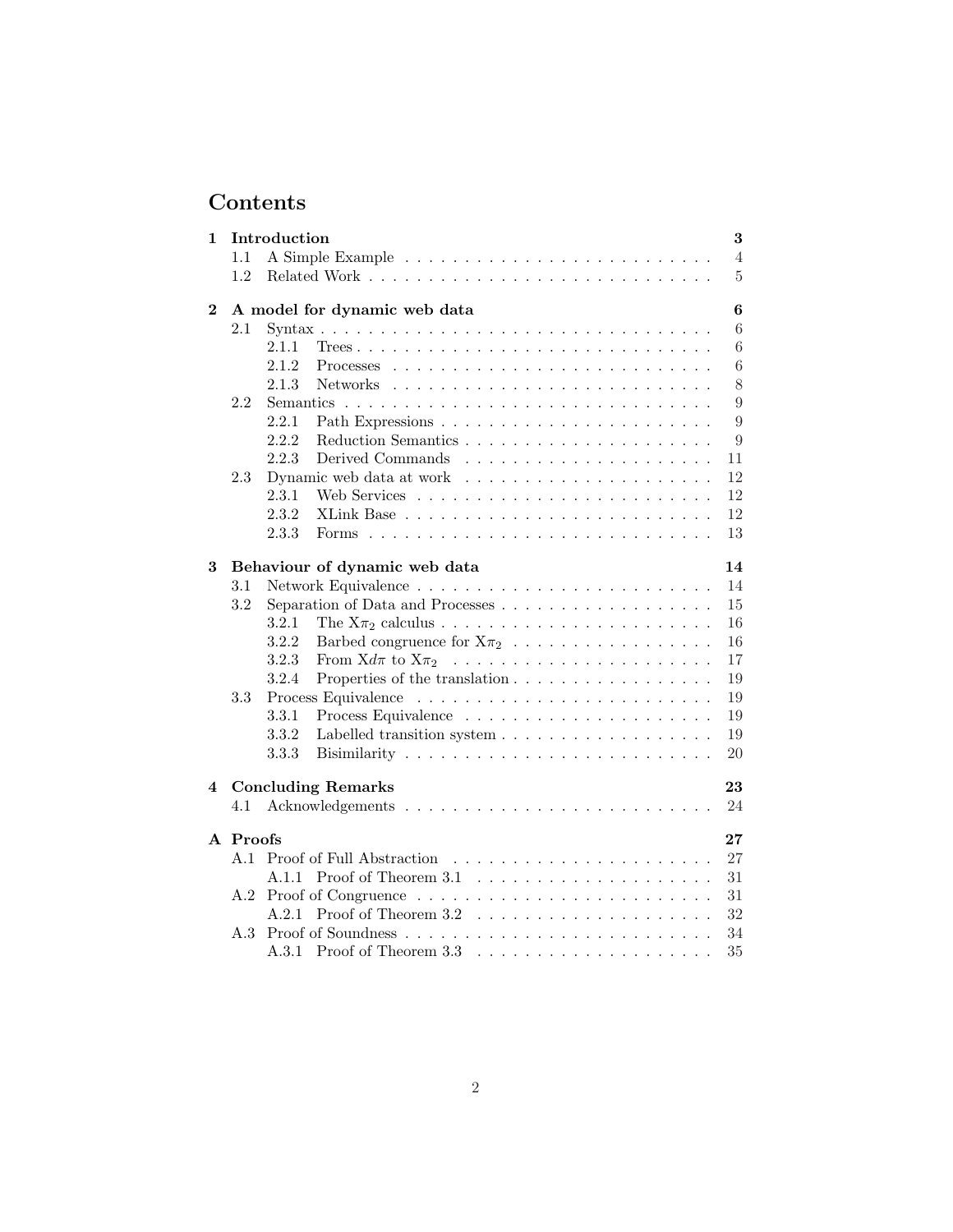# Contents

- **1 Introduction** — **3**
  - 1.1 A Simple Example — 4
  - 1.2 Related Work — 5
- **2 A model for dynamic web data** — **6**
  - 2.1 Syntax — 6
    - 2.1.1 Trees — 6
    - 2.1.2 Processes — 6
    - 2.1.3 Networks — 8
  - 2.2 Semantics — 9
    - 2.2.1 Path Expressions — 9
    - 2.2.2 Reduction Semantics — 9
    - 2.2.3 Derived Commands — 11
  - 2.3 Dynamic web data at work — 12
    - 2.3.1 Web Services — 12
    - 2.3.2 XLink Base — 12
    - 2.3.3 Forms — 13
- **3 Behaviour of dynamic web data** — **14**
  - 3.1 Network Equivalence — 14
  - 3.2 Separation of Data and Processes — 15
    - 3.2.1 The X$\pi_2$ calculus — 16
    - 3.2.2 Barbed congruence for X$\pi_2$ — 16
    - 3.2.3 From X$d\pi$ to X$\pi_2$ — 17
    - 3.2.4 Properties of the translation — 19
  - 3.3 Process Equivalence — 19
    - 3.3.1 Process Equivalence — 19
    - 3.3.2 Labelled transition system — 19
    - 3.3.3 Bisimilarity — 20
- **4 Concluding Remarks** — **23**
  - 4.1 Acknowledgements — 24
- **A Proofs** — **27**
  - A.1 Proof of Full Abstraction — 27
    - A.1.1 Proof of Theorem 3.1 — 31
  - A.2 Proof of Congruence — 31
    - A.2.1 Proof of Theorem 3.2 — 32
  - A.3 Proof of Soundness — 34
    - A.3.1 Proof of Theorem 3.3 — 35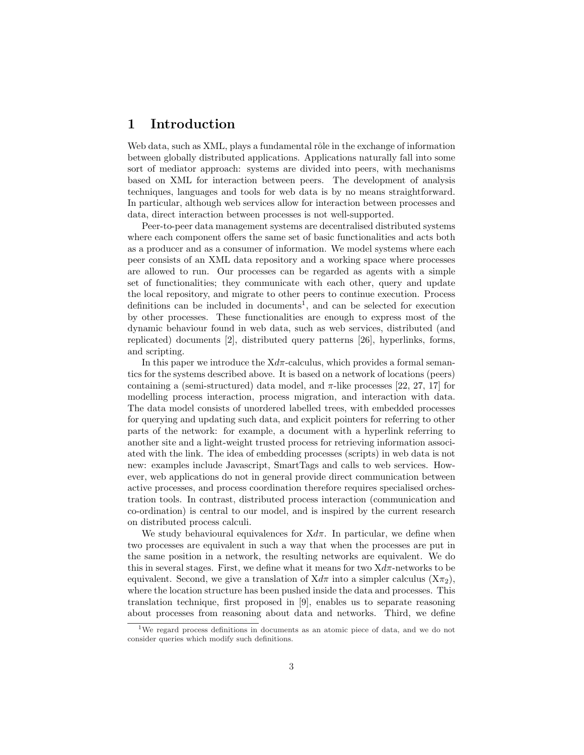# 1 Introduction

Web data, such as XML, plays a fundamental rôle in the exchange of information between globally distributed applications. Applications naturally fall into some sort of mediator approach: systems are divided into peers, with mechanisms based on XML for interaction between peers. The development of analysis techniques, languages and tools for web data is by no means straightforward. In particular, although web services allow for interaction between processes and data, direct interaction between processes is not well-supported.

Peer-to-peer data management systems are decentralised distributed systems where each component offers the same set of basic functionalities and acts both as a producer and as a consumer of information. We model systems where each peer consists of an XML data repository and a working space where processes are allowed to run. Our processes can be regarded as agents with a simple set of functionalities; they communicate with each other, query and update the local repository, and migrate to other peers to continue execution. Process definitions can be included in documents[1], and can be selected for execution by other processes. These functionalities are enough to express most of the dynamic behaviour found in web data, such as web services, distributed (and replicated) documents [2], distributed query patterns [26], hyperlinks, forms, and scripting.

In this paper we introduce the X$d\pi$-calculus, which provides a formal semantics for the systems described above. It is based on a network of locations (peers) containing a (semi-structured) data model, and $\pi$-like processes [22, 27, 17] for modelling process interaction, process migration, and interaction with data. The data model consists of unordered labelled trees, with embedded processes for querying and updating such data, and explicit pointers for referring to other parts of the network: for example, a document with a hyperlink referring to another site and a light-weight trusted process for retrieving information associated with the link. The idea of embedding processes (scripts) in web data is not new: examples include Javascript, SmartTags and calls to web services. However, web applications do not in general provide direct communication between active processes, and process coordination therefore requires specialised orchestration tools. In contrast, distributed process interaction (communication and co-ordination) is central to our model, and is inspired by the current research on distributed process calculi.

We study behavioural equivalences for X$d\pi$. In particular, we define when two processes are equivalent in such a way that when the processes are put in the same position in a network, the resulting networks are equivalent. We do this in several stages. First, we define what it means for two X$d\pi$-networks to be equivalent. Second, we give a translation of X$d\pi$ into a simpler calculus (X$\pi_2$), where the location structure has been pushed inside the data and processes. This translation technique, first proposed in [9], enables us to separate reasoning about processes from reasoning about data and networks. Third, we define

[1]We regard process definitions in documents as an atomic piece of data, and we do not consider queries which modify such definitions.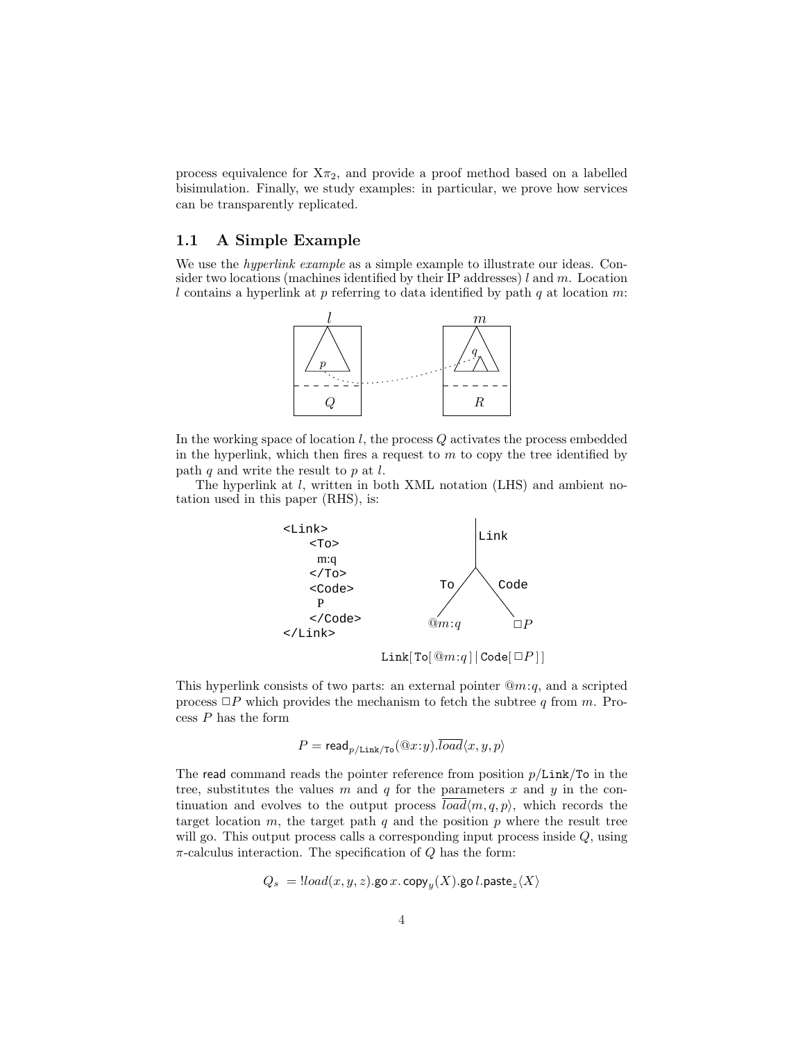process equivalence for X$\pi_2$, and provide a proof method based on a labelled bisimulation. Finally, we study examples: in particular, we prove how services can be transparently replicated.

### 1.1 A Simple Example

We use the *hyperlink example* as a simple example to illustrate our ideas. Consider two locations (machines identified by their IP addresses) $l$ and $m$. Location $l$ contains a hyperlink at $p$ referring to data identified by path $q$ at location $m$:

In the working space of location $l$, the process $Q$ activates the process embedded in the hyperlink, which then fires a request to $m$ to copy the tree identified by path $q$ and write the result to $p$ at $l$.

The hyperlink at $l$, written in both XML notation (LHS) and ambient notation used in this paper (RHS), is:

```
<Link>
    <To>
     m:q
    </To>
    <Code>
     P
    </Code>
</Link>
```

$$\texttt{Link}[\,\texttt{To}[\,@m{:}q\,]\,|\,\texttt{Code}[\,\Box P\,]\,]$$

This hyperlink consists of two parts: an external pointer $@m{:}q$, and a scripted process $\Box P$ which provides the mechanism to fetch the subtree $q$ from $m$. Process $P$ has the form

$$P = \mathsf{read}_{p/\texttt{Link}/\texttt{To}}(@x{:}y).\overline{load}\langle x, y, p\rangle$$

The read command reads the pointer reference from position $p$/Link/To in the tree, substitutes the values $m$ and $q$ for the parameters $x$ and $y$ in the continuation and evolves to the output process $\overline{load}\langle m, q, p\rangle$, which records the target location $m$, the target path $q$ and the position $p$ where the result tree will go. This output process calls a corresponding input process inside $Q$, using $\pi$-calculus interaction. The specification of $Q$ has the form:

$$Q_s \; = \, !load(x, y, z).\mathsf{go}\, x.\, \mathsf{copy}_y(X).\mathsf{go}\, l.\mathsf{paste}_z\langle X\rangle$$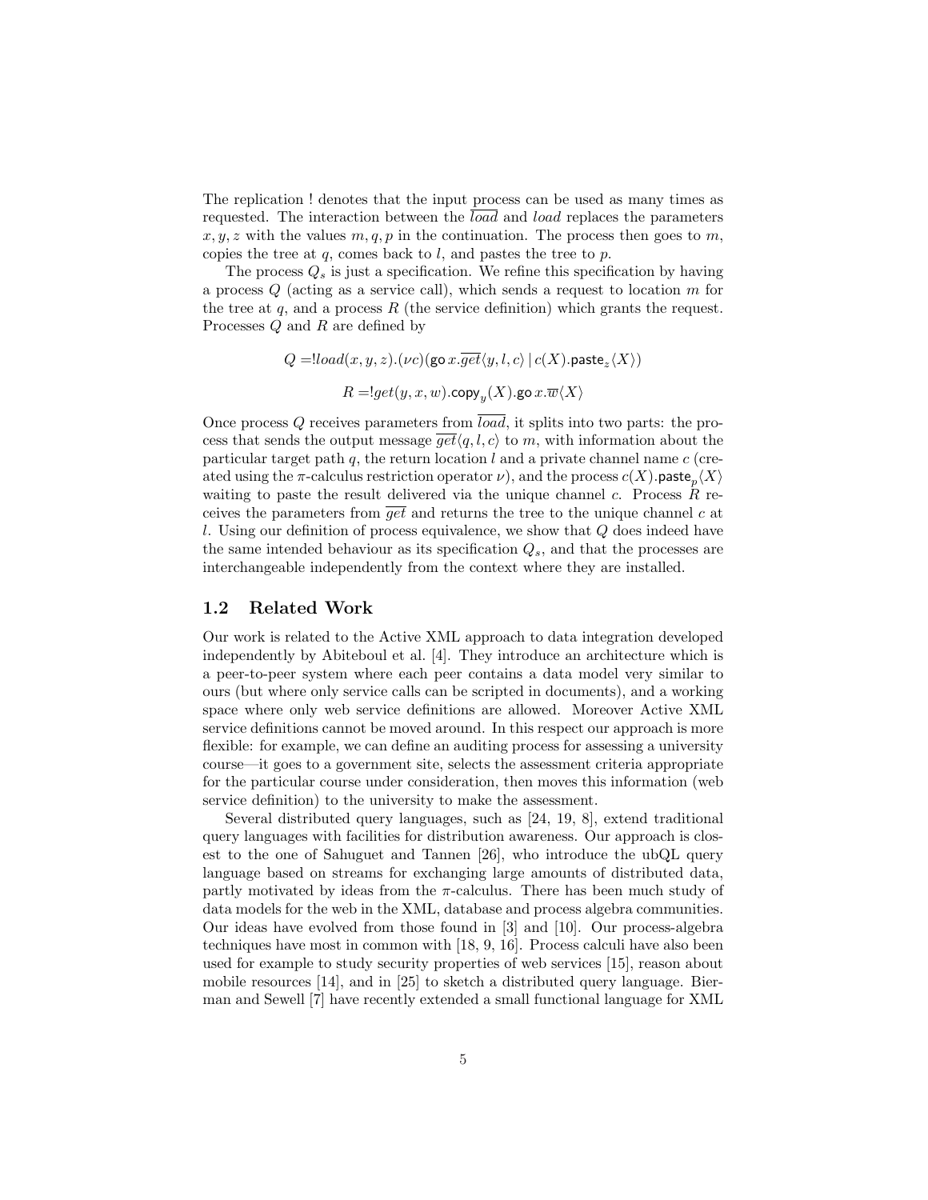The replication ! denotes that the input process can be used as many times as requested. The interaction between the $\overline{load}$ and $load$ replaces the parameters $x, y, z$ with the values $m, q, p$ in the continuation. The process then goes to $m$, copies the tree at $q$, comes back to $l$, and pastes the tree to $p$.

The process $Q_s$ is just a specification. We refine this specification by having a process $Q$ (acting as a service call), which sends a request to location $m$ for the tree at $q$, and a process $R$ (the service definition) which grants the request. Processes $Q$ and $R$ are defined by

$$Q = !load(x, y, z).(\nu c)(\mathsf{go}\, x.\overline{get}\langle y, l, c\rangle \mid c(X).\mathsf{paste}_z\langle X\rangle)$$

$$R = !get(y, x, w).\mathsf{copy}_y(X).\mathsf{go}\, x.\overline{w}\langle X\rangle$$

Once process $Q$ receives parameters from $\overline{load}$, it splits into two parts: the process that sends the output message $\overline{get}\langle q, l, c\rangle$ to $m$, with information about the particular target path $q$, the return location $l$ and a private channel name $c$ (created using the $\pi$-calculus restriction operator $\nu$), and the process $c(X).\mathsf{paste}_p\langle X\rangle$ waiting to paste the result delivered via the unique channel $c$. Process $R$ receives the parameters from $\overline{get}$ and returns the tree to the unique channel $c$ at $l$. Using our definition of process equivalence, we show that $Q$ does indeed have the same intended behaviour as its specification $Q_s$, and that the processes are interchangeable independently from the context where they are installed.

### 1.2 Related Work

Our work is related to the Active XML approach to data integration developed independently by Abiteboul et al. [4]. They introduce an architecture which is a peer-to-peer system where each peer contains a data model very similar to ours (but where only service calls can be scripted in documents), and a working space where only web service definitions are allowed. Moreover Active XML service definitions cannot be moved around. In this respect our approach is more flexible: for example, we can define an auditing process for assessing a university course—it goes to a government site, selects the assessment criteria appropriate for the particular course under consideration, then moves this information (web service definition) to the university to make the assessment.

Several distributed query languages, such as [24, 19, 8], extend traditional query languages with facilities for distribution awareness. Our approach is closest to the one of Sahuguet and Tannen [26], who introduce the ubQL query language based on streams for exchanging large amounts of distributed data, partly motivated by ideas from the $\pi$-calculus. There has been much study of data models for the web in the XML, database and process algebra communities. Our ideas have evolved from those found in [3] and [10]. Our process-algebra techniques have most in common with [18, 9, 16]. Process calculi have also been used for example to study security properties of web services [15], reason about mobile resources [14], and in [25] to sketch a distributed query language. Bierman and Sewell [7] have recently extended a small functional language for XML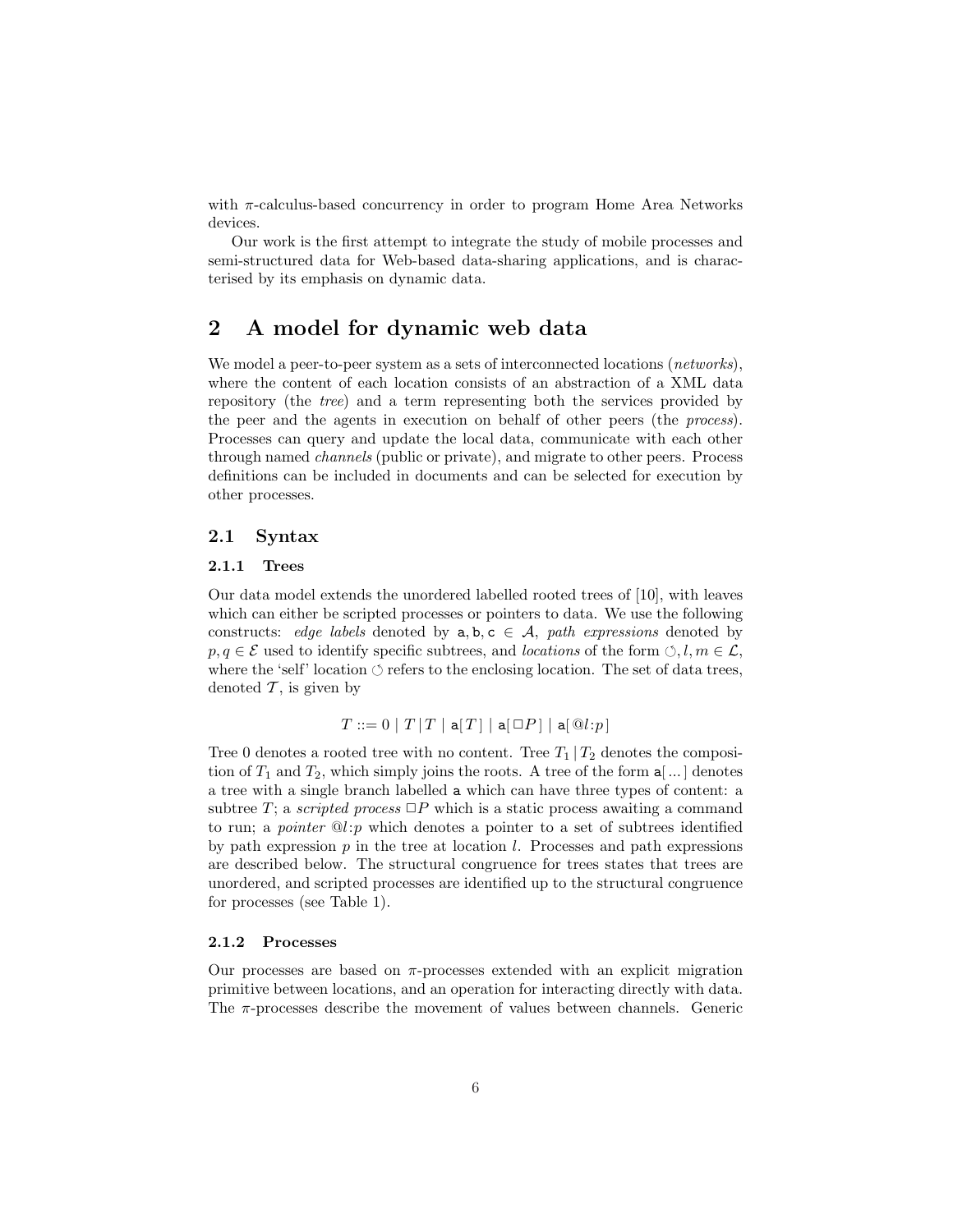with $\pi$-calculus-based concurrency in order to program Home Area Networks devices.

Our work is the first attempt to integrate the study of mobile processes and semi-structured data for Web-based data-sharing applications, and is characterised by its emphasis on dynamic data.

# 2 A model for dynamic web data

We model a peer-to-peer system as a sets of interconnected locations (*networks*), where the content of each location consists of an abstraction of a XML data repository (the *tree*) and a term representing both the services provided by the peer and the agents in execution on behalf of other peers (the *process*). Processes can query and update the local data, communicate with each other through named *channels* (public or private), and migrate to other peers. Process definitions can be included in documents and can be selected for execution by other processes.

## 2.1 Syntax

### 2.1.1 Trees

Our data model extends the unordered labelled rooted trees of [10], with leaves which can either be scripted processes or pointers to data. We use the following constructs: *edge labels* denoted by $\mathtt{a}, \mathtt{b}, \mathtt{c} \in \mathcal{A}$, *path expressions* denoted by $p, q \in \mathcal{E}$ used to identify specific subtrees, and *locations* of the form $\circlearrowleft, l, m \in \mathcal{L}$, where the 'self' location $\circlearrowleft$ refers to the enclosing location. The set of data trees, denoted $\mathcal{T}$, is given by

$$T ::= 0 \mid T \,|\, T \mid \mathtt{a}[\,T\,] \mid \mathtt{a}[\,\Box P\,] \mid \mathtt{a}[\,@l{:}p\,]$$

Tree 0 denotes a rooted tree with no content. Tree $T_1 \,|\, T_2$ denotes the composition of $T_1$ and $T_2$, which simply joins the roots. A tree of the form $\mathtt{a}[\,...\,]$ denotes a tree with a single branch labelled $\mathtt{a}$ which can have three types of content: a subtree $T$; a *scripted process* $\Box P$ which is a static process awaiting a command to run; a *pointer* $@l{:}p$ which denotes a pointer to a set of subtrees identified by path expression $p$ in the tree at location $l$. Processes and path expressions are described below. The structural congruence for trees states that trees are unordered, and scripted processes are identified up to the structural congruence for processes (see Table 1).

### 2.1.2 Processes

Our processes are based on $\pi$-processes extended with an explicit migration primitive between locations, and an operation for interacting directly with data. The $\pi$-processes describe the movement of values between channels. Generic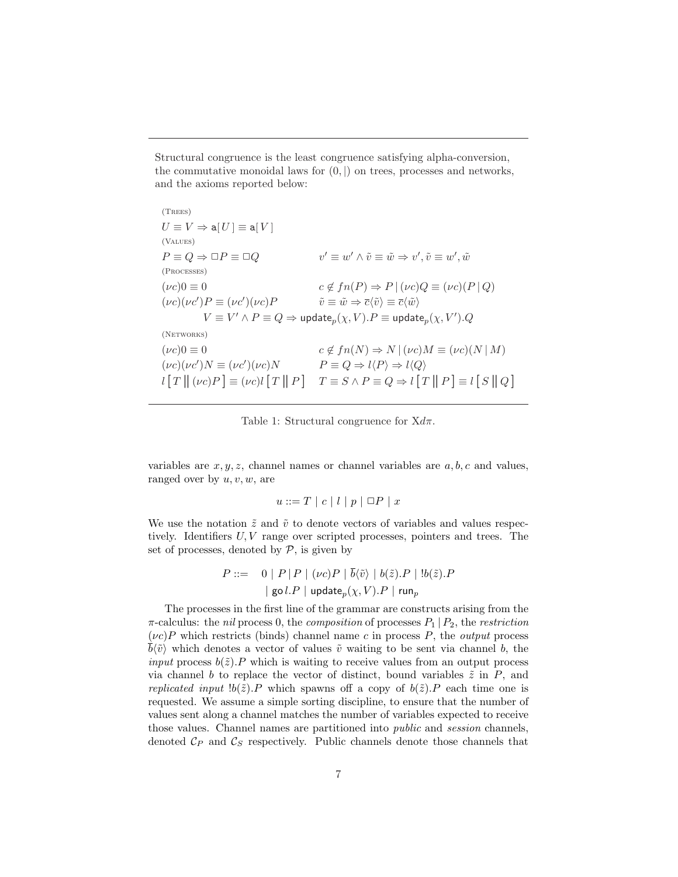Structural congruence is the least congruence satisfying alpha-conversion, the commutative monoidal laws for $(0, |)$ on trees, processes and networks, and the axioms reported below:

(Trees)

$$U \equiv V \Rightarrow \mathsf{a}[\,U\,] \equiv \mathsf{a}[\,V\,]$$

(Values)

$$P \equiv Q \Rightarrow \Box P \equiv \Box Q \qquad v' \equiv w' \wedge \tilde{v} \equiv \tilde{w} \Rightarrow v', \tilde{v} \equiv w', \tilde{w}$$

(Processes)

$$(\nu c)0 \equiv 0 \qquad c \notin fn(P) \Rightarrow P \,|\, (\nu c)Q \equiv (\nu c)(P \,|\, Q)$$

$$(\nu c)(\nu c')P \equiv (\nu c')(\nu c)P \qquad \tilde{v} \equiv \tilde{w} \Rightarrow \overline{c}\langle \tilde{v} \rangle \equiv \overline{c}\langle \tilde{w} \rangle$$

$$V \equiv V' \wedge P \equiv Q \Rightarrow \mathsf{update}_p(\chi, V).P \equiv \mathsf{update}_p(\chi, V').Q$$

(Networks)

$$(\nu c)0 \equiv 0 \qquad c \notin fn(N) \Rightarrow N \,|\, (\nu c)M \equiv (\nu c)(N \,|\, M)$$

$$(\nu c)(\nu c')N \equiv (\nu c')(\nu c)N \qquad P \equiv Q \Rightarrow l\langle P \rangle \Rightarrow l\langle Q \rangle$$

$$l\big[\,T \,\big\|\, (\nu c)P\,\big] \equiv (\nu c)l\big[\,T \,\big\|\, P\,\big] \qquad T \equiv S \wedge P \equiv Q \Rightarrow l\big[\,T \,\big\|\, P\,\big] \equiv l\big[\,S \,\big\|\, Q\,\big]$$

Table 1: Structural congruence for X$d\pi$.

variables are $x, y, z$, channel names or channel variables are $a, b, c$ and values, ranged over by $u, v, w$, are

$$u ::= T \mid c \mid l \mid p \mid \Box P \mid x$$

We use the notation $\tilde{z}$ and $\tilde{v}$ to denote vectors of variables and values respectively. Identifiers $U, V$ range over scripted processes, pointers and trees. The set of processes, denoted by $\mathcal{P}$, is given by

$$\begin{aligned} P ::= \quad & 0 \mid P \,|\, P \mid (\nu c)P \mid \overline{b}\langle \tilde{v} \rangle \mid b(\tilde{z}).P \mid !b(\tilde{z}).P \\ & \mid \mathsf{go}\, l.P \mid \mathsf{update}_p(\chi, V).P \mid \mathsf{run}_p \end{aligned}$$

The processes in the first line of the grammar are constructs arising from the $\pi$-calculus: the *nil* process 0, the *composition* of processes $P_1 \,|\, P_2$, the *restriction* $(\nu c)P$ which restricts (binds) channel name $c$ in process $P$, the *output* process $\overline{b}\langle \tilde{v} \rangle$ which denotes a vector of values $\tilde{v}$ waiting to be sent via channel $b$, the *input* process $b(\tilde{z}).P$ which is waiting to receive values from an output process via channel $b$ to replace the vector of distinct, bound variables $\tilde{z}$ in $P$, and *replicated input* $!b(\tilde{z}).P$ which spawns off a copy of $b(\tilde{z}).P$ each time one is requested. We assume a simple sorting discipline, to ensure that the number of values sent along a channel matches the number of variables expected to receive those values. Channel names are partitioned into *public* and *session* channels, denoted $\mathcal{C}_P$ and $\mathcal{C}_S$ respectively. Public channels denote those channels that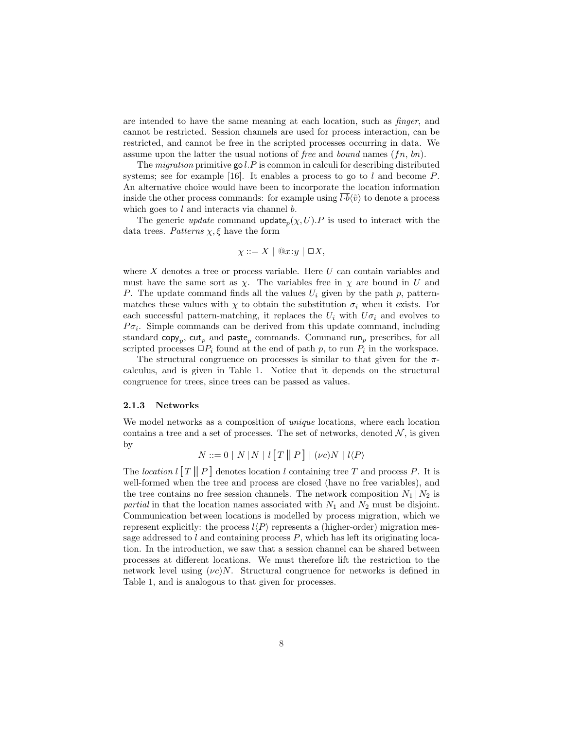are intended to have the same meaning at each location, such as *finger*, and cannot be restricted. Session channels are used for process interaction, can be restricted, and cannot be free in the scripted processes occurring in data. We assume upon the latter the usual notions of *free* and *bound* names ($fn$, $bn$).

The *migration* primitive $\mathsf{go}\, l.P$ is common in calculi for describing distributed systems; see for example [16]. It enables a process to go to $l$ and become $P$. An alternative choice would have been to incorporate the location information inside the other process commands: for example using $\overline{l \cdot b}\langle \tilde{v} \rangle$ to denote a process which goes to $l$ and interacts via channel $b$.

The generic *update* command $\mathsf{update}_p(\chi, U).P$ is used to interact with the data trees. *Patterns* $\chi, \xi$ have the form

$$\chi ::= X \mid @x{:}y \mid \Box X,$$

where $X$ denotes a tree or process variable. Here $U$ can contain variables and must have the same sort as $\chi$. The variables free in $\chi$ are bound in $U$ and $P$. The update command finds all the values $U_i$ given by the path $p$, pattern-matches these values with $\chi$ to obtain the substitution $\sigma_i$ when it exists. For each successful pattern-matching, it replaces the $U_i$ with $U\sigma_i$ and evolves to $P\sigma_i$. Simple commands can be derived from this update command, including standard $\mathsf{copy}_p$, $\mathsf{cut}_p$ and $\mathsf{paste}_p$ commands. Command $\mathsf{run}_p$ prescribes, for all scripted processes $\Box P_i$ found at the end of path $p$, to run $P_i$ in the workspace.

The structural congruence on processes is similar to that given for the $\pi$-calculus, and is given in Table 1. Notice that it depends on the structural congruence for trees, since trees can be passed as values.

### 2.1.3 Networks

We model networks as a composition of *unique* locations, where each location contains a tree and a set of processes. The set of networks, denoted $\mathcal{N}$, is given by

$$N ::= 0 \mid N \,|\, N \mid l\left[\, T \,\|\, P \,\right] \mid (\nu c)N \mid l\langle P \rangle$$

The *location* $l\left[\, T \,\|\, P \,\right]$ denotes location $l$ containing tree $T$ and process $P$. It is well-formed when the tree and process are closed (have no free variables), and the tree contains no free session channels. The network composition $N_1 \,|\, N_2$ is *partial* in that the location names associated with $N_1$ and $N_2$ must be disjoint. Communication between locations is modelled by process migration, which we represent explicitly: the process $l\langle P \rangle$ represents a (higher-order) migration message addressed to $l$ and containing process $P$, which has left its originating location. In the introduction, we saw that a session channel can be shared between processes at different locations. We must therefore lift the restriction to the network level using $(\nu c)N$. Structural congruence for networks is defined in Table 1, and is analogous to that given for processes.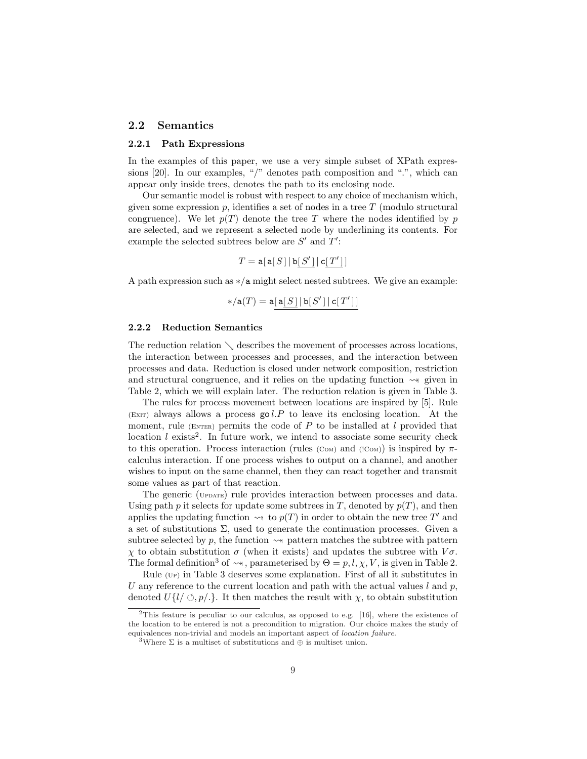## 2.2 Semantics

### 2.2.1 Path Expressions

In the examples of this paper, we use a very simple subset of XPath expressions [20]. In our examples, "/" denotes path composition and ".", which can appear only inside trees, denotes the path to its enclosing node.

Our semantic model is robust with respect to any choice of mechanism which, given some expression $p$, identifies a set of nodes in a tree $T$ (modulo structural congruence). We let $p(T)$ denote the tree $T$ where the nodes identified by $p$ are selected, and we represent a selected node by underlining its contents. For example the selected subtrees below are $S'$ and $T'$:

$$T = \mathtt{a}[\,\mathtt{a}[\,S\,] \mid \mathtt{b}\underline{[\,S'\,]} \mid \mathtt{c}\underline{[\,T'\,]}\,]$$

A path expression such as $*/\mathtt{a}$ might select nested subtrees. We give an example:

$$*/\mathtt{a}(T) = \mathtt{a}\underline{[\,\mathtt{a}\underline{[\,S\,]} \mid \mathtt{b}[\,S'\,] \mid \mathtt{c}[\,T'\,]\,]}$$

### 2.2.2 Reduction Semantics

The reduction relation $\searrow$ describes the movement of processes across locations, the interaction between processes and processes, and the interaction between processes and data. Reduction is closed under network composition, restriction and structural congruence, and it relies on the updating function $\rightsquigarrow$ given in Table 2, which we will explain later. The reduction relation is given in Table 3.

The rules for process movement between locations are inspired by [5]. Rule (Exit) always allows a process $\mathtt{go}\,l.P$ to leave its enclosing location. At the moment, rule (Enter) permits the code of $P$ to be installed at $l$ provided that location $l$ exists[2]. In future work, we intend to associate some security check to this operation. Process interaction (rules (Com) and (!Com)) is inspired by $\pi$-calculus interaction. If one process wishes to output on a channel, and another wishes to input on the same channel, then they can react together and transmit some values as part of that reaction.

The generic (Update) rule provides interaction between processes and data. Using path $p$ it selects for update some subtrees in $T$, denoted by $p(T)$, and then applies the updating function $\rightsquigarrow$ to $p(T)$ in order to obtain the new tree $T'$ and a set of substitutions $\Sigma$, used to generate the continuation processes. Given a subtree selected by $p$, the function $\rightsquigarrow$ pattern matches the subtree with pattern $\chi$ to obtain substitution $\sigma$ (when it exists) and updates the subtree with $V\sigma$. The formal definition[3] of $\rightsquigarrow$, parameterised by $\Theta = p, l, \chi, V$, is given in Table 2.

Rule (Up) in Table 3 deserves some explanation. First of all it substitutes in $U$ any reference to the current location and path with the actual values $l$ and $p$, denoted $U\{l/\circlearrowleft, p/.\}$. It then matches the result with $\chi$, to obtain substitution

[2] This feature is peculiar to our calculus, as opposed to e.g. [16], where the existence of the location to be entered is not a precondition to migration. Our choice makes the study of equivalences non-trivial and models an important aspect of *location failure*.

[3] Where $\Sigma$ is a multiset of substitutions and $\oplus$ is multiset union.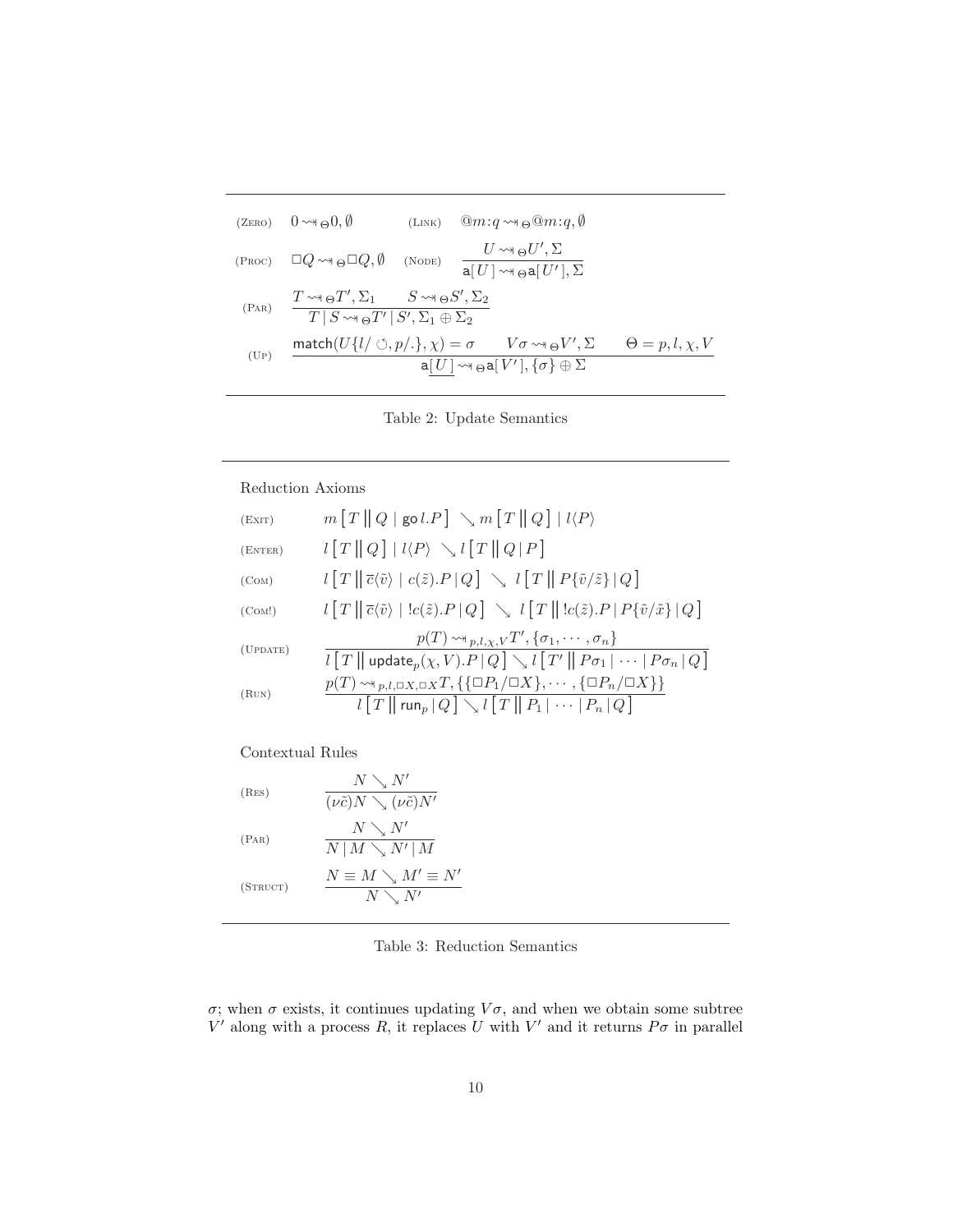(Zero) $\quad 0 \rightsquigarrow_{\Theta} 0, \emptyset \qquad$ (Link) $\quad @m{:}q \rightsquigarrow_{\Theta} @m{:}q, \emptyset$

(Proc) $\quad \Box Q \rightsquigarrow_{\Theta} \Box Q, \emptyset \qquad$ (Node) $\quad \dfrac{U \rightsquigarrow_{\Theta} U', \Sigma}{\mathsf{a}[\,U\,] \rightsquigarrow_{\Theta} \mathsf{a}[\,U'\,], \Sigma}$

(Par) $\quad \dfrac{T \rightsquigarrow_{\Theta} T', \Sigma_1 \qquad S \rightsquigarrow_{\Theta} S', \Sigma_2}{T \,|\, S \rightsquigarrow_{\Theta} T' \,|\, S', \Sigma_1 \oplus \Sigma_2}$

(Up) $\quad \dfrac{\mathsf{match}(U\{l/\circlearrowleft, p/.\}, \chi) = \sigma \qquad V\sigma \rightsquigarrow_{\Theta} V', \Sigma \qquad \Theta = p, l, \chi, V}{\mathsf{a}\underline{[\,U\,]} \rightsquigarrow_{\Theta} \mathsf{a}[\,V'\,], \{\sigma\} \oplus \Sigma}$

Table 2: Update Semantics

Reduction Axioms

(Exit) $\quad m\big[\,T \,\big\|\, Q \mid \mathsf{go}\, l.P\,\big] \searrow m\big[\,T \,\big\|\, Q\,\big] \mid l\langle P\rangle$

(Enter) $\quad l\big[\,T \,\big\|\, Q\,\big] \mid l\langle P\rangle \searrow l\big[\,T \,\big\|\, Q \,|\, P\,\big]$

(Com) $\quad l\big[\,T \,\big\|\, \overline{c}\langle\tilde{v}\rangle \mid c(\tilde{z}).P \,|\, Q\,\big] \searrow l\big[\,T \,\big\|\, P\{\tilde{v}/\tilde{z}\} \,|\, Q\,\big]$

(Com!) $\quad l\big[\,T \,\big\|\, \overline{c}\langle\tilde{v}\rangle \mid !c(\tilde{z}).P \,|\, Q\,\big] \searrow l\big[\,T \,\big\|\, !c(\tilde{z}).P \,|\, P\{\tilde{v}/\tilde{x}\} \,|\, Q\,\big]$

(Update) $\quad \dfrac{p(T) \rightsquigarrow_{p,l,\chi,V} T', \{\sigma_1, \cdots, \sigma_n\}}{l\big[\,T \,\big\|\, \mathsf{update}_p(\chi, V).P \,|\, Q\,\big] \searrow l\big[\,T' \,\big\|\, P\sigma_1 \,|\, \cdots \,|\, P\sigma_n \,|\, Q\,\big]}$

(Run) $\quad \dfrac{p(T) \rightsquigarrow_{p,l,\Box X,\Box X} T, \{\{\Box P_1/\Box X\}, \cdots, \{\Box P_n/\Box X\}\}}{l\big[\,T \,\big\|\, \mathsf{run}_p \,|\, Q\,\big] \searrow l\big[\,T \,\big\|\, P_1 \,|\, \cdots \,|\, P_n \,|\, Q\,\big]}$

Contextual Rules

(Res) $\quad \dfrac{N \searrow N'}{(\nu\tilde{c})N \searrow (\nu\tilde{c})N'}$

(Par) $\quad \dfrac{N \searrow N'}{N \,|\, M \searrow N' \,|\, M}$

(Struct) $\quad \dfrac{N \equiv M \searrow M' \equiv N'}{N \searrow N'}$

Table 3: Reduction Semantics

$\sigma$; when $\sigma$ exists, it continues updating $V\sigma$, and when we obtain some subtree $V'$ along with a process $R$, it replaces $U$ with $V'$ and it returns $P\sigma$ in parallel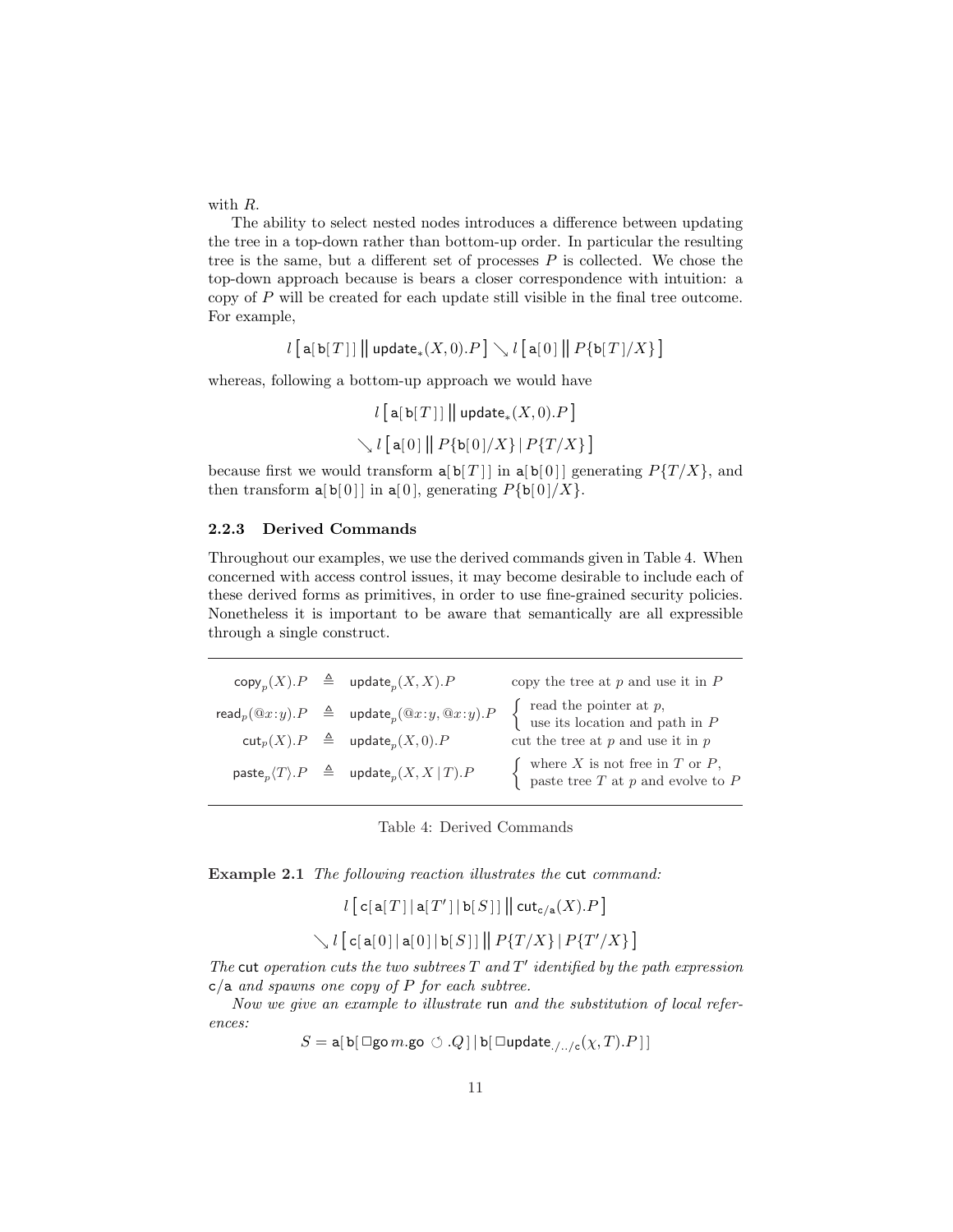with $R$.

The ability to select nested nodes introduces a difference between updating the tree in a top-down rather than bottom-up order. In particular the resulting tree is the same, but a different set of processes $P$ is collected. We chose the top-down approach because is bears a closer correspondence with intuition: a copy of $P$ will be created for each update still visible in the final tree outcome. For example,

$$l\left[\,\mathsf{a}[\,\mathsf{b}[\,T\,]\,]\,\big\|\,\mathsf{update}_*(X,0).P\,\right] \searrow l\left[\,\mathsf{a}[\,0\,]\,\big\|\,P\{\mathsf{b}[\,T\,]/X\}\,\right]$$

whereas, following a bottom-up approach we would have

$$l\left[\,\mathsf{a}[\,\mathsf{b}[\,T\,]\,]\,\big\|\,\mathsf{update}_*(X,0).P\,\right]$$

$$\searrow l\left[\,\mathsf{a}[\,0\,]\,\big\|\,P\{\mathsf{b}[\,0\,]/X\}\,|\,P\{T/X\}\,\right]$$

because first we would transform $\mathsf{a}[\,\mathsf{b}[\,T\,]\,]$ in $\mathsf{a}[\,\mathsf{b}[\,0\,]\,]$ generating $P\{T/X\}$, and then transform $\mathsf{a}[\,\mathsf{b}[\,0\,]\,]$ in $\mathsf{a}[\,0\,]$, generating $P\{\mathsf{b}[\,0\,]/X\}$.

### 2.2.3 Derived Commands

Throughout our examples, we use the derived commands given in Table 4. When concerned with access control issues, it may become desirable to include each of these derived forms as primitives, in order to use fine-grained security policies. Nonetheless it is important to be aware that semantically are all expressible through a single construct.

| | | | |
|---|---|---|---|
| $\mathsf{copy}_p(X).P$ | $\triangleq$ | $\mathsf{update}_p(X,X).P$ | copy the tree at $p$ and use it in $P$ |
| $\mathsf{read}_p(@x{:}y).P$ | $\triangleq$ | $\mathsf{update}_p(@x{:}y,@x{:}y).P$ | read the pointer at $p$, use its location and path in $P$ |
| $\mathsf{cut}_p(X).P$ | $\triangleq$ | $\mathsf{update}_p(X,0).P$ | cut the tree at $p$ and use it in $p$ |
| $\mathsf{paste}_p\langle T\rangle.P$ | $\triangleq$ | $\mathsf{update}_p(X,X\,|\,T).P$ | where $X$ is not free in $T$ or $P$, paste tree $T$ at $p$ and evolve to $P$ |

Table 4: Derived Commands

**Example 2.1** *The following reaction illustrates the* cut *command:*

$$l\left[\,\mathsf{c}[\,\mathsf{a}[\,T\,]\,|\,\mathsf{a}[\,T'\,]\,|\,\mathsf{b}[\,S\,]\,]\,\big\|\,\mathsf{cut}_{\mathsf{c/a}}(X).P\,\right]$$

$$\searrow l\left[\,\mathsf{c}[\,\mathsf{a}[\,0\,]\,|\,\mathsf{a}[\,0\,]\,|\,\mathsf{b}[\,S\,]\,]\,\big\|\,P\{T/X\}\,|\,P\{T'/X\}\,\right]$$

*The* cut *operation cuts the two subtrees $T$ and $T'$ identified by the path expression* $\mathsf{c/a}$ *and spawns one copy of $P$ for each subtree.*

*Now we give an example to illustrate* run *and the substitution of local references:*

$$S = \mathsf{a}[\,\mathsf{b}[\,\Box\mathsf{go}\,m.\mathsf{go}\;\circlearrowleft.Q\,]\,|\,\mathsf{b}[\,\Box\mathsf{update}_{./../\mathsf{c}}(\chi,T).P\,]\,]$$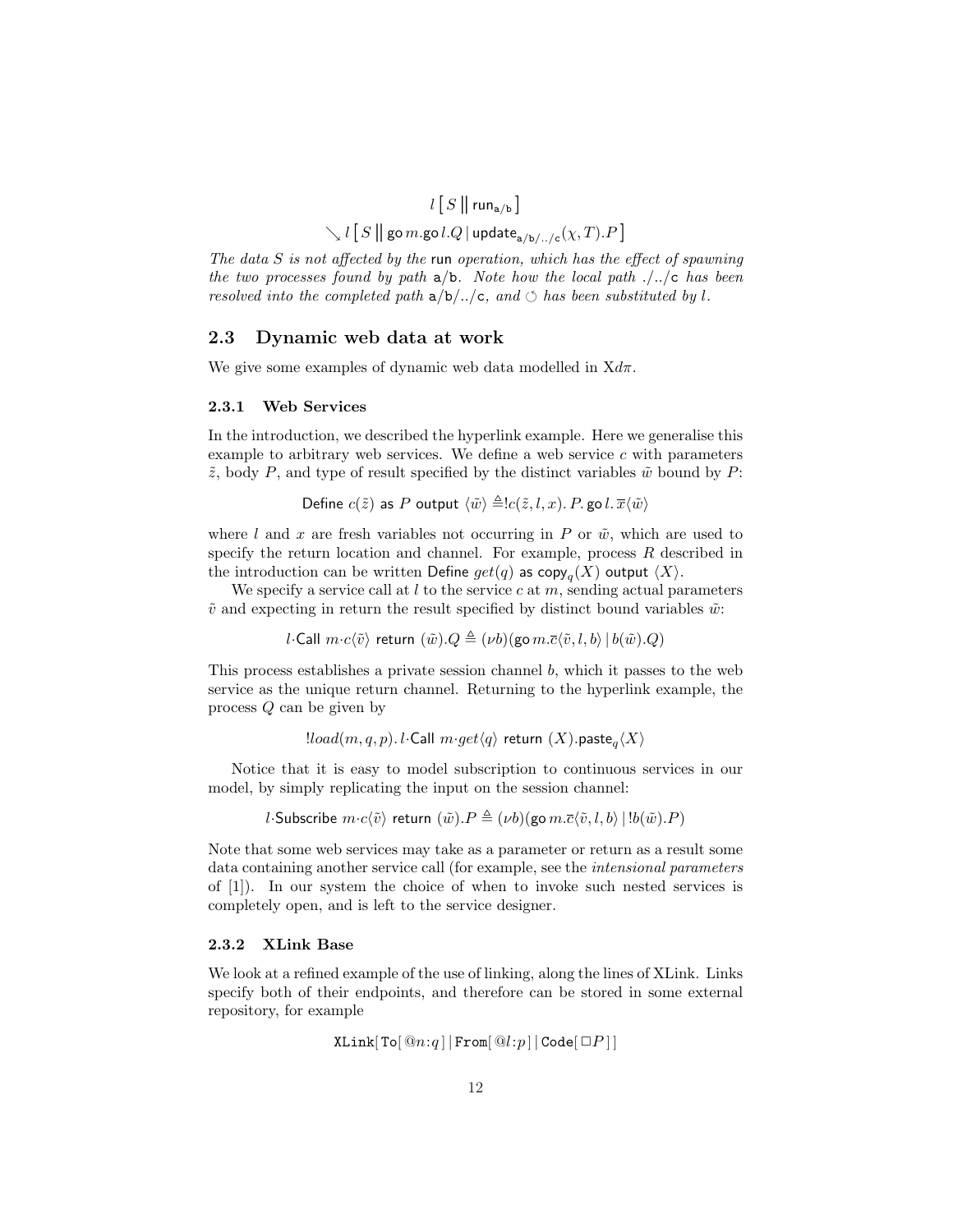$$l\,[\,S\,\|\,\mathsf{run}_{\mathtt{a/b}}\,]$$

$$\searrow l\,[\,S\,\|\,\mathsf{go}\,m.\mathsf{go}\,l.Q \mid \mathsf{update}_{\mathtt{a/b/../c}}(\chi,T).P\,]$$

*The data $S$ is not affected by the* run *operation, which has the effect of spawning the two processes found by path* a/b*. Note how the local path* ./../c *has been resolved into the completed path* a/b/../c*, and* $\circlearrowleft$ *has been substituted by* $l$*.*

## 2.3 Dynamic web data at work

We give some examples of dynamic web data modelled in X$d\pi$.

### 2.3.1 Web Services

In the introduction, we described the hyperlink example. Here we generalise this example to arbitrary web services. We define a web service $c$ with parameters $\tilde{z}$, body $P$, and type of result specified by the distinct variables $\tilde{w}$ bound by $P$:

$$\mathsf{Define}\ c(\tilde{z})\ \mathsf{as}\ P\ \mathsf{output}\ \langle\tilde{w}\rangle \triangleq !c(\tilde{z},l,x).\,P.\,\mathsf{go}\,l.\,\overline{x}\langle\tilde{w}\rangle$$

where $l$ and $x$ are fresh variables not occurring in $P$ or $\tilde{w}$, which are used to specify the return location and channel. For example, process $R$ described in the introduction can be written $\mathsf{Define}\ get(q)\ \mathsf{as}\ \mathsf{copy}_q(X)\ \mathsf{output}\ \langle X\rangle$.

We specify a service call at $l$ to the service $c$ at $m$, sending actual parameters $\tilde{v}$ and expecting in return the result specified by distinct bound variables $\tilde{w}$:

$$l\cdot\mathsf{Call}\ m\cdot c\langle\tilde{v}\rangle\ \mathsf{return}\ (\tilde{w}).Q \triangleq (\nu b)(\mathsf{go}\,m.\overline{c}\langle\tilde{v},l,b\rangle \mid b(\tilde{w}).Q)$$

This process establishes a private session channel $b$, which it passes to the web service as the unique return channel. Returning to the hyperlink example, the process $Q$ can be given by

$$!load(m,q,p).\,l\cdot\mathsf{Call}\ m\cdot get\langle q\rangle\ \mathsf{return}\ (X).\mathsf{paste}_q\langle X\rangle$$

Notice that it is easy to model subscription to continuous services in our model, by simply replicating the input on the session channel:

$$l\cdot\mathsf{Subscribe}\ m\cdot c\langle\tilde{v}\rangle\ \mathsf{return}\ (\tilde{w}).P \triangleq (\nu b)(\mathsf{go}\,m.\overline{c}\langle\tilde{v},l,b\rangle \mid !b(\tilde{w}).P)$$

Note that some web services may take as a parameter or return as a result some data containing another service call (for example, see the *intensional parameters* of [1]). In our system the choice of when to invoke such nested services is completely open, and is left to the service designer.

### 2.3.2 XLink Base

We look at a refined example of the use of linking, along the lines of XLink. Links specify both of their endpoints, and therefore can be stored in some external repository, for example

$$\mathtt{XLink}[\,\mathtt{To}[\,@n{:}q\,] \mid \mathtt{From}[\,@l{:}p\,] \mid \mathtt{Code}[\,\Box P\,]\,]$$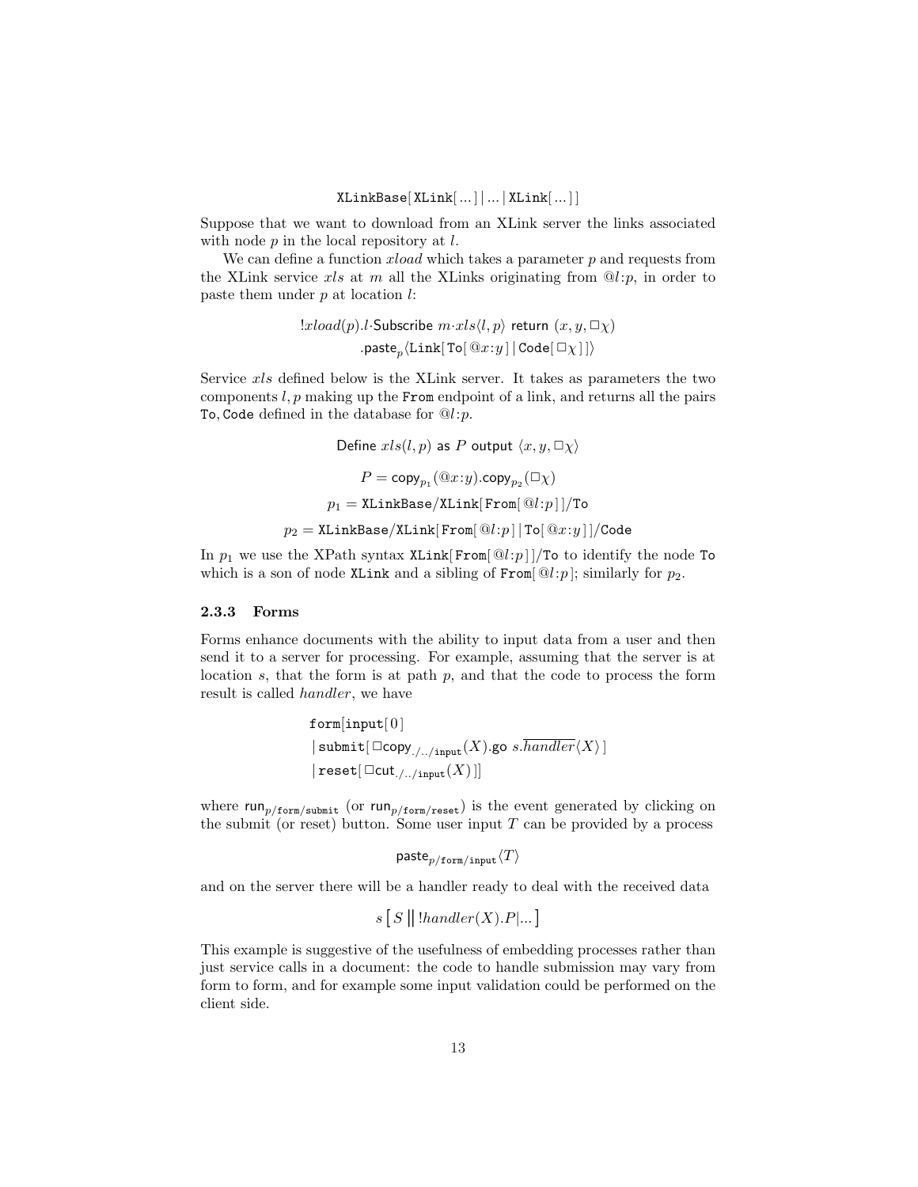$$\texttt{XLinkBase}[\,\texttt{XLink}[\,...\,]\,|\,...\,|\,\texttt{XLink}[\,...\,]\,]$$

Suppose that we want to download from an XLink server the links associated with node $p$ in the local repository at $l$.

We can define a function *xload* which takes a parameter $p$ and requests from the XLink service *xls* at $m$ all the XLinks originating from $@l{:}p$, in order to paste them under $p$ at location $l$:

$$!xload(p).l{\cdot}\mathsf{Subscribe}\ m{\cdot}xls\langle l,p\rangle\ \mathsf{return}\ (x,y,\Box\chi)$$
$$.\mathsf{paste}_p\langle\texttt{Link}[\,\texttt{To}[\,@x{:}y\,]\,|\,\texttt{Code}[\,\Box\chi\,]\,]\rangle$$

Service *xls* defined below is the XLink server. It takes as parameters the two components $l,p$ making up the `From` endpoint of a link, and returns all the pairs `To`, `Code` defined in the database for $@l{:}p$.

$$\mathsf{Define}\ xls(l,p)\ \mathsf{as}\ P\ \mathsf{output}\ \langle x,y,\Box\chi\rangle$$

$$P = \mathsf{copy}_{p_1}(@x{:}y).\mathsf{copy}_{p_2}(\Box\chi)$$

$$p_1 = \texttt{XLinkBase/XLink}[\,\texttt{From}[\,@l{:}p\,]\,]\texttt{/To}$$

$$p_2 = \texttt{XLinkBase/XLink}[\,\texttt{From}[\,@l{:}p\,]\,|\,\texttt{To}[\,@x{:}y\,]\,]\texttt{/Code}$$

In $p_1$ we use the XPath syntax $\texttt{XLink}[\texttt{From}[\,@l{:}p\,]]\texttt{/To}$ to identify the node `To` which is a son of node `XLink` and a sibling of $\texttt{From}[\,@l{:}p]$; similarly for $p_2$.

### 2.3.3 Forms

Forms enhance documents with the ability to input data from a user and then send it to a server for processing. For example, assuming that the server is at location $s$, that the form is at path $p$, and that the code to process the form result is called *handler*, we have

$$\begin{aligned}&\texttt{form}[\texttt{input}[\,0\,]\\&\,|\,\texttt{submit}[\,\Box\mathsf{copy}_{./../\texttt{input}}(X).\mathsf{go}\ s.\overline{handler}\langle X\rangle\,]\\&\,|\,\texttt{reset}[\,\Box\mathsf{cut}_{./../\texttt{input}}(X)\,]]\end{aligned}$$

where $\mathsf{run}_{p/\texttt{form/submit}}$ (or $\mathsf{run}_{p/\texttt{form/reset}}$) is the event generated by clicking on the submit (or reset) button. Some user input $T$ can be provided by a process

$$\mathsf{paste}_{p/\texttt{form/input}}\langle T\rangle$$

and on the server there will be a handler ready to deal with the received data

$$s\left[\,S\,\middle\|\,!handler(X).P|...\right]$$

This example is suggestive of the usefulness of embedding processes rather than just service calls in a document: the code to handle submission may vary from form to form, and for example some input validation could be performed on the client side.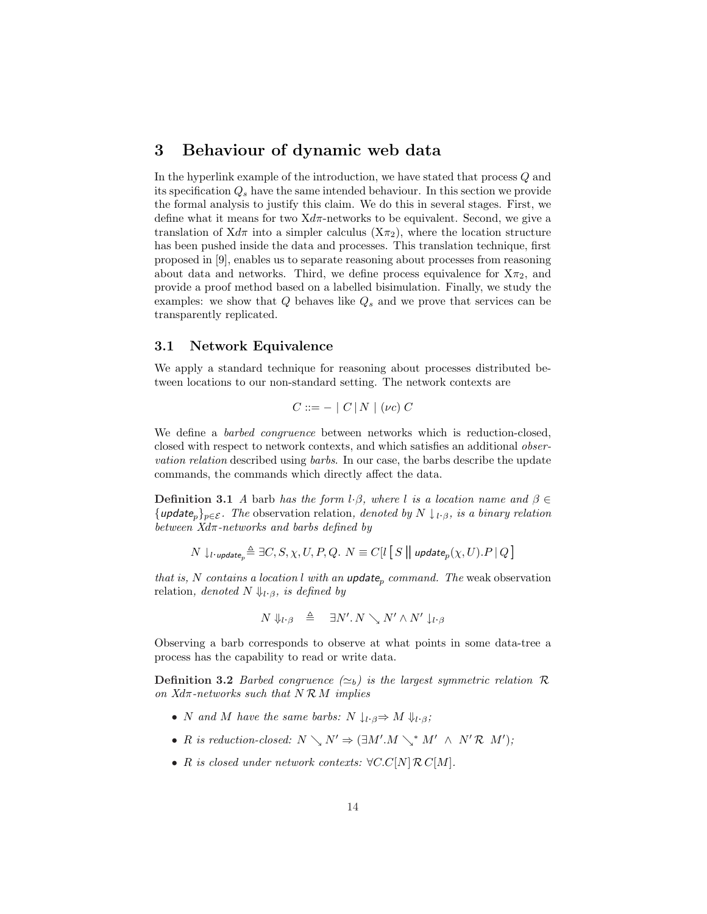## 3 Behaviour of dynamic web data

In the hyperlink example of the introduction, we have stated that process $Q$ and its specification $Q_s$ have the same intended behaviour. In this section we provide the formal analysis to justify this claim. We do this in several stages. First, we define what it means for two X$d\pi$-networks to be equivalent. Second, we give a translation of X$d\pi$ into a simpler calculus (X$\pi_2$), where the location structure has been pushed inside the data and processes. This translation technique, first proposed in [9], enables us to separate reasoning about processes from reasoning about data and networks. Third, we define process equivalence for X$\pi_2$, and provide a proof method based on a labelled bisimulation. Finally, we study the examples: we show that $Q$ behaves like $Q_s$ and we prove that services can be transparently replicated.

### 3.1 Network Equivalence

We apply a standard technique for reasoning about processes distributed between locations to our non-standard setting. The network contexts are

$$C ::= - \mid C \mid N \mid (\nu c)\, C$$

We define a *barbed congruence* between networks which is reduction-closed, closed with respect to network contexts, and which satisfies an additional *observation relation* described using *barbs*. In our case, the barbs describe the update commands, the commands which directly affect the data.

**Definition 3.1** *A* barb *has the form $l{\cdot}\beta$, where $l$ is a location name and $\beta \in \{\mathsf{update}_p\}_{p\in\mathcal{E}}$. The* observation relation*, denoted by $N \downarrow_{l\cdot\beta}$, is a binary relation between X$d\pi$-networks and barbs defined by*

$$N \downarrow_{l\cdot \mathsf{update}_p} \triangleq \exists C, S, \chi, U, P, Q.\ N \equiv C[l\left[\, S \,\middle\|\, \mathsf{update}_p(\chi, U).P \mid Q \,\right]$$

*that is, $N$ contains a location $l$ with an $\mathsf{update}_p$ command. The* weak observation relation*, denoted $N \Downarrow_{l\cdot\beta}$, is defined by*

$$N \Downarrow_{l\cdot\beta} \quad \triangleq \quad \exists N'.\, N \searrow N' \wedge N' \downarrow_{l\cdot\beta}$$

Observing a barb corresponds to observe at what points in some data-tree a process has the capability to read or write data.

**Definition 3.2** *Barbed congruence ($\simeq_b$) is the largest symmetric relation $\mathcal{R}$ on X$d\pi$-networks such that $N\,\mathcal{R}\,M$ implies*

- *$N$ and $M$ have the same barbs: $N \downarrow_{l\cdot\beta} \Rightarrow M \Downarrow_{l\cdot\beta}$;*
- *$R$ is reduction-closed: $N \searrow N' \Rightarrow (\exists M'.M \searrow^* M' \ \wedge\ N'\,\mathcal{R}\ M')$;*
- *$R$ is closed under network contexts: $\forall C.C[N]\,\mathcal{R}\,C[M]$.*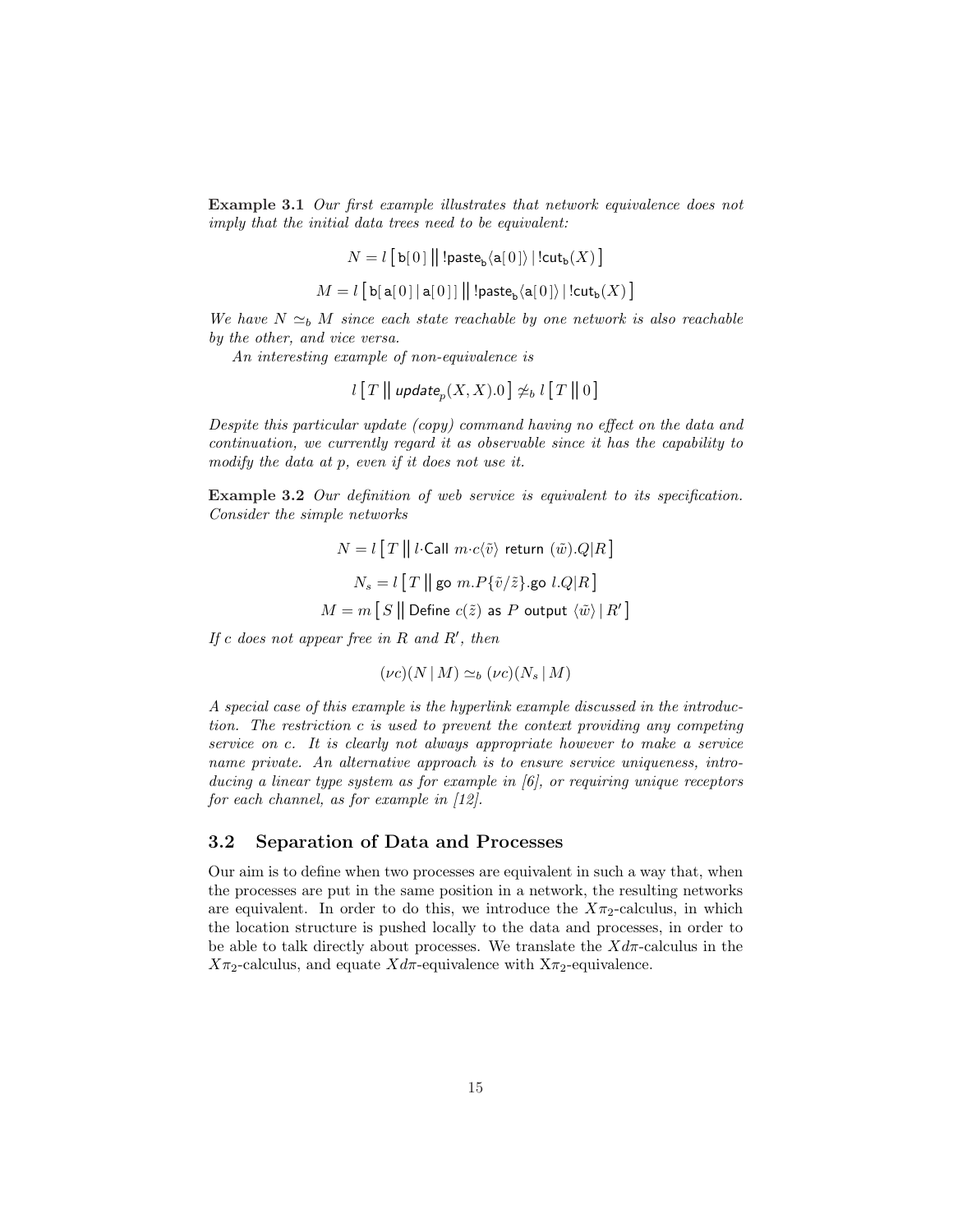**Example 3.1** *Our first example illustrates that network equivalence does not imply that the initial data trees need to be equivalent:*

$$N = l\left[\, \mathsf{b}[\,0\,] \,\big\|\, !\mathsf{paste}_{\mathsf{b}}\langle \mathsf{a}[\,0\,] \rangle \mid !\mathsf{cut}_{\mathsf{b}}(X) \,\right]$$

$$M = l\left[\, \mathsf{b}[\, \mathsf{a}[\,0\,] \mid \mathsf{a}[\,0\,]\,] \,\big\|\, !\mathsf{paste}_{\mathsf{b}}\langle \mathsf{a}[\,0\,] \rangle \mid !\mathsf{cut}_{\mathsf{b}}(X) \,\right]$$

*We have $N \simeq_b M$ since each state reachable by one network is also reachable by the other, and vice versa.*

*An interesting example of non-equivalence is*

$$l\left[\, T \,\big\|\, \mathit{update}_p(X, X).0 \,\right] \not\simeq_b l\left[\, T \,\big\|\, 0 \,\right]$$

*Despite this particular update (copy) command having no effect on the data and continuation, we currently regard it as observable since it has the capability to modify the data at p, even if it does not use it.*

**Example 3.2** *Our definition of web service is equivalent to its specification. Consider the simple networks*

$$N = l\left[\, T \,\big\|\, l\cdot\mathsf{Call}\ m\cdot c\langle \tilde{v} \rangle\ \mathsf{return}\ (\tilde{w}).Q|R \,\right]$$

$$N_s = l\left[\, T \,\big\|\, \mathsf{go}\ m.P\{\tilde{v}/\tilde{z}\}.\mathsf{go}\ l.Q|R \,\right]$$

$$M = m\left[\, S \,\big\|\, \mathsf{Define}\ c(\tilde{z})\ \mathsf{as}\ P\ \mathsf{output}\ \langle \tilde{w} \rangle \mid R' \,\right]$$

*If c does not appear free in $R$ and $R'$, then*

$$(\nu c)(N \mid M) \simeq_b (\nu c)(N_s \mid M)$$

*A special case of this example is the hyperlink example discussed in the introduction. The restriction c is used to prevent the context providing any competing service on c. It is clearly not always appropriate however to make a service name private. An alternative approach is to ensure service uniqueness, introducing a linear type system as for example in [6], or requiring unique receptors for each channel, as for example in [12].*

## 3.2 Separation of Data and Processes

Our aim is to define when two processes are equivalent in such a way that, when the processes are put in the same position in a network, the resulting networks are equivalent. In order to do this, we introduce the $X\pi_2$-calculus, in which the location structure is pushed locally to the data and processes, in order to be able to talk directly about processes. We translate the $Xd\pi$-calculus in the $X\pi_2$-calculus, and equate $Xd\pi$-equivalence with $X\pi_2$-equivalence.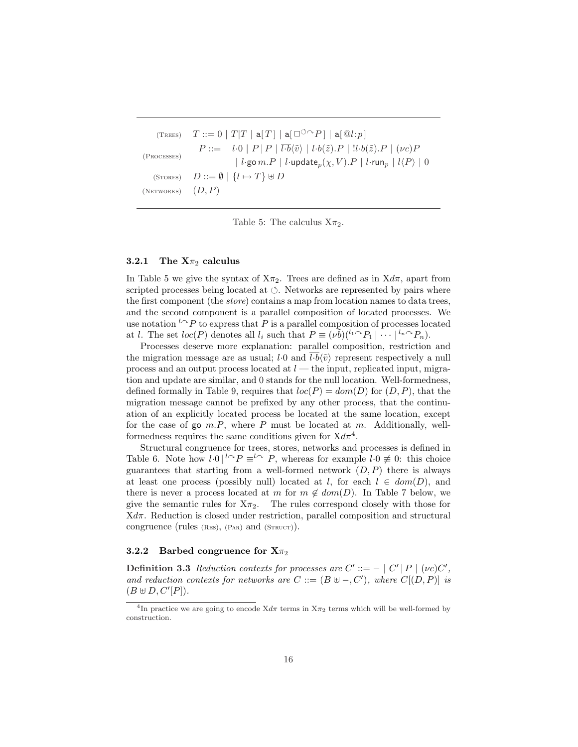$$
\begin{array}{lll}
\text{(Trees)} & T ::= 0 \mid T|T \mid \mathsf{a}[\,T\,] \mid \mathsf{a}[\,\square^{\circlearrowleft\frown}P\,] \mid \mathsf{a}[\,@l{:}p\,] \\
\text{(Processes)} & P ::= \;\; l{\cdot}0 \mid P \,|\, P \mid \overline{l{\cdot}b}\langle\tilde{v}\rangle \mid l{\cdot}b(\tilde{z}).P \mid !l{\cdot}b(\tilde{z}).P \mid (\nu c)P \\
 & \qquad\quad \mid l{\cdot}\mathsf{go}\, m.P \mid l{\cdot}\mathsf{update}_p(\chi, V).P \mid l{\cdot}\mathsf{run}_p \mid l\langle P\rangle \mid 0 \\
\text{(Stores)} & D ::= \emptyset \mid \{l \mapsto T\} \uplus D \\
\text{(Networks)} & (D, P)
\end{array}
$$

Table 5: The calculus $X\pi_2$.

### 3.2.1 The $X\pi_2$ calculus

In Table 5 we give the syntax of $X\pi_2$. Trees are defined as in $Xd\pi$, apart from scripted processes being located at $\circlearrowleft$. Networks are represented by pairs where the first component (the *store*) contains a map from location names to data trees, and the second component is a parallel composition of located processes. We use notation ${}^{l\frown}P$ to express that $P$ is a parallel composition of processes located at $l$. The set $loc(P)$ denotes all $l_i$ such that $P \equiv (\nu\tilde{b})({}^{l_1\frown}P_1 \mid \cdots \mid {}^{l_n\frown}P_n)$.

Processes deserve more explanation: parallel composition, restriction and the migration message are as usual; $l{\cdot}0$ and $\overline{l{\cdot}b}\langle\tilde{v}\rangle$ represent respectively a null process and an output process located at $l$ — the input, replicated input, migration and update are similar, and $0$ stands for the null location. Well-formedness, defined formally in Table 9, requires that $loc(P) = dom(D)$ for $(D, P)$, that the migration message cannot be prefixed by any other process, that the continuation of an explicitly located process be located at the same location, except for the case of $\mathsf{go}\ m.P$, where $P$ must be located at $m$. Additionally, well-formedness requires the same conditions given for $Xd\pi$[4].

Structural congruence for trees, stores, networks and processes is defined in Table 6. Note how $l{\cdot}0 \,|\, {}^{l\frown}P \equiv^{l\frown} P$, whereas for example $l{\cdot}0 \not\equiv 0$: this choice guarantees that starting from a well-formed network $(D, P)$ there is always at least one process (possibly null) located at $l$, for each $l \in dom(D)$, and there is never a process located at $m$ for $m \notin dom(D)$. In Table 7 below, we give the semantic rules for $X\pi_2$. The rules correspond closely with those for $Xd\pi$. Reduction is closed under restriction, parallel composition and structural congruence (rules (Res), (Par) and (Struct)).

### 3.2.2 Barbed congruence for $X\pi_2$

**Definition 3.3** *Reduction contexts for processes are $C' ::= - \mid C' \,|\, P \mid (\nu c)C'$, and reduction contexts for networks are $C ::= (B \uplus -, C')$, where $C[(D, P)]$ is $(B \uplus D, C'[P])$.*

[4] In practice we are going to encode $Xd\pi$ terms in $X\pi_2$ terms which will be well-formed by construction.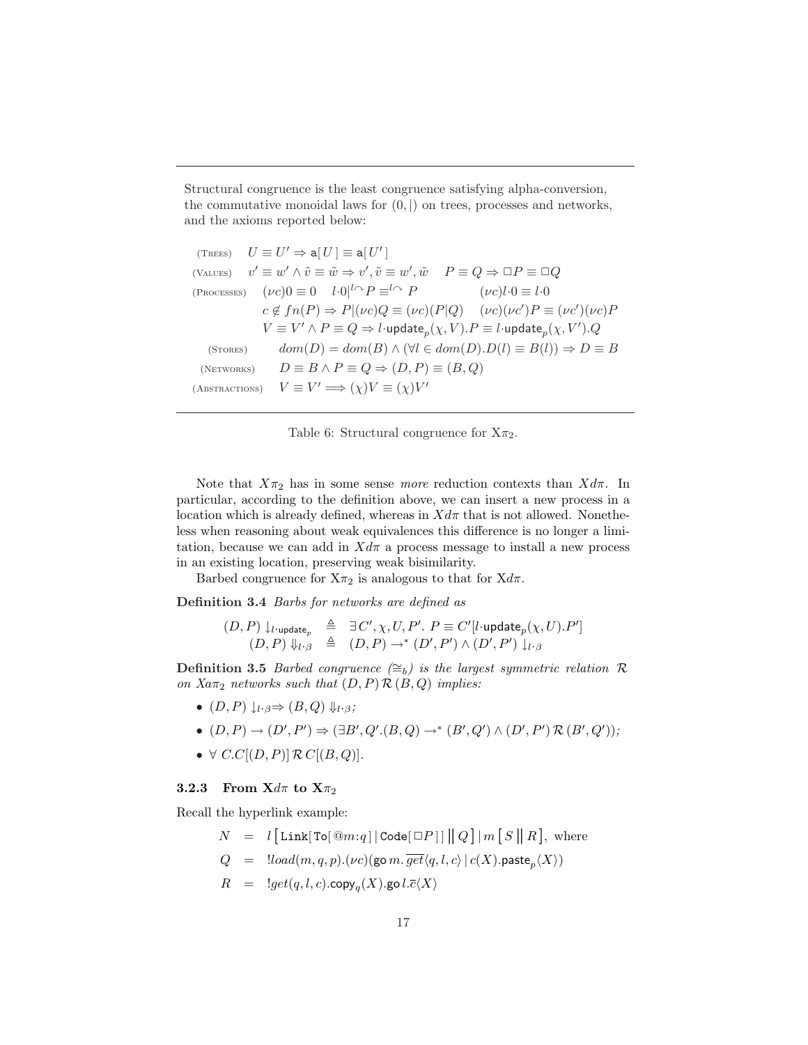Structural congruence is the least congruence satisfying alpha-conversion, the commutative monoidal laws for $(0, |)$ on trees, processes and networks, and the axioms reported below:

$$
\begin{array}{ll}
\text{(Trees)} & U \equiv U' \Rightarrow \mathsf{a}[\,U\,] \equiv \mathsf{a}[\,U'\,] \\
\text{(Values)} & v' \equiv w' \wedge \tilde{v} \equiv \tilde{w} \Rightarrow v', \tilde{v} \equiv w', \tilde{w} \quad\quad P \equiv Q \Rightarrow \Box P \equiv \Box Q \\
\text{(Processes)} & (\nu c)0 \equiv 0 \quad l{\cdot}0|^{l\frown} P \equiv^{l\frown} P \quad\quad\quad\quad (\nu c)l{\cdot}0 \equiv l{\cdot}0 \\
 & c \notin fn(P) \Rightarrow P|(\nu c)Q \equiv (\nu c)(P|Q) \quad (\nu c)(\nu c')P \equiv (\nu c')(\nu c)P \\
 & V \equiv V' \wedge P \equiv Q \Rightarrow l{\cdot}\mathsf{update}_p(\chi, V).P \equiv l{\cdot}\mathsf{update}_p(\chi, V').Q \\
\text{(Stores)} & dom(D) = dom(B) \wedge (\forall l \in dom(D).D(l) \equiv B(l)) \Rightarrow D \equiv B \\
\text{(Networks)} & D \equiv B \wedge P \equiv Q \Rightarrow (D, P) \equiv (B, Q) \\
\text{(Abstractions)} & V \equiv V' \Longrightarrow (\chi)V \equiv (\chi)V'
\end{array}
$$

Table 6: Structural congruence for X$\pi_2$.

Note that $X\pi_2$ has in some sense *more* reduction contexts than $Xd\pi$. In particular, according to the definition above, we can insert a new process in a location which is already defined, whereas in $Xd\pi$ that is not allowed. Nonetheless when reasoning about weak equivalences this difference is no longer a limitation, because we can add in $Xd\pi$ a process message to install a new process in an existing location, preserving weak bisimilarity.

Barbed congruence for X$\pi_2$ is analogous to that for X$d\pi$.

**Definition 3.4** *Barbs for networks are defined as*

$$
\begin{array}{rcl}
(D, P) \downarrow_{l\cdot\mathsf{update}_p} & \triangleq & \exists\, C', \chi, U, P'.\ P \equiv C'[l{\cdot}\mathsf{update}_p(\chi, U).P'] \\
(D, P) \Downarrow_{l\cdot\beta} & \triangleq & (D, P) \rightarrow^* (D', P') \wedge (D', P') \downarrow_{l\cdot\beta}
\end{array}
$$

**Definition 3.5** *Barbed congruence ($\cong_b$) is the largest symmetric relation $\mathcal{R}$ on $Xa\pi_2$ networks such that $(D, P)\,\mathcal{R}\,(B, Q)$ implies:*

- $(D, P) \downarrow_{l\cdot\beta} \Rightarrow (B, Q) \Downarrow_{l\cdot\beta}$*;*
- $(D, P) \rightarrow (D', P') \Rightarrow (\exists B', Q'.(B, Q) \rightarrow^* (B', Q') \wedge (D', P')\,\mathcal{R}\,(B', Q'))$*;*
- $\forall\ C.C[(D, P)]\,\mathcal{R}\,C[(B, Q)]$.

### 3.2.3 From X$d\pi$ to X$\pi_2$

Recall the hyperlink example:

$$
\begin{array}{rcl}
N & = & l\left[\,\mathtt{Link}[\,\mathtt{To}[\,@m{:}q\,]\,|\,\mathtt{Code}[\,\Box P\,]\,]\,\big\|\,Q\,\right]\,|\,m\left[\,S\,\big\|\,R\,\right], \text{ where} \\
Q & = & !load(m, q, p).(\nu c)(\mathsf{go}\, m.\,\overline{get}\langle q, l, c\rangle\,|\,c(X).\mathsf{paste}_p\langle X\rangle) \\
R & = & !get(q, l, c).\mathsf{copy}_q(X).\mathsf{go}\, l.\overline{c}\langle X\rangle
\end{array}
$$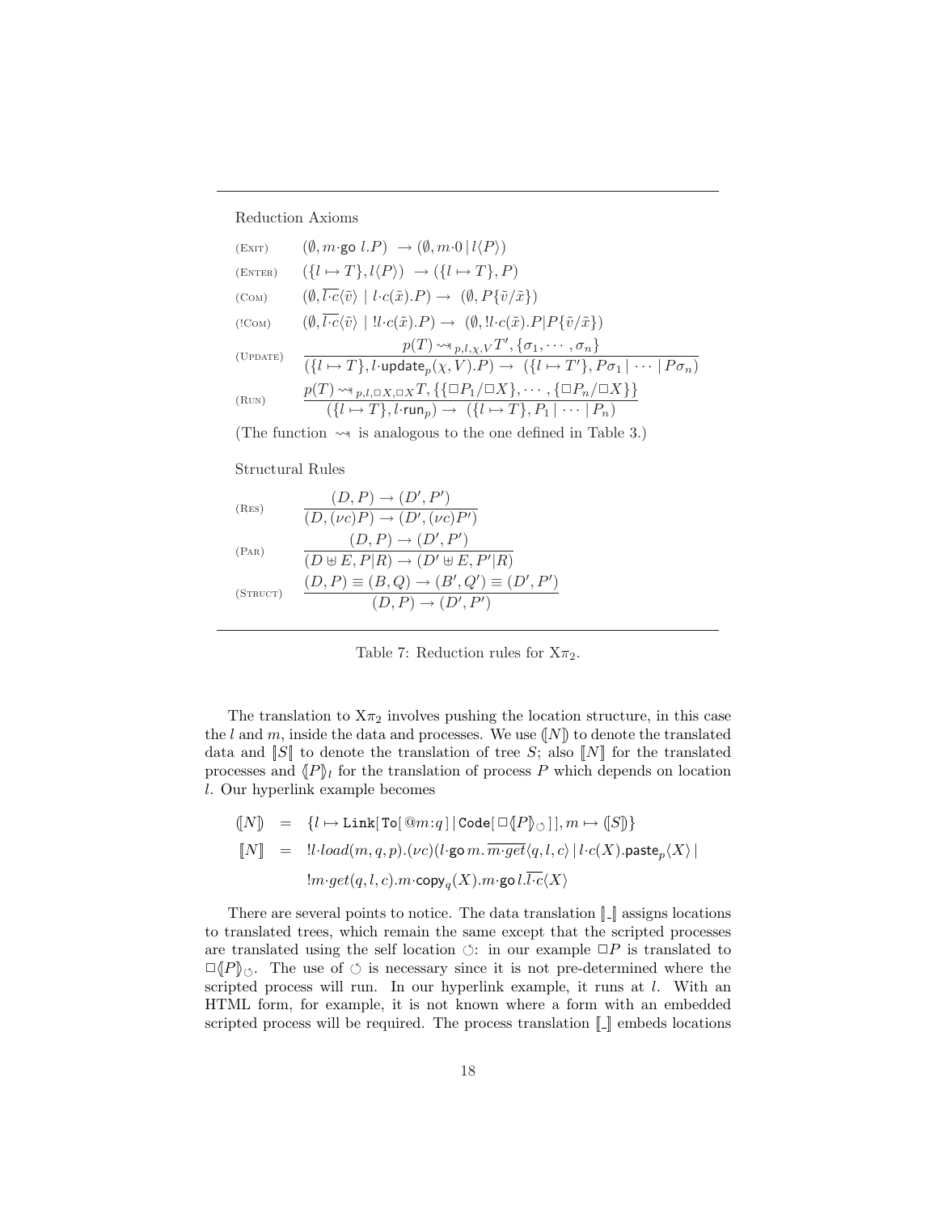Reduction Axioms

$$
\begin{array}{ll}
\text{(Exit)} & (\emptyset, m{\cdot}\mathsf{go}\ l.P) \ \rightarrow (\emptyset, m{\cdot}0 \,|\, l\langle P\rangle) \\
\text{(Enter)} & (\{l \mapsto T\}, l\langle P\rangle) \ \rightarrow (\{l \mapsto T\}, P) \\
\text{(Com)} & (\emptyset, \overline{l{\cdot}c}\langle\tilde{v}\rangle \mid l{\cdot}c(\tilde{x}).P) \rightarrow \ (\emptyset, P\{\tilde{v}/\tilde{x}\}) \\
\text{(!Com)} & (\emptyset, \overline{l{\cdot}c}\langle\tilde{v}\rangle \mid !l{\cdot}c(\tilde{x}).P) \rightarrow \ (\emptyset, !l{\cdot}c(\tilde{x}).P|P\{\tilde{v}/\tilde{x}\}) \\
\text{(Update)} & \dfrac{p(T) \rightsquigarrow_{p,l,\chi,V} T', \{\sigma_1, \cdots, \sigma_n\}}{(\{l \mapsto T\}, l{\cdot}\mathsf{update}_p(\chi, V).P) \rightarrow \ (\{l \mapsto T'\}, P\sigma_1 \mid \cdots \mid P\sigma_n)} \\
\text{(Run)} & \dfrac{p(T) \rightsquigarrow_{p,l,\Box X,\Box X} T, \{\{\Box P_1/\Box X\}, \cdots, \{\Box P_n/\Box X\}\}}{(\{l \mapsto T\}, l{\cdot}\mathsf{run}_p) \rightarrow \ (\{l \mapsto T\}, P_1 \mid \cdots \mid P_n)}
\end{array}
$$

(The function $\rightsquigarrow$ is analogous to the one defined in Table 3.)

Structural Rules

$$
\begin{array}{ll}
\text{(Res)} & \dfrac{(D,P) \rightarrow (D', P')}{(D, (\nu c)P) \rightarrow (D', (\nu c)P')} \\
\text{(Par)} & \dfrac{(D,P) \rightarrow (D', P')}{(D \uplus E, P|R) \rightarrow (D' \uplus E, P'|R)} \\
\text{(Struct)} & \dfrac{(D,P) \equiv (B,Q) \rightarrow (B',Q') \equiv (D',P')}{(D,P) \rightarrow (D',P')}
\end{array}
$$

Table 7: Reduction rules for X$\pi_2$.

The translation to X$\pi_2$ involves pushing the location structure, in this case the $l$ and $m$, inside the data and processes. We use $(\!|N|\!)$ to denote the translated data and $[\![S]\!]$ to denote the translation of tree $S$; also $[\![N]\!]$ for the translated processes and $(\!|P|\!)_l$ for the translation of process $P$ which depends on location $l$. Our hyperlink example becomes

$$
\begin{array}{rcl}
(\!|N|\!) & = & \{l \mapsto \texttt{Link[To[}\,@m{:}q\,\texttt{]} \,|\, \texttt{Code[}\,\Box(\!|P|\!)_{\circlearrowleft}\,\texttt{]]}, m \mapsto (\!|S|\!)\} \\
[\![N]\!] & = & !l{\cdot}load(m,q,p).(\nu c)(l{\cdot}\mathsf{go}\,m.\,\overline{m{\cdot}get}\langle q,l,c\rangle \mid l{\cdot}c(X).\mathsf{paste}_p\langle X\rangle \mid \\
& & !m{\cdot}get(q,l,c).m{\cdot}\mathsf{copy}_q(X).m{\cdot}\mathsf{go}\,l.\overline{l{\cdot}c}\langle X\rangle
\end{array}
$$

There are several points to notice. The data translation $[\![\_]\!]$ assigns locations to translated trees, which remain the same except that the scripted processes are translated using the self location $\circlearrowleft$: in our example $\Box P$ is translated to $\Box(\!|P|\!)_{\circlearrowleft}$. The use of $\circlearrowleft$ is necessary since it is not pre-determined where the scripted process will run. In our hyperlink example, it runs at $l$. With an HTML form, for example, it is not known where a form with an embedded scripted process will be required. The process translation $[\![\_]\!]$ embeds locations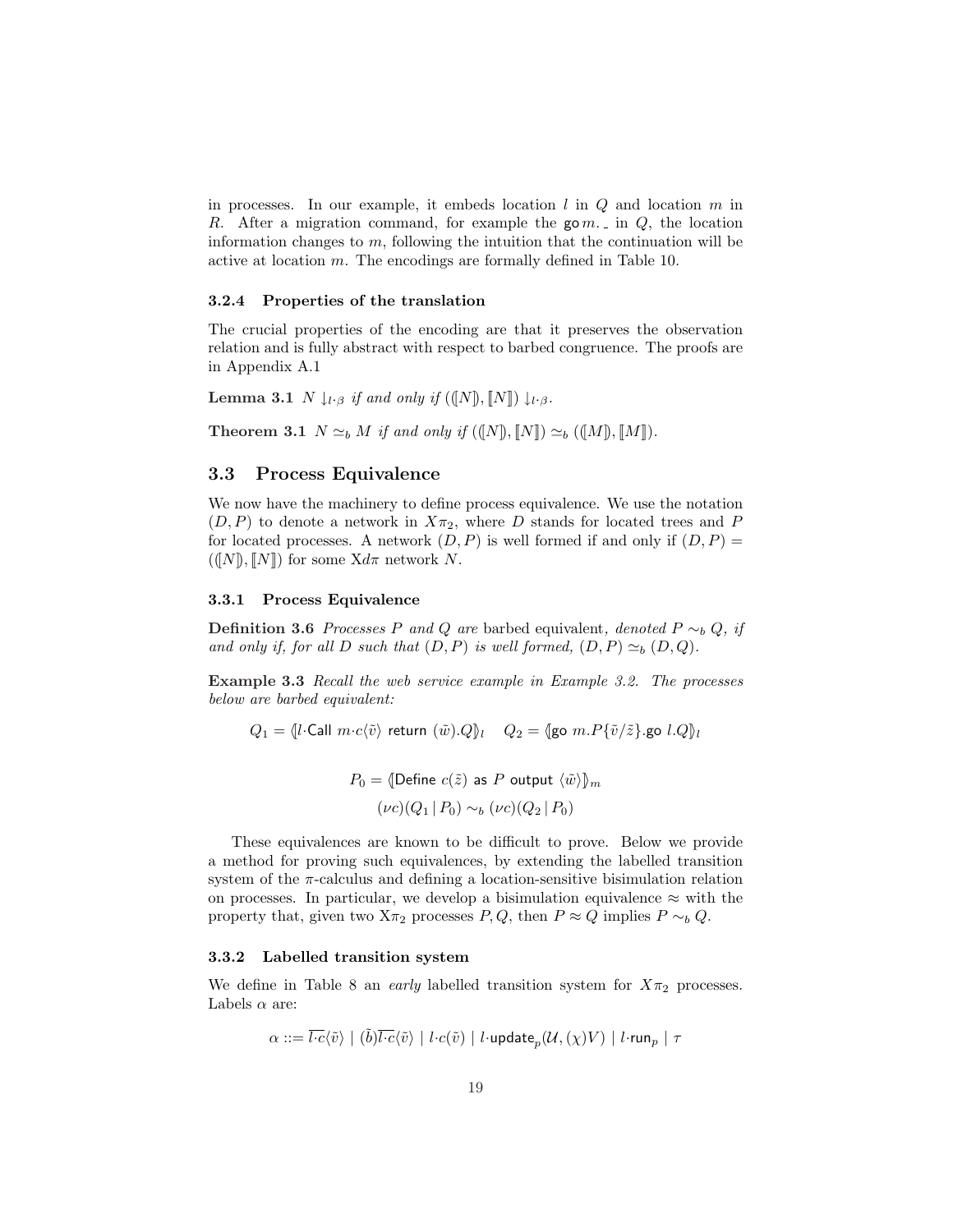in processes. In our example, it embeds location $l$ in $Q$ and location $m$ in $R$. After a migration command, for example the $\mathsf{go}\, m.\_$ in $Q$, the location information changes to $m$, following the intuition that the continuation will be active at location $m$. The encodings are formally defined in Table 10.

#### 3.2.4 Properties of the translation

The crucial properties of the encoding are that it preserves the observation relation and is fully abstract with respect to barbed congruence. The proofs are in Appendix A.1

**Lemma 3.1** *$N \downarrow_{l \cdot \beta}$ if and only if $((\!|N|\!), [\![N]\!]) \downarrow_{l \cdot \beta}$.*

**Theorem 3.1** *$N \simeq_b M$ if and only if $((\!|N|\!), [\![N]\!]) \simeq_b ((\!|M|\!), [\![M]\!])$.*

### 3.3 Process Equivalence

We now have the machinery to define process equivalence. We use the notation $(D, P)$ to denote a network in $X\pi_2$, where $D$ stands for located trees and $P$ for located processes. A network $(D, P)$ is well formed if and only if $(D, P) = ((\!|N|\!), [\![N]\!])$ for some X$d\pi$ network $N$.

#### 3.3.1 Process Equivalence

**Definition 3.6** *Processes $P$ and $Q$ are* barbed equivalent*, denoted $P \sim_b Q$, if and only if, for all $D$ such that $(D, P)$ is well formed, $(D, P) \simeq_b (D, Q)$.*

**Example 3.3** *Recall the web service example in Example 3.2. The processes below are barbed equivalent:*

$$Q_1 = (\!|l \cdot \mathsf{Call}\ m \cdot c\langle \tilde{v} \rangle\ \mathsf{return}\ (\tilde{w}).Q|\!)_l \quad Q_2 = (\!|\mathsf{go}\ m.P\{\tilde{v}/\tilde{z}\}.\mathsf{go}\ l.Q|\!)_l$$

$$P_0 = (\!|\mathsf{Define}\ c(\tilde{z})\ \mathsf{as}\ P\ \mathsf{output}\ \langle \tilde{w} \rangle|\!)_m$$

$$(\nu c)(Q_1 \,|\, P_0) \sim_b (\nu c)(Q_2 \,|\, P_0)$$

These equivalences are known to be difficult to prove. Below we provide a method for proving such equivalences, by extending the labelled transition system of the $\pi$-calculus and defining a location-sensitive bisimulation relation on processes. In particular, we develop a bisimulation equivalence $\approx$ with the property that, given two X$\pi_2$ processes $P, Q$, then $P \approx Q$ implies $P \sim_b Q$.

#### 3.3.2 Labelled transition system

We define in Table 8 an *early* labelled transition system for $X\pi_2$ processes. Labels $\alpha$ are:

$$\alpha ::= \overline{l \cdot c}\langle \tilde{v} \rangle \mid (\tilde{b})\overline{l \cdot c}\langle \tilde{v} \rangle \mid l \cdot c(\tilde{v}) \mid l \cdot \mathsf{update}_p(\mathcal{U}, (\chi)V) \mid l \cdot \mathsf{run}_p \mid \tau$$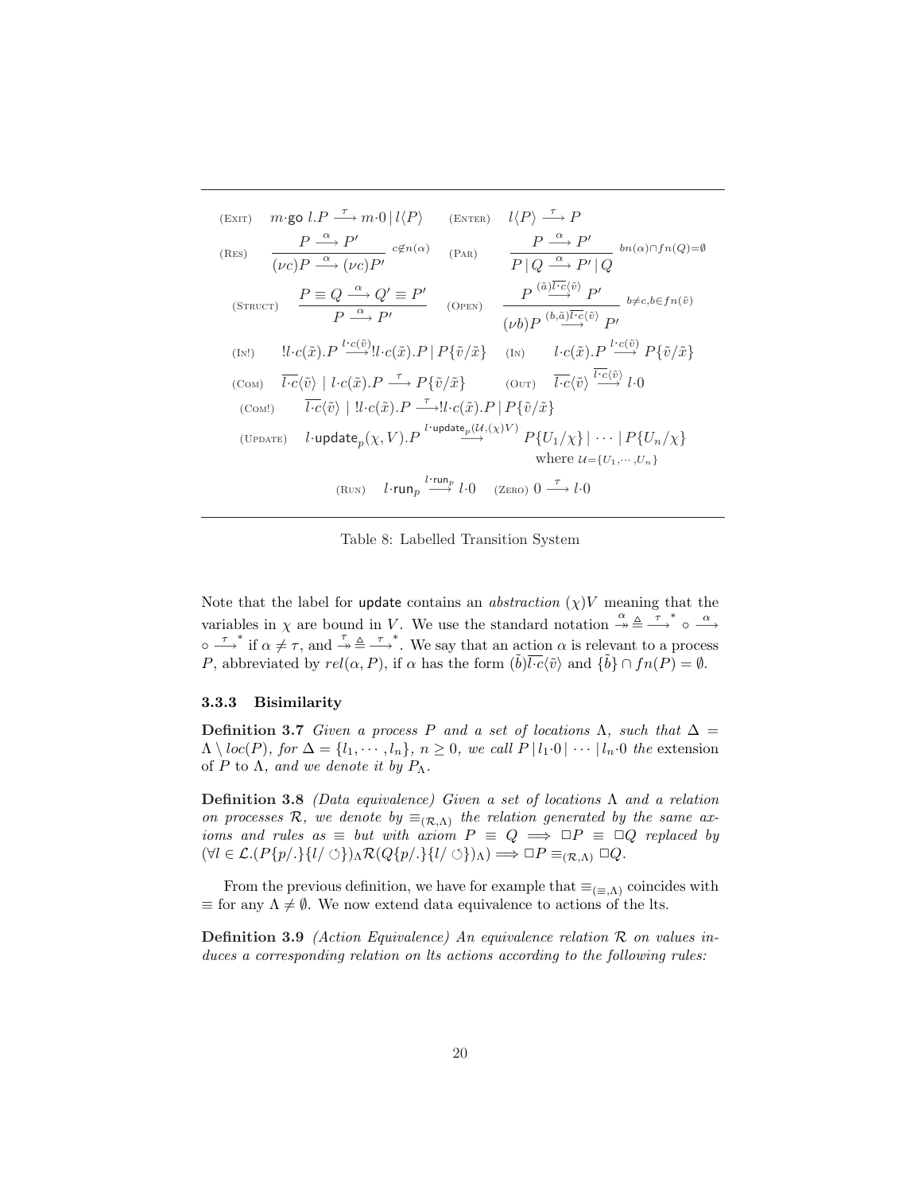$$
\begin{array}{llll}
(\text{Exit}) & m{\cdot}\mathsf{go}\ l.P \xrightarrow{\tau} m{\cdot}0 \,|\, l\langle P\rangle & (\text{Enter}) & l\langle P\rangle \xrightarrow{\tau} P \\[2ex]
(\text{Res}) & \dfrac{P \xrightarrow{\alpha} P'}{(\nu c)P \xrightarrow{\alpha} (\nu c)P'}\ {\scriptstyle c \notin n(\alpha)} & (\text{Par}) & \dfrac{P \xrightarrow{\alpha} P'}{P \,|\, Q \xrightarrow{\alpha} P' \,|\, Q}\ {\scriptstyle bn(\alpha)\cap fn(Q)=\emptyset} \\[3ex]
(\text{Struct}) & \dfrac{P \equiv Q \xrightarrow{\alpha} Q' \equiv P'}{P \xrightarrow{\alpha} P'} & (\text{Open}) & \dfrac{P \xrightarrow{(\tilde{a})\overline{l\cdot c}\langle\tilde{v}\rangle} P'}{(\nu b)P \xrightarrow{(b,\tilde{a})\overline{l\cdot c}\langle\tilde{v}\rangle} P'}\ {\scriptstyle b\neq c,\, b\in fn(\tilde{v})} \\[3ex]
(\text{In!}) & !l{\cdot}c(\tilde{x}).P \xrightarrow{l\cdot c(\tilde{v})} !l{\cdot}c(\tilde{x}).P \,|\, P\{\tilde{v}/\tilde{x}\} & (\text{In}) & l{\cdot}c(\tilde{x}).P \xrightarrow{l\cdot c(\tilde{v})} P\{\tilde{v}/\tilde{x}\} \\[2ex]
(\text{Com}) & \overline{l{\cdot}c}\langle\tilde{v}\rangle \,|\, l{\cdot}c(\tilde{x}).P \xrightarrow{\tau} P\{\tilde{v}/\tilde{x}\} & (\text{Out}) & \overline{l{\cdot}c}\langle\tilde{v}\rangle \xrightarrow{\overline{l\cdot c}\langle\tilde{v}\rangle} l{\cdot}0 \\[2ex]
(\text{Com!}) & \overline{l{\cdot}c}\langle\tilde{v}\rangle \,|\, !l{\cdot}c(\tilde{x}).P \xrightarrow{\tau} !l{\cdot}c(\tilde{x}).P \,|\, P\{\tilde{v}/\tilde{x}\} & & \\[2ex]
(\text{Update}) & \multicolumn{3}{l}{l{\cdot}\mathsf{update}_p(\chi, V).P \xrightarrow{l\cdot\mathsf{update}_p(\mathcal{U},(\chi)V)} P\{U_1/\chi\} \,|\, \cdots \,|\, P\{U_n/\chi\} \quad \text{where } \mathcal{U}=\{U_1,\cdots,U_n\}} \\[2ex]
(\text{Run}) & l{\cdot}\mathsf{run}_p \xrightarrow{l\cdot\mathsf{run}_p} l{\cdot}0 & (\text{Zero}) & 0 \xrightarrow{\tau} l{\cdot}0
\end{array}
$$

Table 8: Labelled Transition System

Note that the label for update contains an *abstraction* $(\chi)V$ meaning that the variables in $\chi$ are bound in $V$. We use the standard notation $\overset{\alpha}{\twoheadrightarrow} \triangleq \xrightarrow{\tau}^{*} \circ \xrightarrow{\alpha} \circ \xrightarrow{\tau}^{*}$ if $\alpha \neq \tau$, and $\overset{\tau}{\twoheadrightarrow} \triangleq \xrightarrow{\tau}^{*}$. We say that an action $\alpha$ is relevant to a process $P$, abbreviated by $rel(\alpha, P)$, if $\alpha$ has the form $(\tilde{b})\overline{l{\cdot}c}\langle\tilde{v}\rangle$ and $\{\tilde{b}\} \cap fn(P) = \emptyset$.

### 3.3.3 Bisimilarity

**Definition 3.7** *Given a process $P$ and a set of locations $\Lambda$, such that $\Delta = \Lambda \setminus loc(P)$, for $\Delta = \{l_1, \cdots, l_n\}$, $n \geq 0$, we call $P \,|\, l_1{\cdot}0 \,|\, \cdots \,|\, l_n{\cdot}0$ the* extension *of $P$ to $\Lambda$, and we denote it by $P_\Lambda$.*

**Definition 3.8** *(Data equivalence) Given a set of locations $\Lambda$ and a relation on processes $\mathcal{R}$, we denote by $\equiv_{(\mathcal{R},\Lambda)}$ the relation generated by the same axioms and rules as $\equiv$ but with axiom $P \equiv Q \implies \Box P \equiv \Box Q$ replaced by $(\forall l \in \mathcal{L}.(P\{p/.\}\{l/\circlearrowleft\})_\Lambda \mathcal{R} (Q\{p/.\}\{l/\circlearrowleft\})_\Lambda) \implies \Box P \equiv_{(\mathcal{R},\Lambda)} \Box Q$.*

From the previous definition, we have for example that $\equiv_{(\equiv,\Lambda)}$ coincides with $\equiv$ for any $\Lambda \neq \emptyset$. We now extend data equivalence to actions of the lts.

**Definition 3.9** *(Action Equivalence) An equivalence relation $\mathcal{R}$ on values induces a corresponding relation on lts actions according to the following rules:*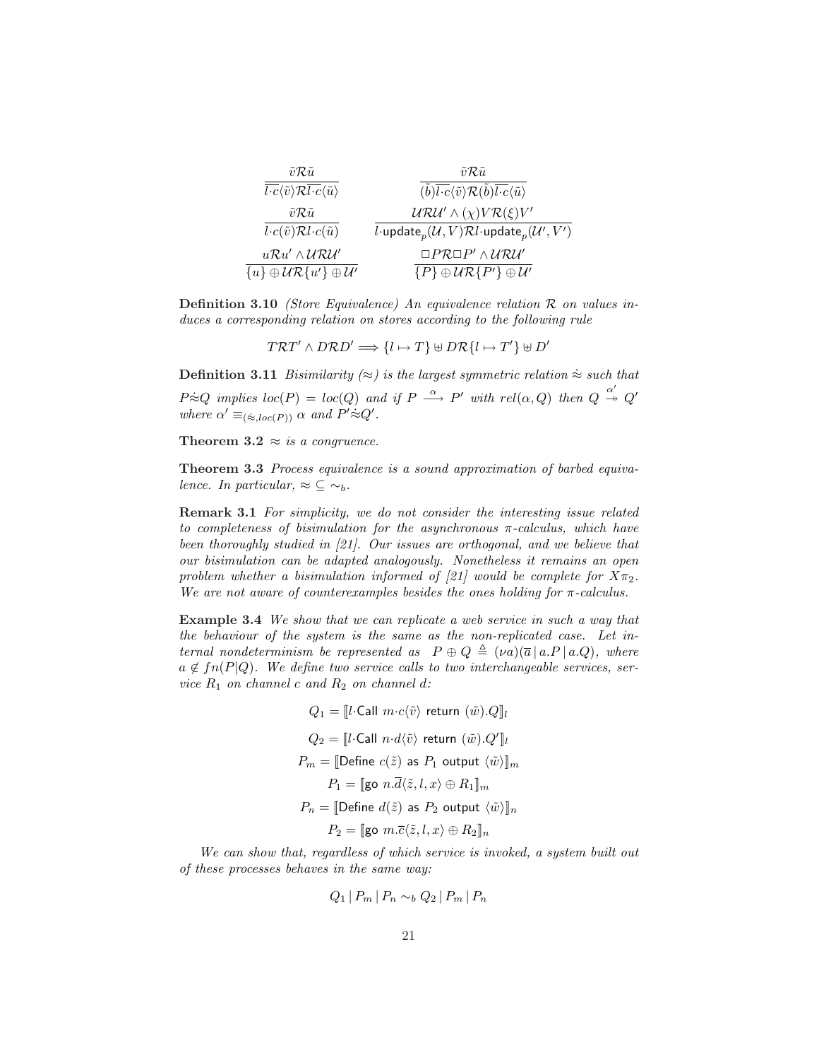$$\frac{\tilde{v}\mathcal{R}\tilde{u}}{\overline{l\cdot c}\langle\tilde{v}\rangle\mathcal{R}\overline{l\cdot c}\langle\tilde{u}\rangle} \qquad \frac{\tilde{v}\mathcal{R}\tilde{u}}{(\tilde{b})\overline{l\cdot c}\langle\tilde{v}\rangle\mathcal{R}(\tilde{b})\overline{l\cdot c}\langle\tilde{u}\rangle}$$

$$\frac{\tilde{v}\mathcal{R}\tilde{u}}{l\cdot c(\tilde{v})\mathcal{R}l\cdot c(\tilde{u})} \qquad \frac{\mathcal{U}\mathcal{R}\mathcal{U}' \wedge (\chi)V\mathcal{R}(\xi)V'}{l\cdot \mathsf{update}_p(\mathcal{U},V)\mathcal{R}l\cdot \mathsf{update}_p(\mathcal{U}',V')}$$

$$\frac{u\mathcal{R}u' \wedge \mathcal{U}\mathcal{R}\mathcal{U}'}{\{u\}\oplus\mathcal{U}\mathcal{R}\{u'\}\oplus\mathcal{U}'} \qquad \frac{\Box P\mathcal{R}\Box P' \wedge \mathcal{U}\mathcal{R}\mathcal{U}'}{\{P\}\oplus\mathcal{U}\mathcal{R}\{P'\}\oplus\mathcal{U}'}$$

**Definition 3.10** *(Store Equivalence) An equivalence relation $\mathcal{R}$ on values induces a corresponding relation on stores according to the following rule*

$$T\mathcal{R}T' \wedge D\mathcal{R}D' \Longrightarrow \{l \mapsto T\} \uplus D\mathcal{R}\{l \mapsto T'\} \uplus D'$$

**Definition 3.11** *Bisimilarity ($\approx$) is the largest symmetric relation $\dot{\approx}$ such that $P\dot{\approx}Q$ implies $loc(P) = loc(Q)$ and if $P \xrightarrow{\alpha} P'$ with $rel(\alpha, Q)$ then $Q \stackrel{\alpha'}{\twoheadrightarrow} Q'$ where $\alpha' \equiv_{(\dot{\approx}, loc(P))} \alpha$ and $P'\dot{\approx}Q'$.*

**Theorem 3.2** *$\approx$ is a congruence.*

**Theorem 3.3** *Process equivalence is a sound approximation of barbed equivalence. In particular, $\approx\, \subseteq\, \sim_b$.*

**Remark 3.1** *For simplicity, we do not consider the interesting issue related to completeness of bisimulation for the asynchronous $\pi$-calculus, which have been thoroughly studied in [21]. Our issues are orthogonal, and we believe that our bisimulation can be adapted analogously. Nonetheless it remains an open problem whether a bisimulation informed of [21] would be complete for $X\pi_2$. We are not aware of counterexamples besides the ones holding for $\pi$-calculus.*

**Example 3.4** *We show that we can replicate a web service in such a way that the behaviour of the system is the same as the non-replicated case. Let internal nondeterminism be represented as $P \oplus Q \triangleq (\nu a)(\overline{a} \,|\, a.P \,|\, a.Q)$, where $a \notin fn(P|Q)$. We define two service calls to two interchangeable services, service $R_1$ on channel $c$ and $R_2$ on channel $d$:*

$$Q_1 = [\![ l\cdot\mathsf{Call}\ m\cdot c\langle\tilde{v}\rangle\ \mathsf{return}\ (\tilde{w}).Q ]\!]_l$$

$$Q_2 = [\![ l\cdot\mathsf{Call}\ n\cdot d\langle\tilde{v}\rangle\ \mathsf{return}\ (\tilde{w}).Q' ]\!]_l$$

$$P_m = [\![ \mathsf{Define}\ c(\tilde{z})\ \mathsf{as}\ P_1\ \mathsf{output}\ \langle\tilde{w}\rangle ]\!]_m$$

$$P_1 = [\![ \mathsf{go}\ n.\overline{d}\langle\tilde{z}, l, x\rangle \oplus R_1 ]\!]_m$$

$$P_n = [\![ \mathsf{Define}\ d(\tilde{z})\ \mathsf{as}\ P_2\ \mathsf{output}\ \langle\tilde{w}\rangle ]\!]_n$$

$$P_2 = [\![ \mathsf{go}\ m.\overline{c}\langle\tilde{z}, l, x\rangle \oplus R_2 ]\!]_n$$

*We can show that, regardless of which service is invoked, a system built out of these processes behaves in the same way:*

$$Q_1 \,|\, P_m \,|\, P_n \sim_b Q_2 \,|\, P_m \,|\, P_n$$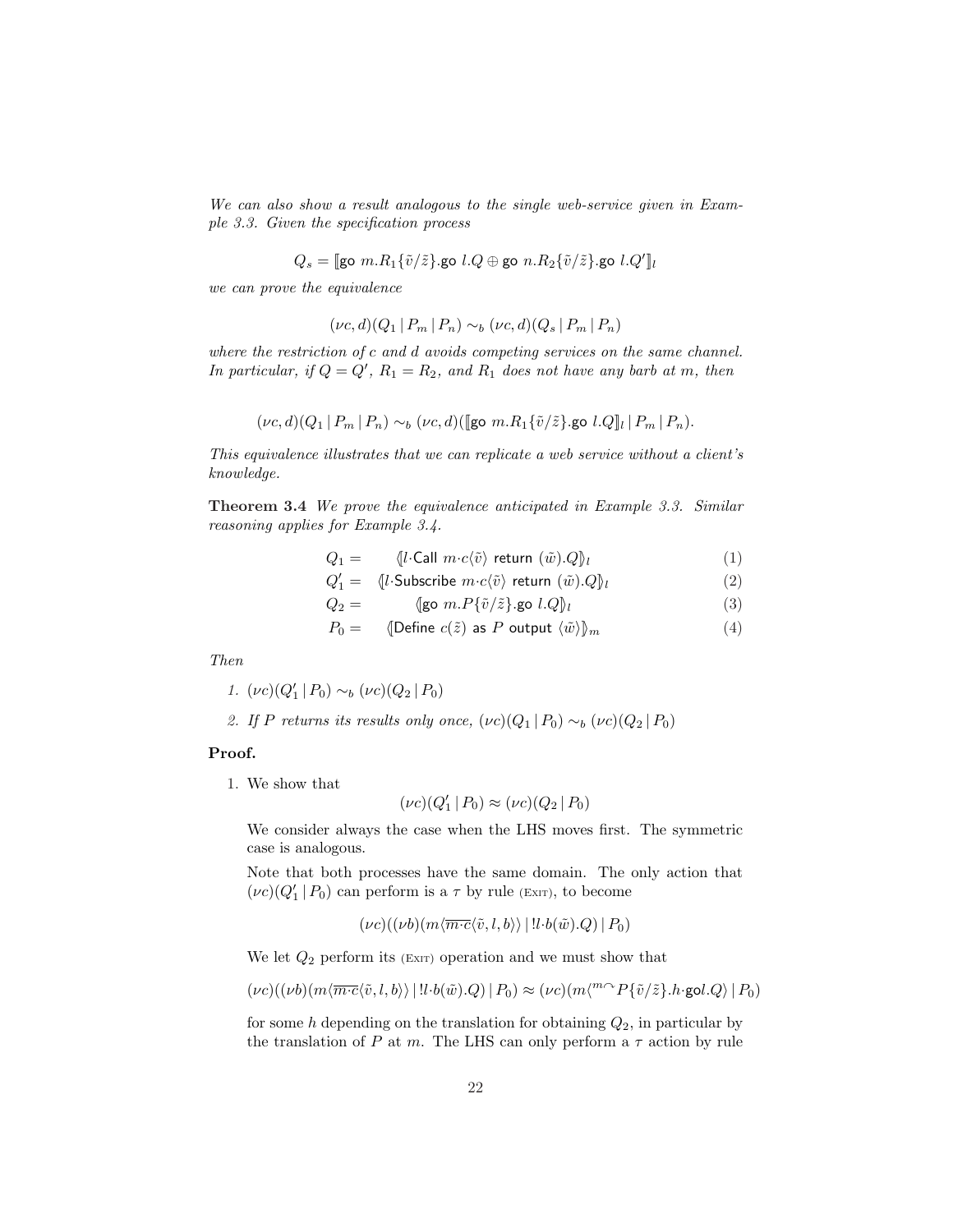*We can also show a result analogous to the single web-service given in Example 3.3. Given the specification process*

$$Q_s = [\![\mathsf{go}\ m.R_1\{\tilde{v}/\tilde{z}\}.\mathsf{go}\ l.Q \oplus \mathsf{go}\ n.R_2\{\tilde{v}/\tilde{z}\}.\mathsf{go}\ l.Q']\!]_l$$

*we can prove the equivalence*

$$(\nu c, d)(Q_1 \,|\, P_m \,|\, P_n) \sim_b (\nu c, d)(Q_s \,|\, P_m \,|\, P_n)$$

*where the restriction of $c$ and $d$ avoids competing services on the same channel. In particular, if $Q = Q'$, $R_1 = R_2$, and $R_1$ does not have any barb at $m$, then*

$$(\nu c, d)(Q_1 \,|\, P_m \,|\, P_n) \sim_b (\nu c, d)([\![\mathsf{go}\ m.R_1\{\tilde{v}/\tilde{z}\}.\mathsf{go}\ l.Q]\!]_l \,|\, P_m \,|\, P_n).$$

*This equivalence illustrates that we can replicate a web service without a client's knowledge.*

**Theorem 3.4** *We prove the equivalence anticipated in Example 3.3. Similar reasoning applies for Example 3.4.*

$$Q_1 = \quad (\!| l\cdot\mathsf{Call}\ m\cdot c\langle\tilde{v}\rangle\ \mathsf{return}\ (\tilde{w}).Q |\!)_l \tag{1}$$
$$Q_1' = \quad (\!| l\cdot\mathsf{Subscribe}\ m\cdot c\langle\tilde{v}\rangle\ \mathsf{return}\ (\tilde{w}).Q |\!)_l \tag{2}$$
$$Q_2 = \quad (\!| \mathsf{go}\ m.P\{\tilde{v}/\tilde{z}\}.\mathsf{go}\ l.Q |\!)_l \tag{3}$$
$$P_0 = \quad (\!| \mathsf{Define}\ c(\tilde{z})\ \mathsf{as}\ P\ \mathsf{output}\ \langle\tilde{w}\rangle |\!)_m \tag{4}$$

*Then*

1. $(\nu c)(Q_1' \,|\, P_0) \sim_b (\nu c)(Q_2 \,|\, P_0)$
2. *If $P$ returns its results only once, $(\nu c)(Q_1 \,|\, P_0) \sim_b (\nu c)(Q_2 \,|\, P_0)$*

**Proof.**

1. We show that

   $$(\nu c)(Q_1' \,|\, P_0) \approx (\nu c)(Q_2 \,|\, P_0)$$

   We consider always the case when the LHS moves first. The symmetric case is analogous.

   Note that both processes have the same domain. The only action that $(\nu c)(Q_1' \,|\, P_0)$ can perform is a $\tau$ by rule (Exit), to become

   $$(\nu c)((\nu b)(m\langle\overline{m\cdot c}\langle\tilde{v}, l, b\rangle\rangle \,|\, !l\cdot b(\tilde{w}).Q) \,|\, P_0)$$

   We let $Q_2$ perform its (Exit) operation and we must show that

   $$(\nu c)((\nu b)(m\langle\overline{m\cdot c}\langle\tilde{v}, l, b\rangle\rangle \,|\, !l\cdot b(\tilde{w}).Q) \,|\, P_0) \approx (\nu c)(m\langle^{m\frown} P\{\tilde{v}/\tilde{z}\}.h\cdot\mathsf{go}l.Q\rangle \,|\, P_0)$$

   for some $h$ depending on the translation for obtaining $Q_2$, in particular by the translation of $P$ at $m$. The LHS can only perform a $\tau$ action by rule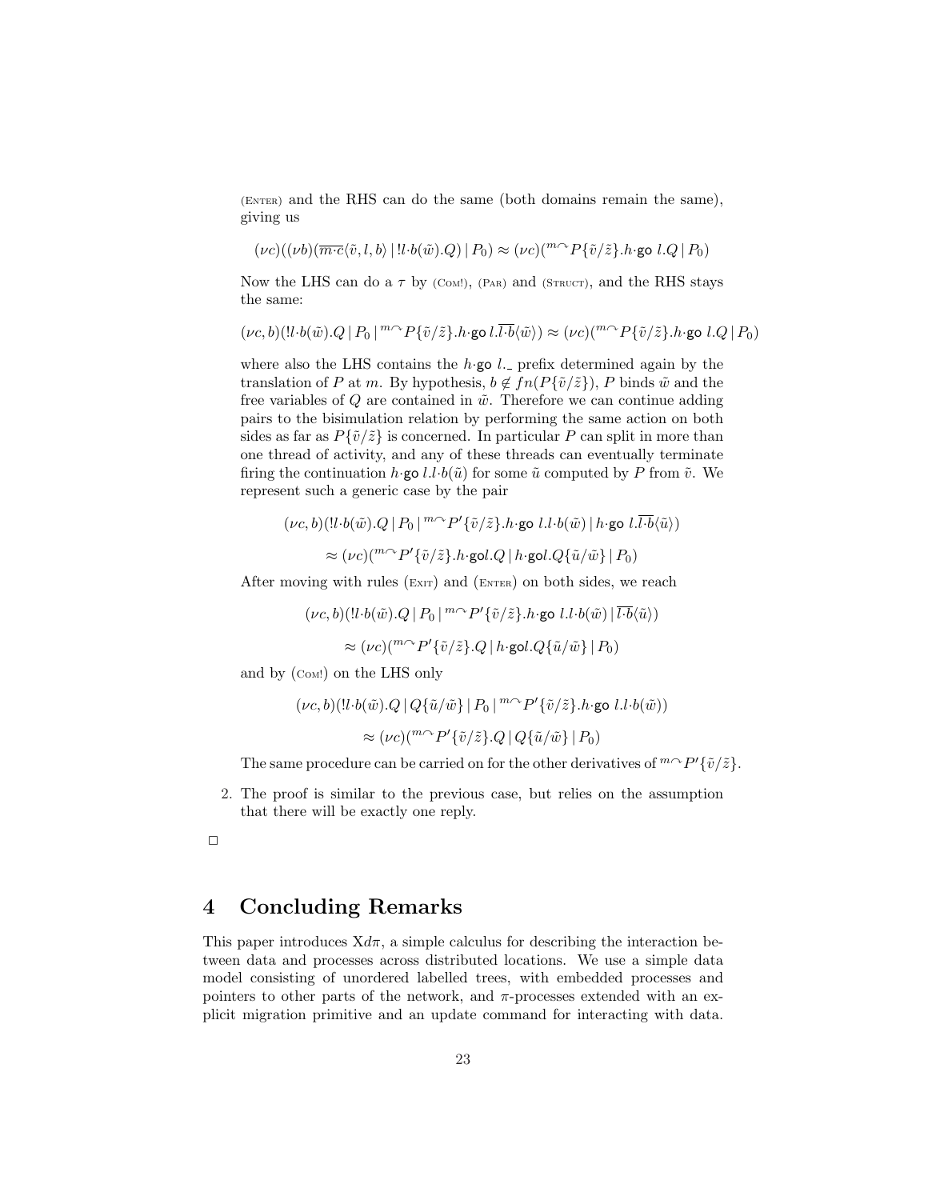(Enter) and the RHS can do the same (both domains remain the same), giving us

$$(\nu c)((\nu b)(\overline{m\cdot c}\langle \tilde{v}, l, b\rangle \,|\, !l\cdot b(\tilde{w}).Q) \,|\, P_0) \approx (\nu c)({}^{m\frown}P\{\tilde{v}/\tilde{z}\}.h\cdot\mathsf{go}\; l.Q \,|\, P_0)$$

Now the LHS can do a $\tau$ by (Com!), (Par) and (Struct), and the RHS stays the same:

$$(\nu c, b)(!l\cdot b(\tilde{w}).Q \,|\, P_0 \,|\, {}^{m\frown}P\{\tilde{v}/\tilde{z}\}.h\cdot\mathsf{go}\; l.\overline{l\cdot b}\langle\tilde{w}\rangle) \approx (\nu c)({}^{m\frown}P\{\tilde{v}/\tilde{z}\}.h\cdot\mathsf{go}\; l.Q \,|\, P_0)$$

where also the LHS contains the $h\cdot\mathsf{go}\; l.\_$ prefix determined again by the translation of $P$ at $m$. By hypothesis, $b \notin fn(P\{\tilde{v}/\tilde{z}\})$, $P$ binds $\tilde{w}$ and the free variables of $Q$ are contained in $\tilde{w}$. Therefore we can continue adding pairs to the bisimulation relation by performing the same action on both sides as far as $P\{\tilde{v}/\tilde{z}\}$ is concerned. In particular $P$ can split in more than one thread of activity, and any of these threads can eventually terminate firing the continuation $h\cdot\mathsf{go}\; l.l\cdot b(\tilde{u})$ for some $\tilde{u}$ computed by $P$ from $\tilde{v}$. We represent such a generic case by the pair

$$(\nu c, b)(!l\cdot b(\tilde{w}).Q \,|\, P_0 \,|\, {}^{m\frown}P'\{\tilde{v}/\tilde{z}\}.h\cdot\mathsf{go}\; l.l\cdot b(\tilde{w}) \,|\, h\cdot\mathsf{go}\; l.\overline{l\cdot b}\langle\tilde{u}\rangle)$$

$$\approx (\nu c)({}^{m\frown}P'\{\tilde{v}/\tilde{z}\}.h\cdot\mathsf{go} l.Q \,|\, h\cdot\mathsf{go} l.Q\{\tilde{u}/\tilde{w}\} \,|\, P_0)$$

After moving with rules (Exit) and (Enter) on both sides, we reach

$$(\nu c, b)(!l\cdot b(\tilde{w}).Q \,|\, P_0 \,|\, {}^{m\frown}P'\{\tilde{v}/\tilde{z}\}.h\cdot\mathsf{go}\; l.l\cdot b(\tilde{w}) \,|\, \overline{l\cdot b}\langle\tilde{u}\rangle)$$

$$\approx (\nu c)({}^{m\frown}P'\{\tilde{v}/\tilde{z}\}.Q \,|\, h\cdot\mathsf{go} l.Q\{\tilde{u}/\tilde{w}\} \,|\, P_0)$$

and by (Com!) on the LHS only

$$(\nu c, b)(!l\cdot b(\tilde{w}).Q \,|\, Q\{\tilde{u}/\tilde{w}\} \,|\, P_0 \,|\, {}^{m\frown}P'\{\tilde{v}/\tilde{z}\}.h\cdot\mathsf{go}\; l.l\cdot b(\tilde{w}))$$

$$\approx (\nu c)({}^{m\frown}P'\{\tilde{v}/\tilde{z}\}.Q \,|\, Q\{\tilde{u}/\tilde{w}\} \,|\, P_0)$$

The same procedure can be carried on for the other derivatives of ${}^{m\frown}P'\{\tilde{v}/\tilde{z}\}$.

2. The proof is similar to the previous case, but relies on the assumption that there will be exactly one reply.

□

# 4 Concluding Remarks

This paper introduces X$d\pi$, a simple calculus for describing the interaction between data and processes across distributed locations. We use a simple data model consisting of unordered labelled trees, with embedded processes and pointers to other parts of the network, and $\pi$-processes extended with an explicit migration primitive and an update command for interacting with data.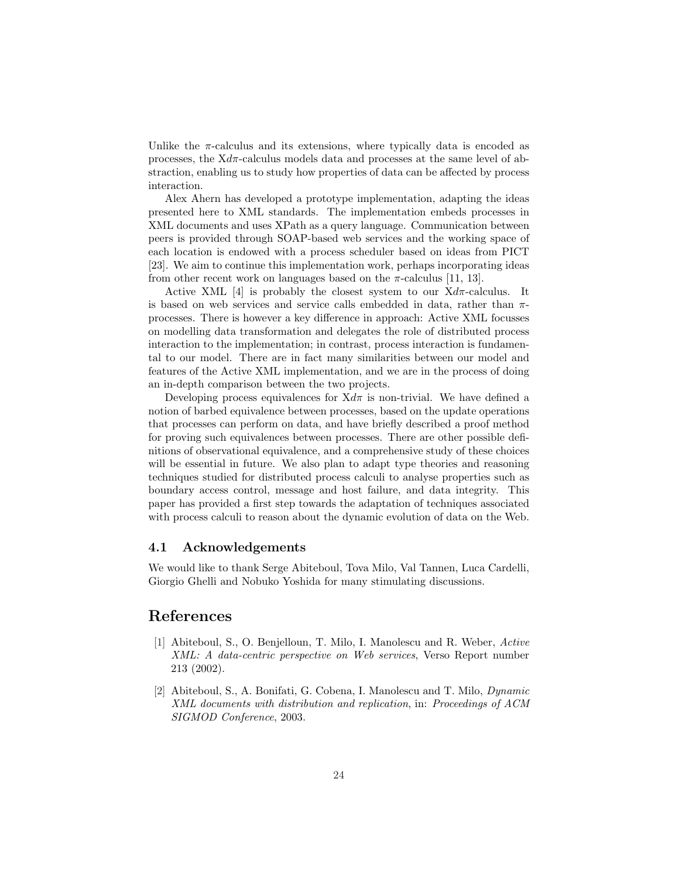Unlike the $\pi$-calculus and its extensions, where typically data is encoded as processes, the X$d\pi$-calculus models data and processes at the same level of abstraction, enabling us to study how properties of data can be affected by process interaction.

Alex Ahern has developed a prototype implementation, adapting the ideas presented here to XML standards. The implementation embeds processes in XML documents and uses XPath as a query language. Communication between peers is provided through SOAP-based web services and the working space of each location is endowed with a process scheduler based on ideas from PICT [23]. We aim to continue this implementation work, perhaps incorporating ideas from other recent work on languages based on the $\pi$-calculus [11, 13].

Active XML [4] is probably the closest system to our X$d\pi$-calculus. It is based on web services and service calls embedded in data, rather than $\pi$-processes. There is however a key difference in approach: Active XML focusses on modelling data transformation and delegates the role of distributed process interaction to the implementation; in contrast, process interaction is fundamental to our model. There are in fact many similarities between our model and features of the Active XML implementation, and we are in the process of doing an in-depth comparison between the two projects.

Developing process equivalences for X$d\pi$ is non-trivial. We have defined a notion of barbed equivalence between processes, based on the update operations that processes can perform on data, and have briefly described a proof method for proving such equivalences between processes. There are other possible definitions of observational equivalence, and a comprehensive study of these choices will be essential in future. We also plan to adapt type theories and reasoning techniques studied for distributed process calculi to analyse properties such as boundary access control, message and host failure, and data integrity. This paper has provided a first step towards the adaptation of techniques associated with process calculi to reason about the dynamic evolution of data on the Web.

### 4.1 Acknowledgements

We would like to thank Serge Abiteboul, Tova Milo, Val Tannen, Luca Cardelli, Giorgio Ghelli and Nobuko Yoshida for many stimulating discussions.

## References

[1] Abiteboul, S., O. Benjelloun, T. Milo, I. Manolescu and R. Weber, *Active XML: A data-centric perspective on Web services*, Verso Report number 213 (2002).

[2] Abiteboul, S., A. Bonifati, G. Cobena, I. Manolescu and T. Milo, *Dynamic XML documents with distribution and replication*, in: *Proceedings of ACM SIGMOD Conference*, 2003.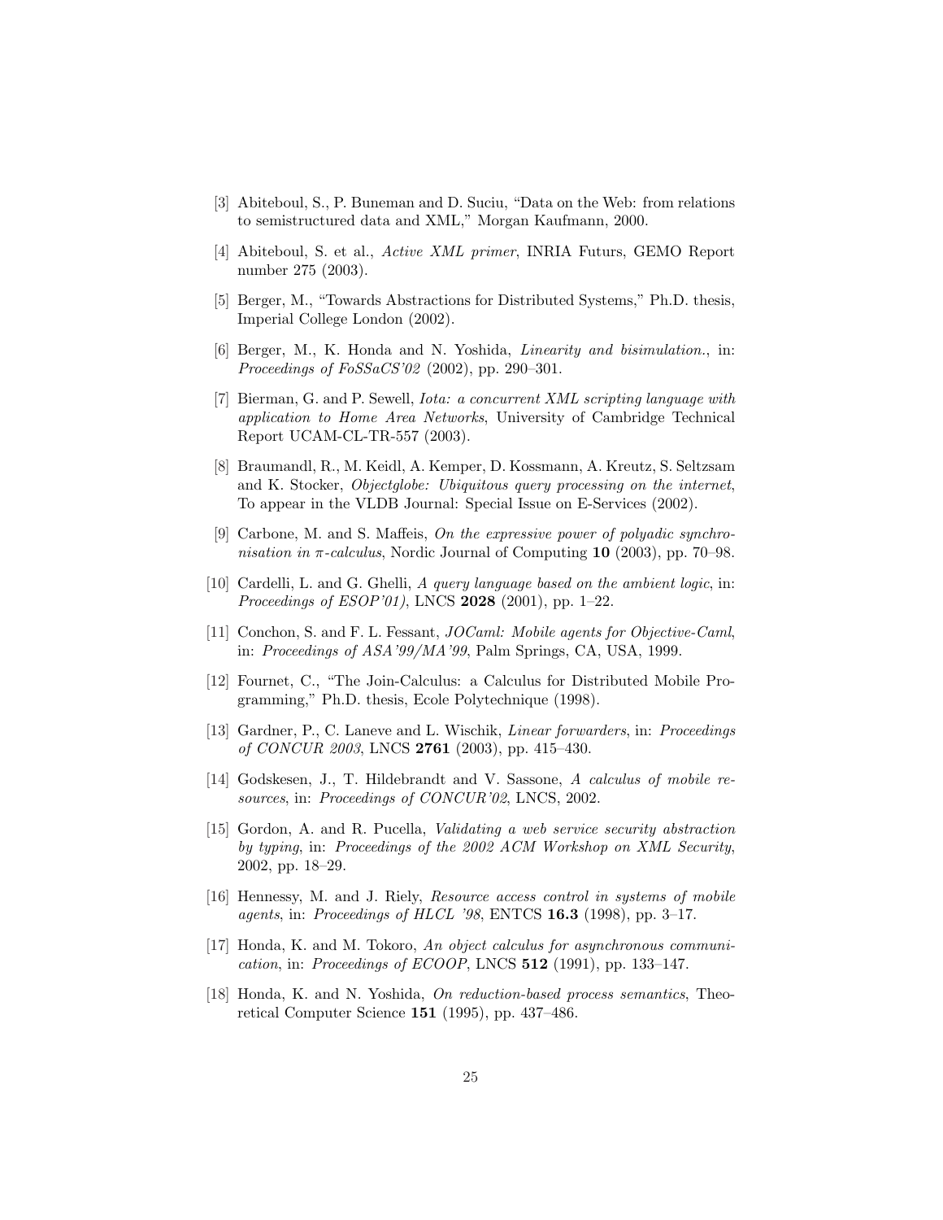[3] Abiteboul, S., P. Buneman and D. Suciu, "Data on the Web: from relations to semistructured data and XML," Morgan Kaufmann, 2000.

[4] Abiteboul, S. et al., *Active XML primer*, INRIA Futurs, GEMO Report number 275 (2003).

[5] Berger, M., "Towards Abstractions for Distributed Systems," Ph.D. thesis, Imperial College London (2002).

[6] Berger, M., K. Honda and N. Yoshida, *Linearity and bisimulation.*, in: *Proceedings of FoSSaCS'02* (2002), pp. 290–301.

[7] Bierman, G. and P. Sewell, *Iota: a concurrent XML scripting language with application to Home Area Networks*, University of Cambridge Technical Report UCAM-CL-TR-557 (2003).

[8] Braumandl, R., M. Keidl, A. Kemper, D. Kossmann, A. Kreutz, S. Seltzsam and K. Stocker, *Objectglobe: Ubiquitous query processing on the internet*, To appear in the VLDB Journal: Special Issue on E-Services (2002).

[9] Carbone, M. and S. Maffeis, *On the expressive power of polyadic synchronisation in π-calculus*, Nordic Journal of Computing **10** (2003), pp. 70–98.

[10] Cardelli, L. and G. Ghelli, *A query language based on the ambient logic*, in: *Proceedings of ESOP'01)*, LNCS **2028** (2001), pp. 1–22.

[11] Conchon, S. and F. L. Fessant, *JOCaml: Mobile agents for Objective-Caml*, in: *Proceedings of ASA'99/MA'99*, Palm Springs, CA, USA, 1999.

[12] Fournet, C., "The Join-Calculus: a Calculus for Distributed Mobile Programming," Ph.D. thesis, Ecole Polytechnique (1998).

[13] Gardner, P., C. Laneve and L. Wischik, *Linear forwarders*, in: *Proceedings of CONCUR 2003*, LNCS **2761** (2003), pp. 415–430.

[14] Godskesen, J., T. Hildebrandt and V. Sassone, *A calculus of mobile resources*, in: *Proceedings of CONCUR'02*, LNCS, 2002.

[15] Gordon, A. and R. Pucella, *Validating a web service security abstraction by typing*, in: *Proceedings of the 2002 ACM Workshop on XML Security*, 2002, pp. 18–29.

[16] Hennessy, M. and J. Riely, *Resource access control in systems of mobile agents*, in: *Proceedings of HLCL '98*, ENTCS **16.3** (1998), pp. 3–17.

[17] Honda, K. and M. Tokoro, *An object calculus for asynchronous communication*, in: *Proceedings of ECOOP*, LNCS **512** (1991), pp. 133–147.

[18] Honda, K. and N. Yoshida, *On reduction-based process semantics*, Theoretical Computer Science **151** (1995), pp. 437–486.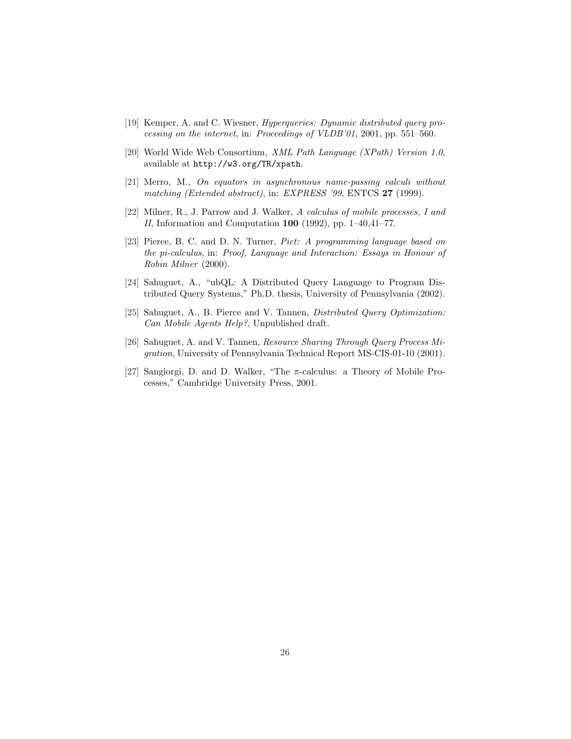[19] Kemper, A. and C. Wiesner, *Hyperqueries: Dynamic distributed query processing on the internet*, in: *Proceedings of VLDB'01*, 2001, pp. 551–560.

[20] World Wide Web Consortium, *XML Path Language (XPath) Version 1.0*, available at `http://w3.org/TR/xpath`.

[21] Merro, M., *On equators in asynchronous name-passing calculi without matching (Extended abstract)*, in: *EXPRESS '99*, ENTCS **27** (1999).

[22] Milner, R., J. Parrow and J. Walker, *A calculus of mobile processes, I and II*, Information and Computation **100** (1992), pp. 1–40,41–77.

[23] Pierce, B. C. and D. N. Turner, *Pict: A programming language based on the pi-calculus*, in: *Proof, Language and Interaction: Essays in Honour of Robin Milner* (2000).

[24] Sahuguet, A., "ubQL: A Distributed Query Language to Program Distributed Query Systems," Ph.D. thesis, University of Pennsylvania (2002).

[25] Sahuguet, A., B. Pierce and V. Tannen, *Distributed Query Optimization: Can Mobile Agents Help?*, Unpublished draft.

[26] Sahuguet, A. and V. Tannen, *Resource Sharing Through Query Process Migration*, University of Pennsylvania Technical Report MS-CIS-01-10 (2001).

[27] Sangiorgi, D. and D. Walker, "The $\pi$-calculus: a Theory of Mobile Processes," Cambridge University Press, 2001.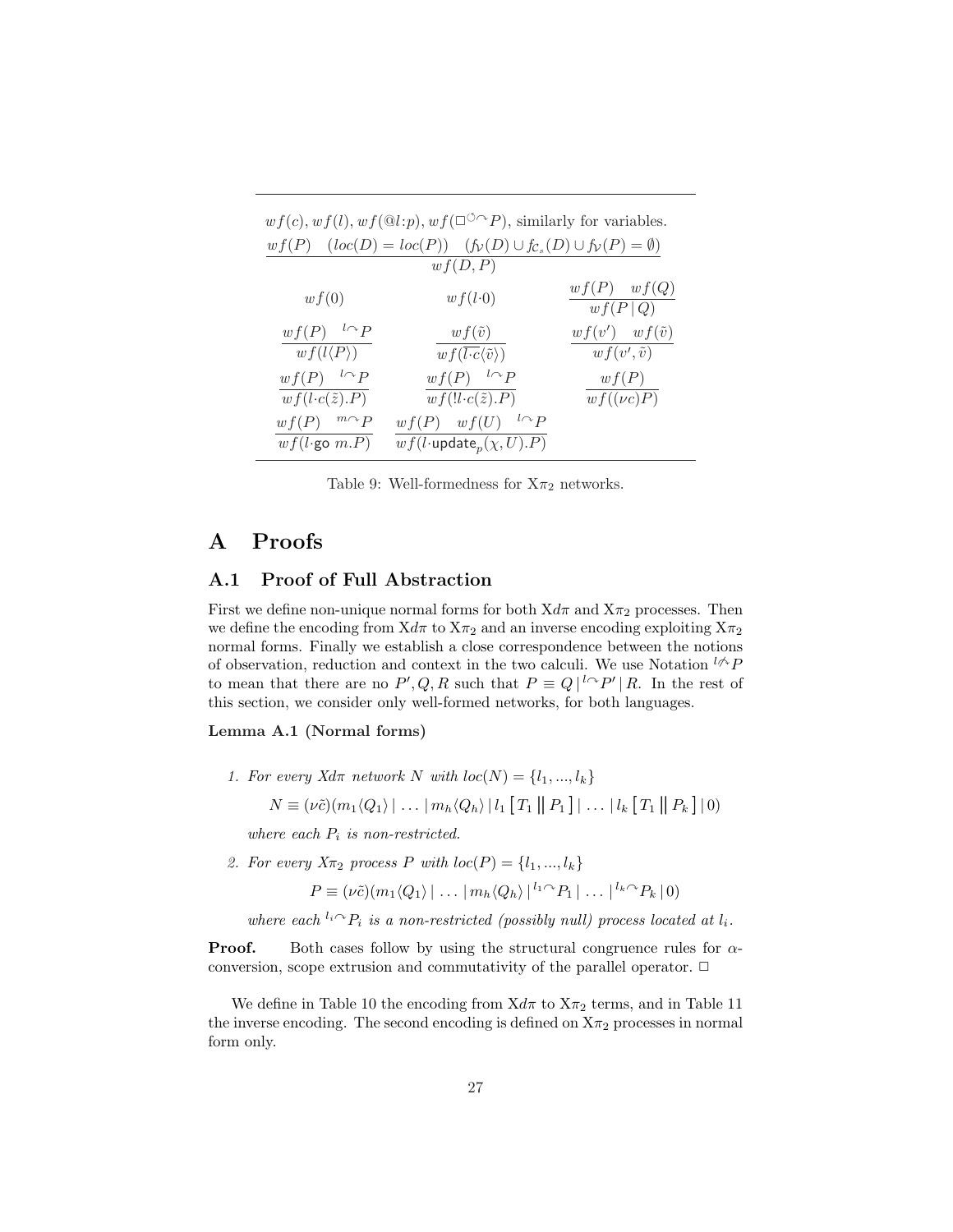$wf(c), wf(l), wf(@l{:}p), wf(\Box^{\circlearrowleft}\!\frown P)$, similarly for variables.

$$\frac{wf(P) \quad (loc(D) = loc(P)) \quad (fv_{\mathcal{V}}(D) \cup fc_{\mathcal{C}_s}(D) \cup fv_{\mathcal{V}}(P) = \emptyset)}{wf(D, P)}$$

$$wf(0) \qquad wf(l{\cdot}0) \qquad \frac{wf(P) \quad wf(Q)}{wf(P \,|\, Q)}$$

$$\frac{wf(P) \quad {}^{l}\!\frown P}{wf(l\langle P\rangle)} \qquad \frac{wf(\tilde{v})}{wf(\overline{l{\cdot}c}\langle\tilde{v}\rangle)} \qquad \frac{wf(v') \quad wf(\tilde{v})}{wf(v', \tilde{v})}$$

$$\frac{wf(P) \quad {}^{l}\!\frown P}{wf(l{\cdot}c(\tilde{z}).P)} \qquad \frac{wf(P) \quad {}^{l}\!\frown P}{wf(!l{\cdot}c(\tilde{z}).P)} \qquad \frac{wf(P)}{wf((\nu c)P)}$$

$$\frac{wf(P) \quad {}^{m}\!\frown P}{wf(l{\cdot}\mathsf{go}\ m.P)} \qquad \frac{wf(P) \quad wf(U) \quad {}^{l}\!\frown P}{wf(l{\cdot}\mathsf{update}_p(\chi, U).P)}$$

Table 9: Well-formedness for X$\pi_2$ networks.

# A Proofs

## A.1 Proof of Full Abstraction

First we define non-unique normal forms for both X$d\pi$ and X$\pi_2$ processes. Then we define the encoding from X$d\pi$ to X$\pi_2$ and an inverse encoding exploiting X$\pi_2$ normal forms. Finally we establish a close correspondence between the notions of observation, reduction and context in the two calculi. We use Notation ${}^{l}\!\not\frown P$ to mean that there are no $P', Q, R$ such that $P \equiv Q \,|\, {}^{l}\!\frown P' \,|\, R$. In the rest of this section, we consider only well-formed networks, for both languages.

**Lemma A.1 (Normal forms)**

1. *For every Xdπ network $N$ with $loc(N) = \{l_1, ..., l_k\}$*

$$N \equiv (\nu\tilde{c})(m_1\langle Q_1\rangle \,|\, \ldots \,|\, m_h\langle Q_h\rangle \,|\, l_1\left[\,T_1 \,\|\, P_1\,\right] \,|\, \ldots \,|\, l_k\left[\,T_1 \,\|\, P_k\,\right] \,|\, 0)$$

   *where each $P_i$ is non-restricted.*

2. *For every Xπ$_2$ process $P$ with $loc(P) = \{l_1, ..., l_k\}$*

$$P \equiv (\nu\tilde{c})(m_1\langle Q_1\rangle \,|\, \ldots \,|\, m_h\langle Q_h\rangle \,|\, {}^{l_1}\!\frown P_1 \,|\, \ldots \,|\, {}^{l_k}\!\frown P_k \,|\, 0)$$

   *where each ${}^{l_i}\!\frown P_i$ is a non-restricted (possibly null) process located at $l_i$.*

**Proof.** Both cases follow by using the structural congruence rules for $\alpha$-conversion, scope extrusion and commutativity of the parallel operator. $\Box$

We define in Table 10 the encoding from X$d\pi$ to X$\pi_2$ terms, and in Table 11 the inverse encoding. The second encoding is defined on X$\pi_2$ processes in normal form only.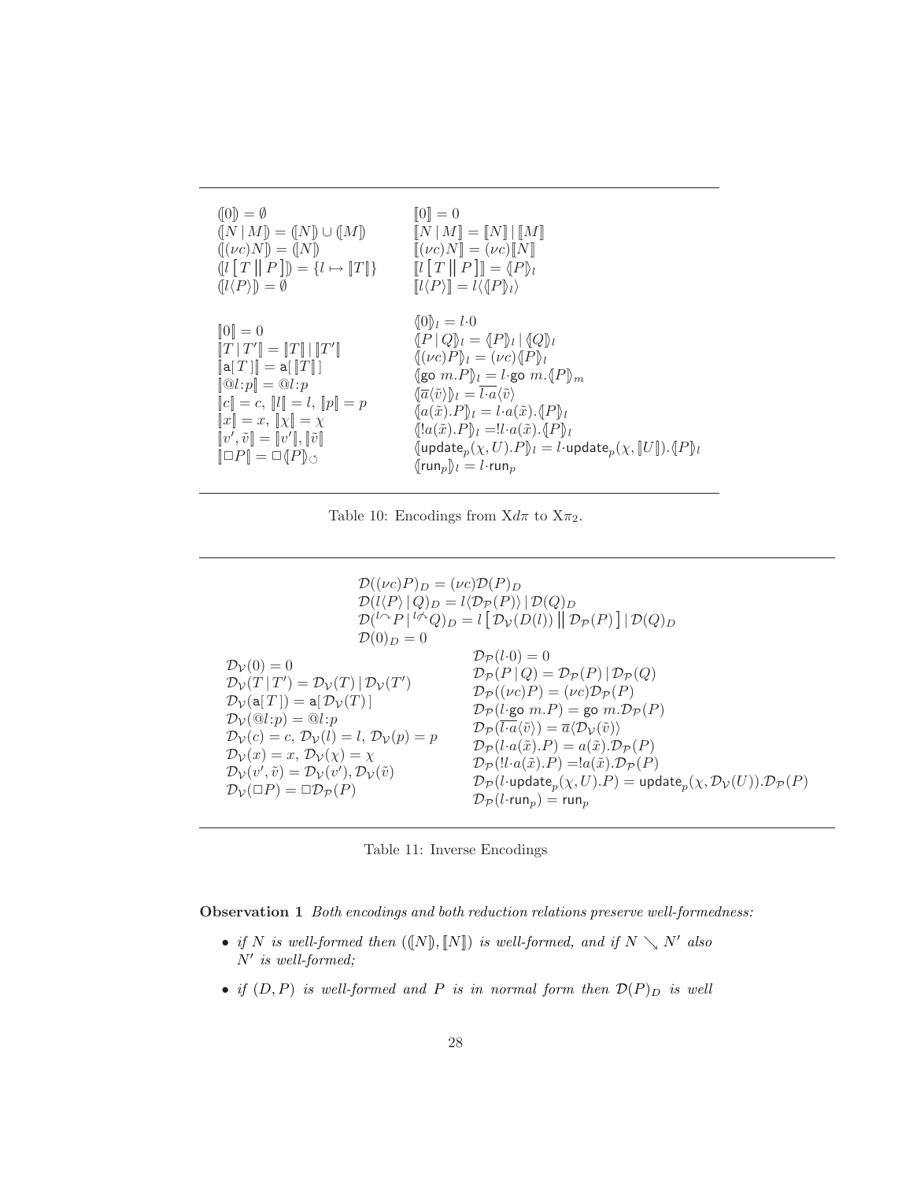$$
\begin{array}{ll}
(\![0]\!) = \emptyset & [\![0]\!] = 0 \\
(\![N \mid M]\!) = (\![N]\!) \cup (\![M]\!) & [\![N \mid M]\!] = [\![N]\!] \mid [\![M]\!] \\
(\![(\nu c)N]\!) = (\![N]\!) & [\![(\nu c)N]\!] = (\nu c)[\![N]\!] \\
(\![l\left[\,T \,\|\, P\,\right]]\!) = \{l \mapsto [\![T]\!]\} & [\![l\left[\,T \,\|\, P\,\right]]\!] = \langle\!|P|\!\rangle_l \\
(\![l\langle P\rangle]\!) = \emptyset & [\![l\langle P\rangle]\!] = l\langle\langle\!|P|\!\rangle_l\rangle
\end{array}
$$

$$
\begin{array}{ll}
[\![0]\!] = 0 & \langle\!|0|\!\rangle_l = l{\cdot}0 \\
[\![T \mid T']\!] = [\![T]\!] \mid [\![T']\!] & \langle\!|P \mid Q|\!\rangle_l = \langle\!|P|\!\rangle_l \mid \langle\!|Q|\!\rangle_l \\
[\![\mathsf{a}[\,T\,]]\!] = \mathsf{a}[\,[\![T]\!]\,] & \langle\!|(\nu c)P|\!\rangle_l = (\nu c)\langle\!|P|\!\rangle_l \\
[\![@l{:}p]\!] = @l{:}p & \langle\!|\mathsf{go}\ m.P|\!\rangle_l = l{\cdot}\mathsf{go}\ m.\langle\!|P|\!\rangle_m \\
[\![c]\!] = c,\ [\![l]\!] = l,\ [\![p]\!] = p & \langle\!|\overline{a}\langle\tilde{v}\rangle|\!\rangle_l = \overline{l{\cdot}a}\langle\tilde{v}\rangle \\
[\![x]\!] = x,\ [\![\chi]\!] = \chi & \langle\!|a(\tilde{x}).P|\!\rangle_l = l{\cdot}a(\tilde{x}).\langle\!|P|\!\rangle_l \\
[\![v', \tilde{v}]\!] = [\![v']\!], [\![\tilde{v}]\!] & \langle\!|!a(\tilde{x}).P|\!\rangle_l = !l{\cdot}a(\tilde{x}).\langle\!|P|\!\rangle_l \\
[\![\Box P]\!] = \Box\langle\!|P|\!\rangle_{\circlearrowleft} & \langle\!|\mathsf{update}_p(\chi, U).P|\!\rangle_l = l{\cdot}\mathsf{update}_p(\chi, [\![U]\!]).\langle\!|P|\!\rangle_l \\
& \langle\!|\mathsf{run}_p|\!\rangle_l = l{\cdot}\mathsf{run}_p
\end{array}
$$

Table 10: Encodings from X$d\pi$ to X$\pi_2$.

$$
\begin{array}{l}
\mathcal{D}((\nu c)P)_D = (\nu c)\mathcal{D}(P)_D \\
\mathcal{D}(l\langle P\rangle \mid Q)_D = l\langle\mathcal{D}_{\mathcal{P}}(P)\rangle \mid \mathcal{D}(Q)_D \\
\mathcal{D}({}^{l\frown}P \mid {}^{l\not\frown}Q)_D = l\left[\,\mathcal{D}_{\mathcal{V}}(D(l)) \,\|\, \mathcal{D}_{\mathcal{P}}(P)\,\right] \mid \mathcal{D}(Q)_D \\
\mathcal{D}(0)_D = 0
\end{array}
$$

$$
\begin{array}{ll}
 & \mathcal{D}_{\mathcal{P}}(l{\cdot}0) = 0 \\
\mathcal{D}_{\mathcal{V}}(0) = 0 & \mathcal{D}_{\mathcal{P}}(P \mid Q) = \mathcal{D}_{\mathcal{P}}(P) \mid \mathcal{D}_{\mathcal{P}}(Q) \\
\mathcal{D}_{\mathcal{V}}(T \mid T') = \mathcal{D}_{\mathcal{V}}(T) \mid \mathcal{D}_{\mathcal{V}}(T') & \mathcal{D}_{\mathcal{P}}((\nu c)P) = (\nu c)\mathcal{D}_{\mathcal{P}}(P) \\
\mathcal{D}_{\mathcal{V}}(\mathsf{a}[\,T\,]) = \mathsf{a}[\,\mathcal{D}_{\mathcal{V}}(T)\,] & \mathcal{D}_{\mathcal{P}}(l{\cdot}\mathsf{go}\ m.P) = \mathsf{go}\ m.\mathcal{D}_{\mathcal{P}}(P) \\
\mathcal{D}_{\mathcal{V}}(@l{:}p) = @l{:}p & \mathcal{D}_{\mathcal{P}}(\overline{l{\cdot}a}\langle\tilde{v}\rangle) = \overline{a}\langle\mathcal{D}_{\mathcal{V}}(\tilde{v})\rangle \\
\mathcal{D}_{\mathcal{V}}(c) = c,\ \mathcal{D}_{\mathcal{V}}(l) = l,\ \mathcal{D}_{\mathcal{V}}(p) = p & \mathcal{D}_{\mathcal{P}}(l{\cdot}a(\tilde{x}).P) = a(\tilde{x}).\mathcal{D}_{\mathcal{P}}(P) \\
\mathcal{D}_{\mathcal{V}}(x) = x,\ \mathcal{D}_{\mathcal{V}}(\chi) = \chi & \mathcal{D}_{\mathcal{P}}(!l{\cdot}a(\tilde{x}).P) = !a(\tilde{x}).\mathcal{D}_{\mathcal{P}}(P) \\
\mathcal{D}_{\mathcal{V}}(v', \tilde{v}) = \mathcal{D}_{\mathcal{V}}(v'), \mathcal{D}_{\mathcal{V}}(\tilde{v}) & \mathcal{D}_{\mathcal{P}}(l{\cdot}\mathsf{update}_p(\chi, U).P) = \mathsf{update}_p(\chi, \mathcal{D}_{\mathcal{V}}(U)).\mathcal{D}_{\mathcal{P}}(P) \\
\mathcal{D}_{\mathcal{V}}(\Box P) = \Box\mathcal{D}_{\mathcal{P}}(P) & \mathcal{D}_{\mathcal{P}}(l{\cdot}\mathsf{run}_p) = \mathsf{run}_p
\end{array}
$$

Table 11: Inverse Encodings

**Observation 1** *Both encodings and both reduction relations preserve well-formedness:*

- *if $N$ is well-formed then $((\![N]\!), [\![N]\!])$ is well-formed, and if $N \searrow N'$ also $N'$ is well-formed;*
- *if $(D, P)$ is well-formed and $P$ is in normal form then $\mathcal{D}(P)_D$ is well*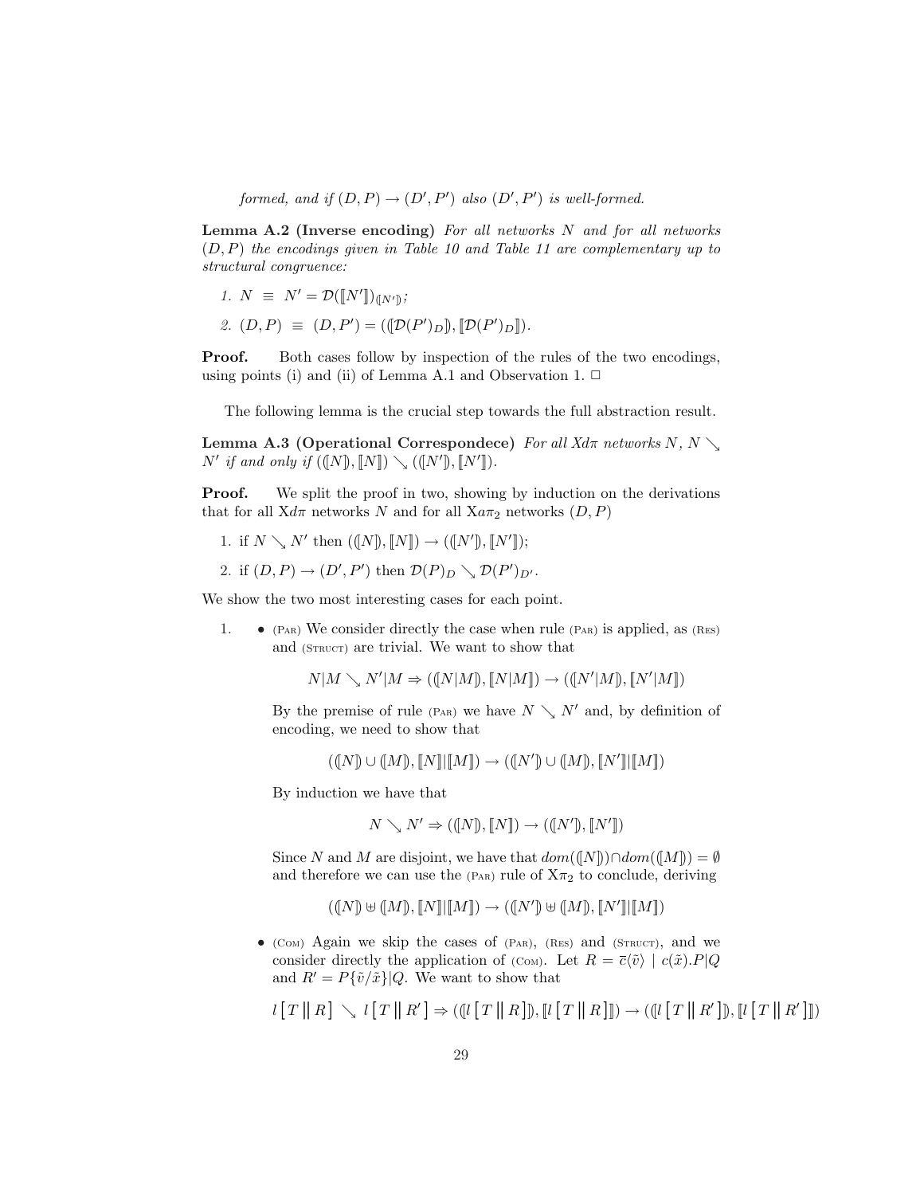*formed, and if $(D, P) \rightarrow (D', P')$ also $(D', P')$ is well-formed.*

**Lemma A.2 (Inverse encoding)** *For all networks $N$ and for all networks $(D, P)$ the encodings given in Table 10 and Table 11 are complementary up to structural congruence:*

1. $N \;\equiv\; N' = \mathcal{D}(\llbracket N' \rrbracket)_{(\!| N' |\!)}$;
2. $(D, P) \;\equiv\; (D, P') = ((\!| \mathcal{D}(P')_D |\!), \llbracket \mathcal{D}(P')_D \rrbracket)$.

**Proof.** Both cases follow by inspection of the rules of the two encodings, using points (i) and (ii) of Lemma A.1 and Observation 1. $\Box$

The following lemma is the crucial step towards the full abstraction result.

**Lemma A.3 (Operational Correspondece)** *For all Xd$\pi$ networks $N$, $N \searrow N'$ if and only if $((\!| N |\!), \llbracket N \rrbracket) \searrow ((\!| N' |\!), \llbracket N' \rrbracket)$.*

**Proof.** We split the proof in two, showing by induction on the derivations that for all Xd$\pi$ networks $N$ and for all Xa$\pi_2$ networks $(D, P)$

1. if $N \searrow N'$ then $((\!| N |\!), \llbracket N \rrbracket) \rightarrow ((\!| N' |\!), \llbracket N' \rrbracket)$;
2. if $(D, P) \rightarrow (D', P')$ then $\mathcal{D}(P)_D \searrow \mathcal{D}(P')_{D'}$.

We show the two most interesting cases for each point.

1. 
   - (Par) We consider directly the case when rule (Par) is applied, as (Res) and (Struct) are trivial. We want to show that

     $$N|M \searrow N'|M \Rightarrow ((\!| N|M |\!), \llbracket N|M \rrbracket) \rightarrow ((\!| N'|M |\!), \llbracket N'|M \rrbracket)$$

     By the premise of rule (Par) we have $N \searrow N'$ and, by definition of encoding, we need to show that

     $$((\!| N |\!) \cup (\!| M |\!), \llbracket N \rrbracket | \llbracket M \rrbracket) \rightarrow ((\!| N' |\!) \cup (\!| M |\!), \llbracket N' \rrbracket | \llbracket M \rrbracket)$$

     By induction we have that

     $$N \searrow N' \Rightarrow ((\!| N |\!), \llbracket N \rrbracket) \rightarrow ((\!| N' |\!), \llbracket N' \rrbracket)$$

     Since $N$ and $M$ are disjoint, we have that $dom((\!| N |\!)) \cap dom((\!| M |\!)) = \emptyset$ and therefore we can use the (Par) rule of X$\pi_2$ to conclude, deriving

     $$((\!| N |\!) \uplus (\!| M |\!), \llbracket N \rrbracket | \llbracket M \rrbracket) \rightarrow ((\!| N' |\!) \uplus (\!| M |\!), \llbracket N' \rrbracket | \llbracket M \rrbracket)$$

   - (Com) Again we skip the cases of (Par), (Res) and (Struct), and we consider directly the application of (Com). Let $R = \overline{c}\langle \tilde{v} \rangle \mid c(\tilde{x}).P|Q$ and $R' = P\{\tilde{v}/\tilde{x}\}|Q$. We want to show that

     $$l\,[\,T \parallel R\,] \searrow l\,[\,T \parallel R'\,] \Rightarrow ((\!| l\,[\,T \parallel R\,] |\!), \llbracket l\,[\,T \parallel R\,] \rrbracket) \rightarrow ((\!| l\,[\,T \parallel R'\,] |\!), \llbracket l\,[\,T \parallel R'\,] \rrbracket)$$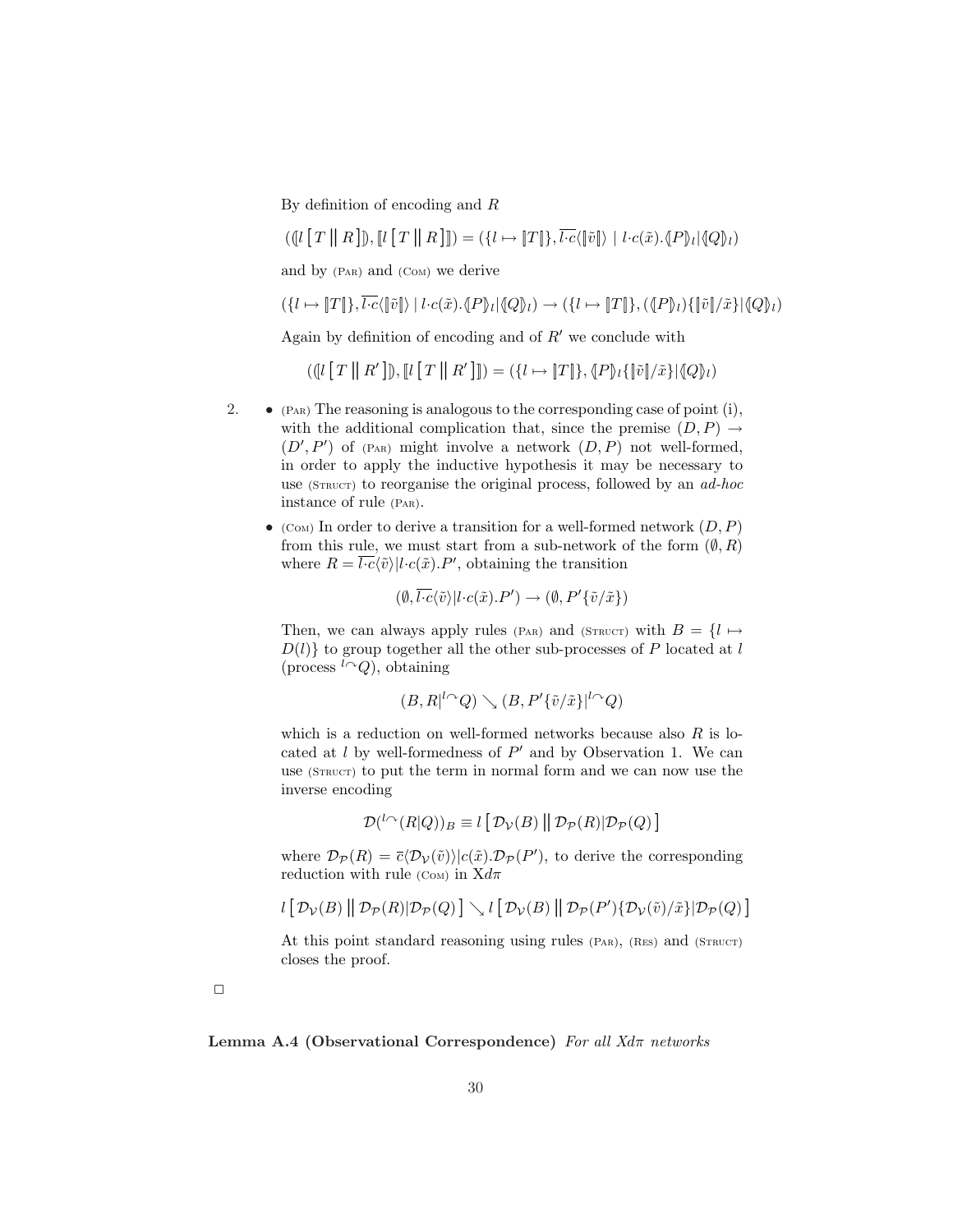By definition of encoding and $R$

$$(\llparenthesis l\left[\,T \,\|\, R\,\right]\rrparenthesis, \llbracket l\left[\,T \,\|\, R\,\right]\rrbracket) = (\{l \mapsto \llbracket T \rrbracket\}, \overline{l{\cdot}c}\langle \llbracket \tilde{v} \rrbracket\rangle \mid l{\cdot}c(\tilde{x}).\llparenthesis P\rrparenthesis_l | \llparenthesis Q\rrparenthesis_l)$$

and by (Par) and (Com) we derive

$$(\{l \mapsto \llbracket T \rrbracket\}, \overline{l{\cdot}c}\langle \llbracket \tilde{v} \rrbracket\rangle \mid l{\cdot}c(\tilde{x}).\llparenthesis P\rrparenthesis_l | \llparenthesis Q\rrparenthesis_l) \rightarrow (\{l \mapsto \llbracket T \rrbracket\}, (\llparenthesis P\rrparenthesis_l)\{\llbracket \tilde{v} \rrbracket/\tilde{x}\} | \llparenthesis Q\rrparenthesis_l)$$

Again by definition of encoding and of $R'$ we conclude with

$$(\llparenthesis l\left[\,T \,\|\, R'\,\right]\rrparenthesis, \llbracket l\left[\,T \,\|\, R'\,\right]\rrbracket) = (\{l \mapsto \llbracket T \rrbracket\}, \llparenthesis P\rrparenthesis_l\{\llbracket \tilde{v} \rrbracket/\tilde{x}\} | \llparenthesis Q\rrparenthesis_l)$$

2. - (Par) The reasoning is analogous to the corresponding case of point (i), with the additional complication that, since the premise $(D, P) \rightarrow (D', P')$ of (Par) might involve a network $(D, P)$ not well-formed, in order to apply the inductive hypothesis it may be necessary to use (Struct) to reorganise the original process, followed by an *ad-hoc* instance of rule (Par).
   - (Com) In order to derive a transition for a well-formed network $(D, P)$ from this rule, we must start from a sub-network of the form $(\emptyset, R)$ where $R = \overline{l{\cdot}c}\langle\tilde{v}\rangle | l{\cdot}c(\tilde{x}).P'$, obtaining the transition

$$(\emptyset, \overline{l{\cdot}c}\langle\tilde{v}\rangle | l{\cdot}c(\tilde{x}).P') \rightarrow (\emptyset, P'\{\tilde{v}/\tilde{x}\})$$

   Then, we can always apply rules (Par) and (Struct) with $B = \{l \mapsto D(l)\}$ to group together all the other sub-processes of $P$ located at $l$ (process ${}^{l\frown}Q$), obtaining

$$(B, R|^{l\frown}Q) \searrow (B, P'\{\tilde{v}/\tilde{x}\}|^{l\frown}Q)$$

   which is a reduction on well-formed networks because also $R$ is located at $l$ by well-formedness of $P'$ and by Observation 1. We can use (Struct) to put the term in normal form and we can now use the inverse encoding

$$\mathcal{D}({}^{l\frown}(R|Q))_B \equiv l\left[\,\mathcal{D}_{\mathcal{V}}(B) \,\|\, \mathcal{D}_{\mathcal{P}}(R)|\mathcal{D}_{\mathcal{P}}(Q)\,\right]$$

   where $\mathcal{D}_{\mathcal{P}}(R) = \overline{c}\langle\mathcal{D}_{\mathcal{V}}(\tilde{v})\rangle | c(\tilde{x}).\mathcal{D}_{\mathcal{P}}(P')$, to derive the corresponding reduction with rule (Com) in X$d\pi$

$$l\left[\,\mathcal{D}_{\mathcal{V}}(B) \,\|\, \mathcal{D}_{\mathcal{P}}(R)|\mathcal{D}_{\mathcal{P}}(Q)\,\right] \searrow l\left[\,\mathcal{D}_{\mathcal{V}}(B) \,\|\, \mathcal{D}_{\mathcal{P}}(P')\{\mathcal{D}_{\mathcal{V}}(\tilde{v})/\tilde{x}\}|\mathcal{D}_{\mathcal{P}}(Q)\,\right]$$

   At this point standard reasoning using rules (Par), (Res) and (Struct) closes the proof.

□

**Lemma A.4 (Observational Correspondence)** *For all X$d\pi$ networks*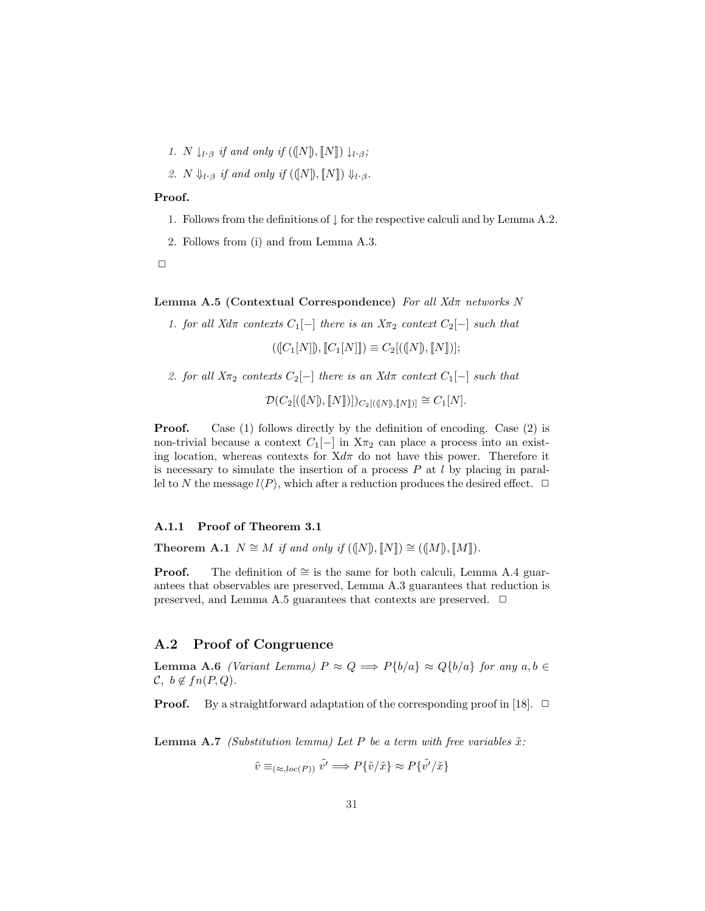1. $N \downarrow_{l \cdot \beta}$ *if and only if* $((\!|N|\!), [\![N]\!]) \downarrow_{l \cdot \beta}$;
2. $N \Downarrow_{l \cdot \beta}$ *if and only if* $((\!|N|\!), [\![N]\!]) \Downarrow_{l \cdot \beta}$.

**Proof.**

1. Follows from the definitions of $\downarrow$ for the respective calculi and by Lemma A.2.
2. Follows from (i) and from Lemma A.3.

$\Box$

**Lemma A.5 (Contextual Correspondence)** *For all X$d\pi$ networks $N$*

1. *for all X$d\pi$ contexts $C_1[-]$ there is an X$\pi_2$ context $C_2[-]$ such that*

$$((\!|C_1[N]|\!), [\![C_1[N]]\!]) \equiv C_2[((\!|N|\!), [\![N]\!])];$$

2. *for all X$\pi_2$ contexts $C_2[-]$ there is an X$d\pi$ context $C_1[-]$ such that*

$$\mathcal{D}(C_2[((\!|N|\!), [\![N]\!])])_{C_2[((\!|N|\!), [\![N]\!])]} \cong C_1[N].$$

**Proof.** Case (1) follows directly by the definition of encoding. Case (2) is non-trivial because a context $C_1[-]$ in X$\pi_2$ can place a process into an existing location, whereas contexts for X$d\pi$ do not have this power. Therefore it is necessary to simulate the insertion of a process $P$ at $l$ by placing in parallel to $N$ the message $l\langle P\rangle$, which after a reduction produces the desired effect. $\Box$

### A.1.1 Proof of Theorem 3.1

**Theorem A.1** $N \cong M$ *if and only if* $((\!|N|\!), [\![N]\!]) \cong ((\!|M|\!), [\![M]\!])$.

**Proof.** The definition of $\cong$ is the same for both calculi, Lemma A.4 guarantees that observables are preserved, Lemma A.3 guarantees that reduction is preserved, and Lemma A.5 guarantees that contexts are preserved. $\Box$

## A.2 Proof of Congruence

**Lemma A.6** *(Variant Lemma)* $P \approx Q \Longrightarrow P\{b/a\} \approx Q\{b/a\}$ *for any* $a, b \in \mathcal{C}$, $b \notin fn(P, Q)$.

**Proof.** By a straightforward adaptation of the corresponding proof in [18]. $\Box$

**Lemma A.7** *(Substitution lemma) Let $P$ be a term with free variables $\tilde{x}$:*

$$\tilde{v} \equiv_{(\approx, loc(P))} \tilde{v'} \Longrightarrow P\{\tilde{v}/\tilde{x}\} \approx P\{\tilde{v'}/\tilde{x}\}$$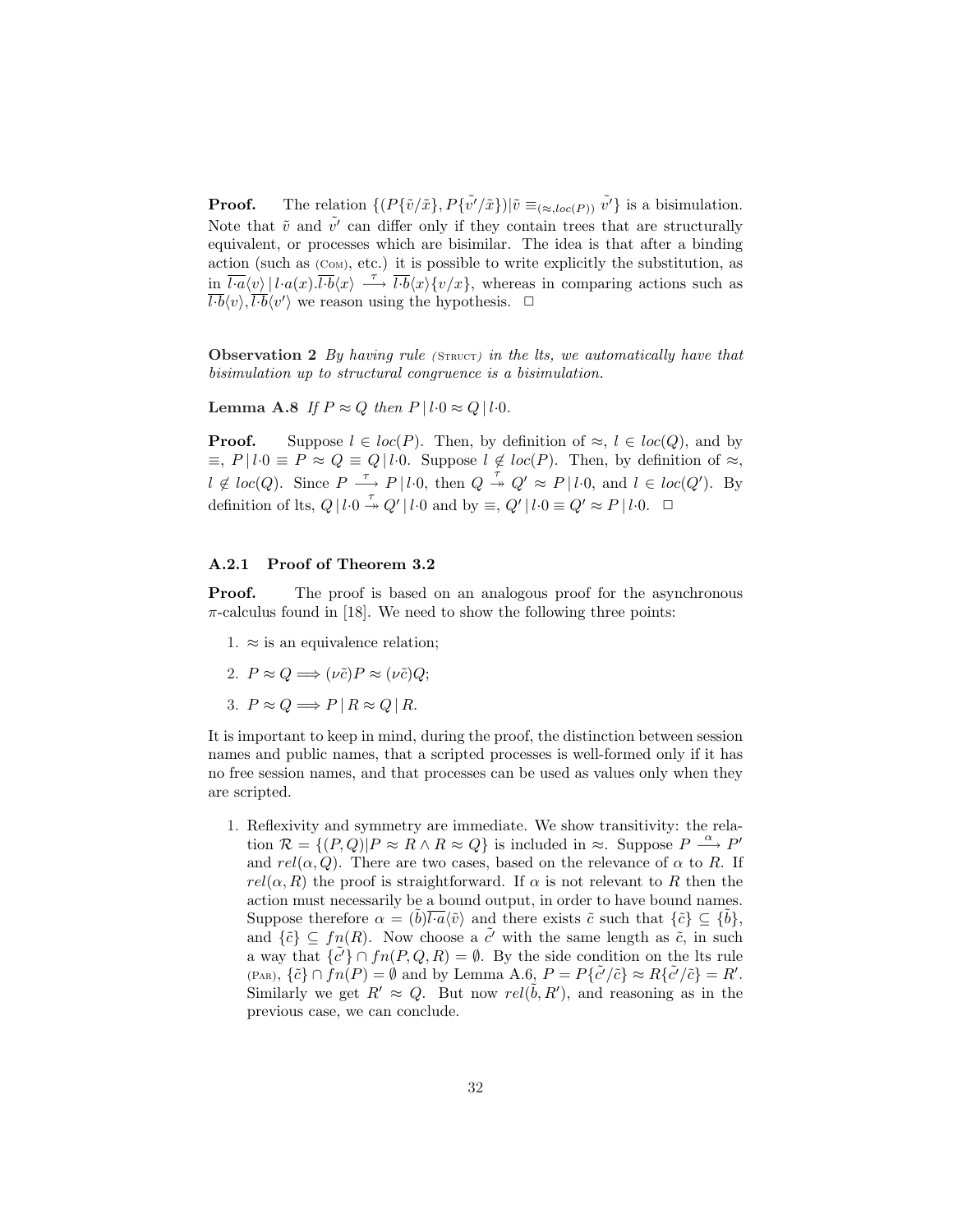**Proof.** The relation $\{(P\{\tilde{v}/\tilde{x}\}, P\{\tilde{v'}/\tilde{x}\}) | \tilde{v} \equiv_{(\approx, loc(P))} \tilde{v'}\}$ is a bisimulation. Note that $\tilde{v}$ and $\tilde{v'}$ can differ only if they contain trees that are structurally equivalent, or processes which are bisimilar. The idea is that after a binding action (such as (Com), etc.) it is possible to write explicitly the substitution, as in $\overline{l{\cdot}a}\langle v\rangle \,|\, l{\cdot}a(x).\overline{l{\cdot}b}\langle x\rangle \xrightarrow{\tau} \overline{l{\cdot}b}\langle x\rangle\{v/x\}$, whereas in comparing actions such as $\overline{l{\cdot}b}\langle v\rangle, \overline{l{\cdot}b}\langle v'\rangle$ we reason using the hypothesis. $\Box$

**Observation 2** *By having rule* (Struct) *in the lts, we automatically have that bisimulation up to structural congruence is a bisimulation.*

**Lemma A.8** *If $P \approx Q$ then $P \,|\, l{\cdot}0 \approx Q \,|\, l{\cdot}0$.*

**Proof.** Suppose $l \in loc(P)$. Then, by definition of $\approx$, $l \in loc(Q)$, and by $\equiv$, $P \,|\, l{\cdot}0 \equiv P \approx Q \equiv Q \,|\, l{\cdot}0$. Suppose $l \notin loc(P)$. Then, by definition of $\approx$, $l \notin loc(Q)$. Since $P \xrightarrow{\tau} P \,|\, l{\cdot}0$, then $Q \overset{\tau}{\twoheadrightarrow} Q' \approx P \,|\, l{\cdot}0$, and $l \in loc(Q')$. By definition of lts, $Q \,|\, l{\cdot}0 \overset{\tau}{\twoheadrightarrow} Q' \,|\, l{\cdot}0$ and by $\equiv$, $Q' \,|\, l{\cdot}0 \equiv Q' \approx P \,|\, l{\cdot}0$. $\Box$

### A.2.1 Proof of Theorem 3.2

**Proof.** The proof is based on an analogous proof for the asynchronous $\pi$-calculus found in [18]. We need to show the following three points:

1. $\approx$ is an equivalence relation;
2. $P \approx Q \Longrightarrow (\nu\tilde{c})P \approx (\nu\tilde{c})Q$;
3. $P \approx Q \Longrightarrow P \,|\, R \approx Q \,|\, R$.

It is important to keep in mind, during the proof, the distinction between session names and public names, that a scripted processes is well-formed only if it has no free session names, and that processes can be used as values only when they are scripted.

1. Reflexivity and symmetry are immediate. We show transitivity: the relation $\mathcal{R} = \{(P,Q) | P \approx R \wedge R \approx Q\}$ is included in $\approx$. Suppose $P \xrightarrow{\alpha} P'$ and $rel(\alpha, Q)$. There are two cases, based on the relevance of $\alpha$ to $R$. If $rel(\alpha, R)$ the proof is straightforward. If $\alpha$ is not relevant to $R$ then the action must necessarily be a bound output, in order to have bound names. Suppose therefore $\alpha = (\tilde{b})\overline{l{\cdot}a}\langle\tilde{v}\rangle$ and there exists $\tilde{c}$ such that $\{\tilde{c}\} \subseteq \{\tilde{b}\}$, and $\{\tilde{c}\} \subseteq fn(R)$. Now choose a $\tilde{c'}$ with the same length as $\tilde{c}$, in such a way that $\{\tilde{c'}\} \cap fn(P,Q,R) = \emptyset$. By the side condition on the lts rule (Par), $\{\tilde{c}\} \cap fn(P) = \emptyset$ and by Lemma A.6, $P = P\{\tilde{c'}/\tilde{c}\} \approx R\{\tilde{c'}/\tilde{c}\} = R'$. Similarly we get $R' \approx Q$. But now $rel(\tilde{b}, R')$, and reasoning as in the previous case, we can conclude.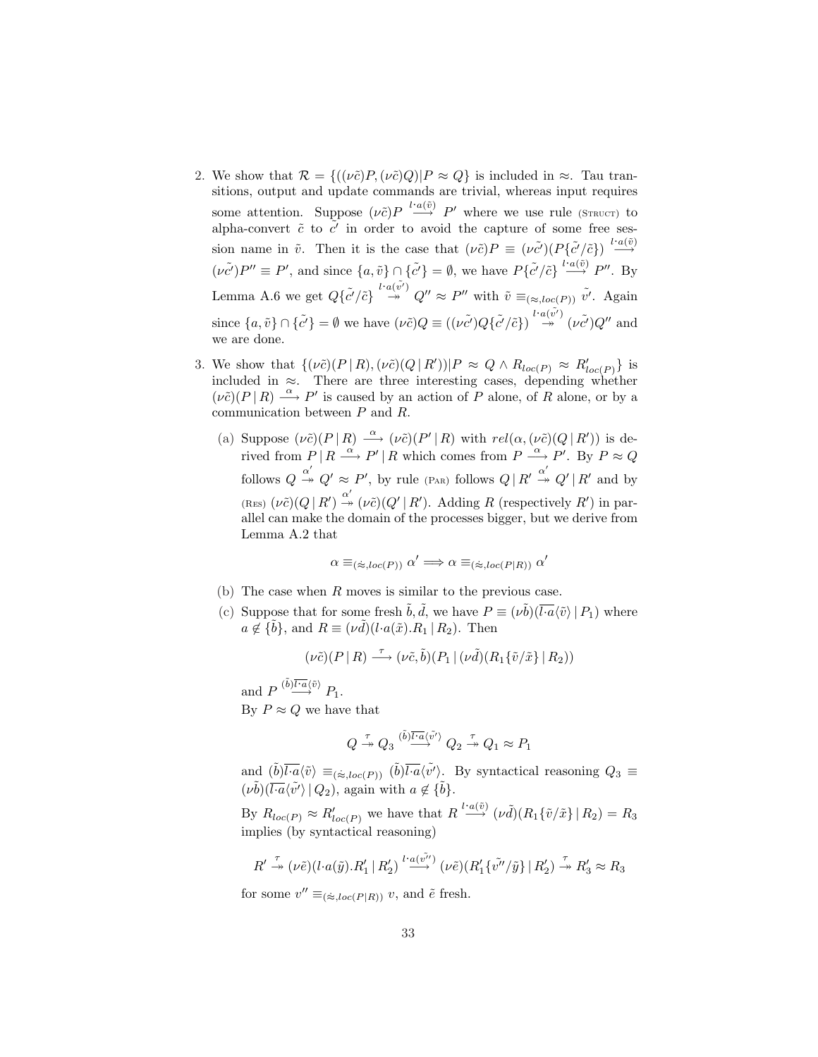2. We show that $\mathcal{R} = \{((\nu\tilde{c})P, (\nu\tilde{c})Q) | P \approx Q\}$ is included in $\approx$. Tau transitions, output and update commands are trivial, whereas input requires some attention. Suppose $(\nu\tilde{c})P \xrightarrow{l \cdot a(\tilde{v})} P'$ where we use rule (Struct) to alpha-convert $\tilde{c}$ to $\tilde{c'}$ in order to avoid the capture of some free session name in $\tilde{v}$. Then it is the case that $(\nu\tilde{c})P \equiv (\nu\tilde{c'})(P\{\tilde{c'}/\tilde{c}\}) \xrightarrow{l \cdot a(\tilde{v})} (\nu\tilde{c'})P'' \equiv P'$, and since $\{a, \tilde{v}\} \cap \{\tilde{c'}\} = \emptyset$, we have $P\{\tilde{c'}/\tilde{c}\} \xrightarrow{l \cdot a(\tilde{v})} P''$. By Lemma A.6 we get $Q\{\tilde{c'}/\tilde{c}\} \overset{l \cdot a(\tilde{v'})}{\twoheadrightarrow} Q'' \approx P''$ with $\tilde{v} \equiv_{(\approx, loc(P))} \tilde{v'}$. Again since $\{a, \tilde{v}\} \cap \{\tilde{c'}\} = \emptyset$ we have $(\nu\tilde{c})Q \equiv ((\nu\tilde{c'})Q\{\tilde{c'}/\tilde{c}\}) \overset{l \cdot a(\tilde{v'})}{\twoheadrightarrow} (\nu\tilde{c'})Q''$ and we are done.

3. We show that $\{(\nu\tilde{c})(P \,|\, R), (\nu\tilde{c})(Q \,|\, R')) | P \approx Q \wedge R_{loc(P)} \approx R'_{loc(P)}\}$ is included in $\approx$. There are three interesting cases, depending whether $(\nu\tilde{c})(P \,|\, R) \xrightarrow{\alpha} P'$ is caused by an action of $P$ alone, of $R$ alone, or by a communication between $P$ and $R$.

   (a) Suppose $(\nu\tilde{c})(P \,|\, R) \xrightarrow{\alpha} (\nu\tilde{c})(P' \,|\, R)$ with $rel(\alpha, (\nu\tilde{c})(Q \,|\, R'))$ is derived from $P \,|\, R \xrightarrow{\alpha} P' \,|\, R$ which comes from $P \xrightarrow{\alpha} P'$. By $P \approx Q$ follows $Q \overset{\alpha'}{\twoheadrightarrow} Q' \approx P'$, by rule (Par) follows $Q \,|\, R' \overset{\alpha'}{\twoheadrightarrow} Q' \,|\, R'$ and by (Res) $(\nu\tilde{c})(Q \,|\, R') \overset{\alpha'}{\twoheadrightarrow} (\nu\tilde{c})(Q' \,|\, R')$. Adding $R$ (respectively $R'$) in parallel can make the domain of the processes bigger, but we derive from Lemma A.2 that

   $$\alpha \equiv_{(\dot{\approx}, loc(P))} \alpha' \Longrightarrow \alpha \equiv_{(\dot{\approx}, loc(P|R))} \alpha'$$

   (b) The case when $R$ moves is similar to the previous case.

   (c) Suppose that for some fresh $\tilde{b}, \tilde{d}$, we have $P \equiv (\nu\tilde{b})(\overline{l \cdot a}\langle\tilde{v}\rangle \,|\, P_1)$ where $a \notin \{\tilde{b}\}$, and $R \equiv (\nu\tilde{d})(l \cdot a(\tilde{x}).R_1 \,|\, R_2)$. Then

   $$(\nu\tilde{c})(P \,|\, R) \xrightarrow{\tau} (\nu\tilde{c}, \tilde{b})(P_1 \,|\, (\nu\tilde{d})(R_1\{\tilde{v}/\tilde{x}\} \,|\, R_2))$$

   and $P \xrightarrow{(\tilde{b})\overline{l \cdot a}\langle\tilde{v}\rangle} P_1$.
   By $P \approx Q$ we have that

   $$Q \overset{\tau}{\twoheadrightarrow} Q_3 \xrightarrow{(\tilde{b})\overline{l \cdot a}\langle\tilde{v'}\rangle} Q_2 \overset{\tau}{\twoheadrightarrow} Q_1 \approx P_1$$

   and $(\tilde{b})\overline{l \cdot a}\langle\tilde{v}\rangle \equiv_{(\dot{\approx}, loc(P))} (\tilde{b})\overline{l \cdot a}\langle\tilde{v'}\rangle$. By syntactical reasoning $Q_3 \equiv (\nu\tilde{b})(\overline{l \cdot a}\langle\tilde{v'}\rangle \,|\, Q_2)$, again with $a \notin \{\tilde{b}\}$.
   By $R_{loc(P)} \approx R'_{loc(P)}$ we have that $R \xrightarrow{l \cdot a(\tilde{v})} (\nu\tilde{d})(R_1\{\tilde{v}/\tilde{x}\} \,|\, R_2) = R_3$ implies (by syntactical reasoning)

   $$R' \overset{\tau}{\twoheadrightarrow} (\nu\tilde{e})(l \cdot a(\tilde{y}).R'_1 \,|\, R'_2) \xrightarrow{l \cdot a(\tilde{v''})} (\nu\tilde{e})(R'_1\{\tilde{v''}/\tilde{y}\} \,|\, R'_2) \overset{\tau}{\twoheadrightarrow} R'_3 \approx R_3$$

   for some $v'' \equiv_{(\dot{\approx}, loc(P|R))} v$, and $\tilde{e}$ fresh.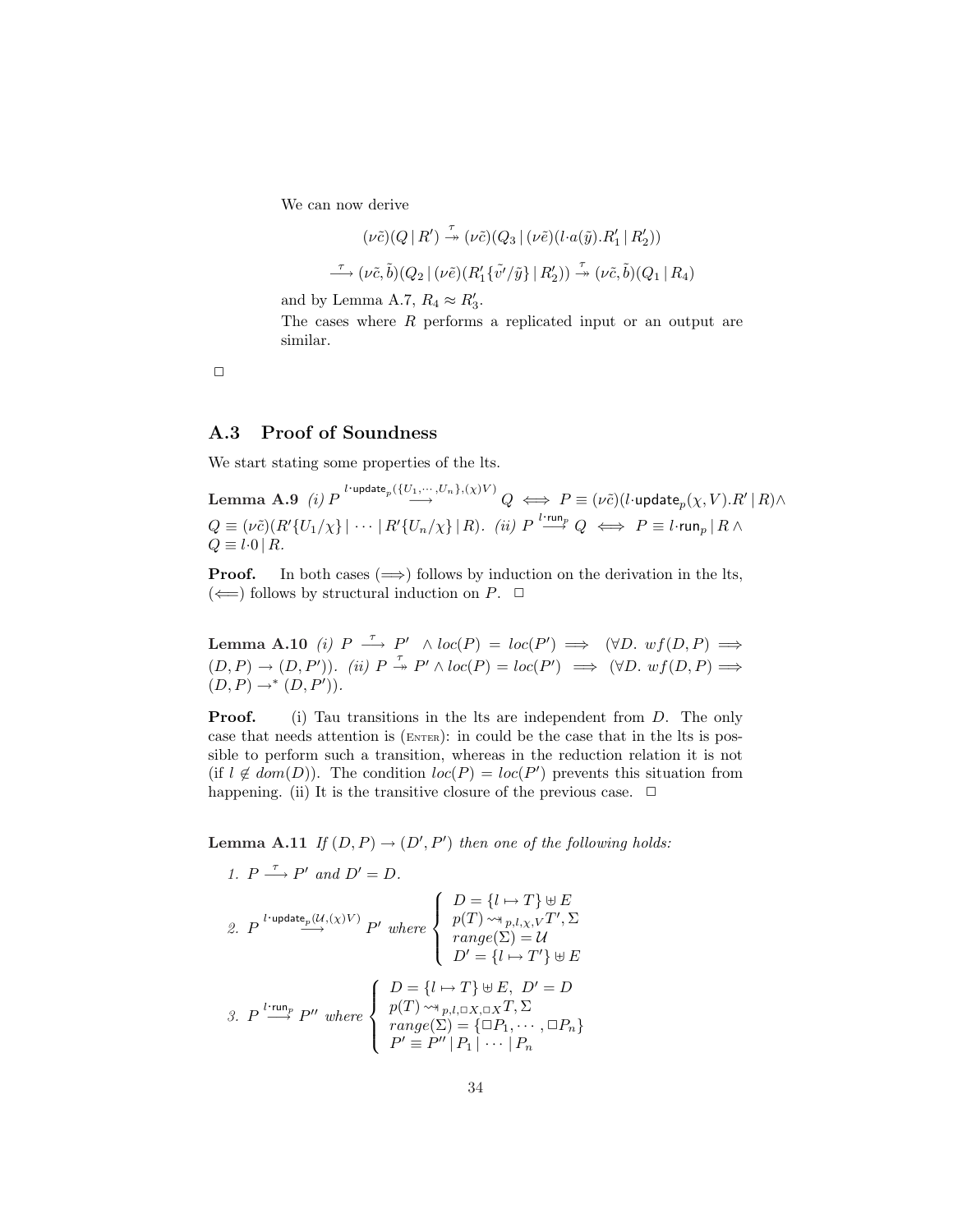We can now derive

$$(\nu\tilde{c})(Q \mid R') \overset{\tau}{\twoheadrightarrow} (\nu\tilde{c})(Q_3 \mid (\nu\tilde{e})(l{\cdot}a(\tilde{y}).R'_1 \mid R'_2))$$

$$\overset{\tau}{\longrightarrow} (\nu\tilde{c},\tilde{b})(Q_2 \mid (\nu\tilde{e})(R'_1\{\tilde{v'}/\tilde{y}\} \mid R'_2)) \overset{\tau}{\twoheadrightarrow} (\nu\tilde{c},\tilde{b})(Q_1 \mid R_4)$$

and by Lemma A.7, $R_4 \approx R'_3$.

The cases where $R$ performs a replicated input or an output are similar.

□

## A.3 Proof of Soundness

We start stating some properties of the lts.

**Lemma A.9** *(i)* $P \overset{l\cdot\mathsf{update}_p(\{U_1,\cdots,U_n\},(\chi)V)}{\longrightarrow} Q \iff P \equiv (\nu\tilde{c})(l{\cdot}\mathsf{update}_p(\chi, V).R' \mid R) \wedge Q \equiv (\nu\tilde{c})(R'\{U_1/\chi\} \mid \cdots \mid R'\{U_n/\chi\} \mid R)$. *(ii)* $P \overset{l\cdot\mathsf{run}_p}{\longrightarrow} Q \iff P \equiv l{\cdot}\mathsf{run}_p \mid R \wedge Q \equiv l{\cdot}0 \mid R$.

**Proof.** In both cases ($\Longrightarrow$) follows by induction on the derivation in the lts, ($\Longleftarrow$) follows by structural induction on $P$. □

**Lemma A.10** *(i)* $P \overset{\tau}{\longrightarrow} P' \;\wedge loc(P) = loc(P') \implies (\forall D.\ wf(D,P) \implies (D,P) \to (D,P'))$. *(ii)* $P \overset{\tau}{\twoheadrightarrow} P' \wedge loc(P) = loc(P') \implies (\forall D.\ wf(D,P) \implies (D,P) \to^{*} (D,P'))$.

**Proof.** (i) Tau transitions in the lts are independent from $D$. The only case that needs attention is (Enter): in could be the case that in the lts is possible to perform such a transition, whereas in the reduction relation it is not (if $l \notin dom(D)$). The condition $loc(P) = loc(P')$ prevents this situation from happening. (ii) It is the transitive closure of the previous case. □

**Lemma A.11** *If* $(D,P) \to (D',P')$ *then one of the following holds:*

1. $P \overset{\tau}{\longrightarrow} P'$ *and* $D' = D$.

2. $P \overset{l\cdot\mathsf{update}_p(\mathcal{U},(\chi)V)}{\longrightarrow} P'$ *where* $\begin{cases} D = \{l \mapsto T\} \uplus E \\ p(T) \rightsquigarrow_{p,l,\chi,V} T', \Sigma \\ range(\Sigma) = \mathcal{U} \\ D' = \{l \mapsto T'\} \uplus E \end{cases}$

3. $P \overset{l\cdot\mathsf{run}_p}{\longrightarrow} P''$ *where* $\begin{cases} D = \{l \mapsto T\} \uplus E,\ D' = D \\ p(T) \rightsquigarrow_{p,l,\square X,\square X} T, \Sigma \\ range(\Sigma) = \{\square P_1, \cdots, \square P_n\} \\ P' \equiv P'' \mid P_1 \mid \cdots \mid P_n \end{cases}$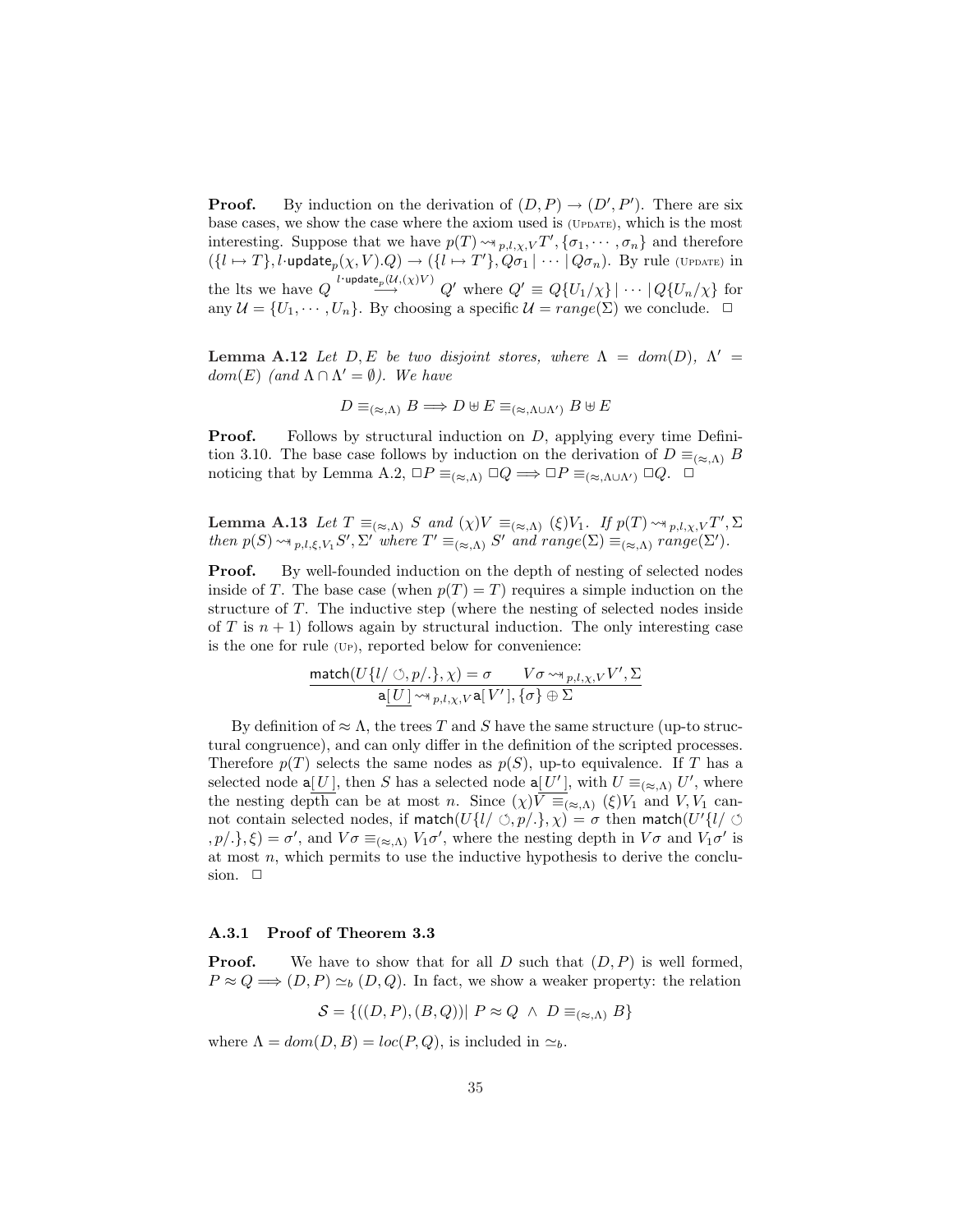**Proof.** By induction on the derivation of $(D, P) \rightarrow (D', P')$. There are six base cases, we show the case where the axiom used is (UPDATE), which is the most interesting. Suppose that we have $p(T) \rightsquigarrow_{p,l,\chi,V} T', \{\sigma_1, \cdots, \sigma_n\}$ and therefore $(\{l \mapsto T\}, l{\cdot}\mathsf{update}_p(\chi, V).Q) \rightarrow (\{l \mapsto T'\}, Q\sigma_1 \mid \cdots \mid Q\sigma_n)$. By rule (UPDATE) in the lts we have $Q \stackrel{l\cdot\mathsf{update}_p(\mathcal{U},(\chi)V)}{\longrightarrow} Q'$ where $Q' \equiv Q\{U_1/\chi\} \mid \cdots \mid Q\{U_n/\chi\}$ for any $\mathcal{U} = \{U_1, \cdots, U_n\}$. By choosing a specific $\mathcal{U} = range(\Sigma)$ we conclude. $\square$

**Lemma A.12** *Let $D, E$ be two disjoint stores, where $\Lambda = dom(D)$, $\Lambda' = dom(E)$ (and $\Lambda \cap \Lambda' = \emptyset$). We have*

$$D \equiv_{(\approx,\Lambda)} B \Longrightarrow D \uplus E \equiv_{(\approx,\Lambda\cup\Lambda')} B \uplus E$$

**Proof.** Follows by structural induction on $D$, applying every time Definition 3.10. The base case follows by induction on the derivation of $D \equiv_{(\approx,\Lambda)} B$ noticing that by Lemma A.2, $\Box P \equiv_{(\approx,\Lambda)} \Box Q \Longrightarrow \Box P \equiv_{(\approx,\Lambda\cup\Lambda')} \Box Q$. $\square$

**Lemma A.13** *Let $T \equiv_{(\approx,\Lambda)} S$ and $(\chi)V \equiv_{(\approx,\Lambda)} (\xi)V_1$. If $p(T) \rightsquigarrow_{p,l,\chi,V} T', \Sigma$ then $p(S) \rightsquigarrow_{p,l,\xi,V_1} S', \Sigma'$ where $T' \equiv_{(\approx,\Lambda)} S'$ and $range(\Sigma) \equiv_{(\approx,\Lambda)} range(\Sigma')$.*

**Proof.** By well-founded induction on the depth of nesting of selected nodes inside of $T$. The base case (when $p(T) = T$) requires a simple induction on the structure of $T$. The inductive step (where the nesting of selected nodes inside of $T$ is $n + 1$) follows again by structural induction. The only interesting case is the one for rule (UP), reported below for convenience:

$$\frac{\mathsf{match}(U\{l/\circlearrowleft, p/.\}, \chi) = \sigma \qquad V\sigma \rightsquigarrow_{p,l,\chi,V} V', \Sigma}{\mathsf{a}[\underline{U}] \rightsquigarrow_{p,l,\chi,V} \mathsf{a}[V'], \{\sigma\} \oplus \Sigma}$$

By definition of $\approx \Lambda$, the trees $T$ and $S$ have the same structure (up-to structural congruence), and can only differ in the definition of the scripted processes. Therefore $p(T)$ selects the same nodes as $p(S)$, up-to equivalence. If $T$ has a selected node $\mathsf{a}[\underline{U}]$, then $S$ has a selected node $\mathsf{a}[\underline{U'}]$, with $U \equiv_{(\approx,\Lambda)} U'$, where the nesting depth can be at most $n$. Since $(\chi)V \equiv_{(\approx,\Lambda)} (\xi)V_1$ and $V, V_1$ cannot contain selected nodes, if $\mathsf{match}(U\{l/\circlearrowleft, p/.\}, \chi) = \sigma$ then $\mathsf{match}(U'\{l/\circlearrowleft, p/.\}, \xi) = \sigma'$, and $V\sigma \equiv_{(\approx,\Lambda)} V_1\sigma'$, where the nesting depth in $V\sigma$ and $V_1\sigma'$ is at most $n$, which permits to use the inductive hypothesis to derive the conclusion. $\square$

### A.3.1 Proof of Theorem 3.3

**Proof.** We have to show that for all $D$ such that $(D, P)$ is well formed, $P \approx Q \Longrightarrow (D, P) \simeq_b (D, Q)$. In fact, we show a weaker property: the relation

$$\mathcal{S} = \{((D, P), (B, Q)) \mid P \approx Q \ \wedge \ D \equiv_{(\approx,\Lambda)} B\}$$

where $\Lambda = dom(D, B) = loc(P, Q)$, is included in $\simeq_b$.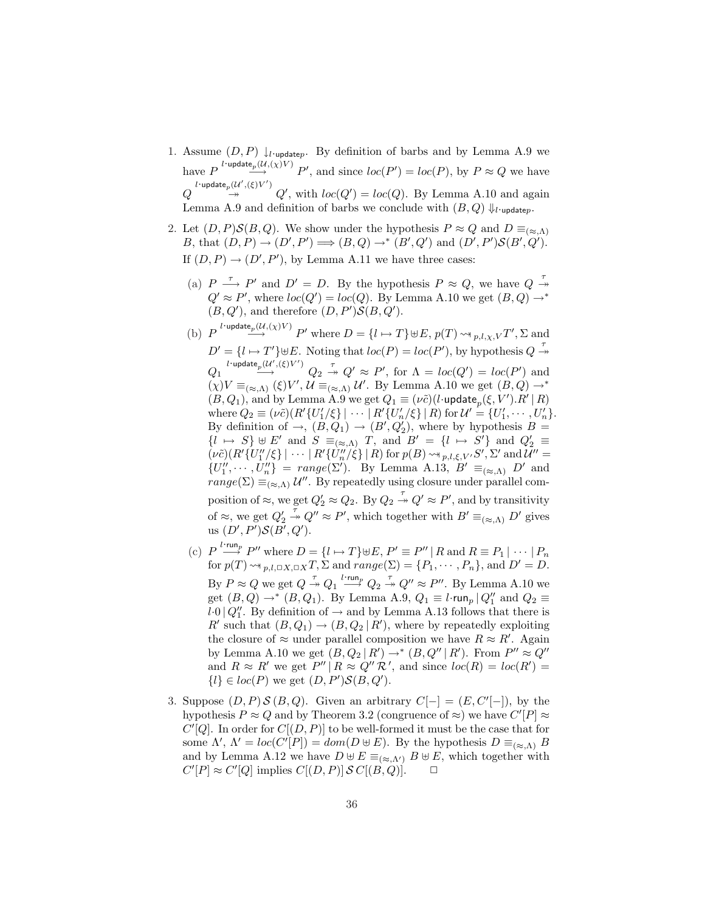1. Assume $(D, P) \downarrow_{l\cdot\mathsf{update}_p}$. By definition of barbs and by Lemma A.9 we have $P \xrightarrow{l\cdot\mathsf{update}_p(\mathcal{U},(\chi)V)} P'$, and since $loc(P') = loc(P)$, by $P \approx Q$ we have $Q \overset{l\cdot\mathsf{update}_p(\mathcal{U}',(\xi)V')}{\twoheadrightarrow} Q'$, with $loc(Q') = loc(Q)$. By Lemma A.10 and again Lemma A.9 and definition of barbs we conclude with $(B, Q) \Downarrow_{l\cdot\mathsf{update}p}$.

2. Let $(D, P)\mathcal{S}(B, Q)$. We show under the hypothesis $P \approx Q$ and $D \equiv_{(\approx,\Lambda)} B$, that $(D, P) \to (D', P') \Longrightarrow (B, Q) \to^* (B', Q')$ and $(D', P')\mathcal{S}(B', Q')$. If $(D, P) \to (D', P')$, by Lemma A.11 we have three cases:

   (a) $P \xrightarrow{\tau} P'$ and $D' = D$. By the hypothesis $P \approx Q$, we have $Q \overset{\tau}{\twoheadrightarrow} Q' \approx P'$, where $loc(Q') = loc(Q)$. By Lemma A.10 we get $(B, Q) \to^* (B, Q')$, and therefore $(D, P')\mathcal{S}(B, Q')$.

   (b) $P \xrightarrow{l\cdot\mathsf{update}_p(\mathcal{U},(\chi)V)} P'$ where $D = \{l \mapsto T\} \uplus E$, $p(T) \rightsquigarrow_{p,l,\chi,V} T', \Sigma$ and $D' = \{l \mapsto T'\} \uplus E$. Noting that $loc(P) = loc(P')$, by hypothesis $Q \overset{\tau}{\twoheadrightarrow} Q_1 \xrightarrow{l\cdot\mathsf{update}_p(\mathcal{U}',(\xi)V')} Q_2 \overset{\tau}{\twoheadrightarrow} Q' \approx P'$, for $\Lambda = loc(Q') = loc(P')$ and $(\chi)V \equiv_{(\approx,\Lambda)} (\xi)V'$, $\mathcal{U} \equiv_{(\approx,\Lambda)} \mathcal{U}'$. By Lemma A.10 we get $(B, Q) \to^* (B, Q_1)$, and by Lemma A.9 we get $Q_1 \equiv (\nu\tilde{c})(l\cdot\mathsf{update}_p(\xi, V').R' \,|\, R)$ where $Q_2 \equiv (\nu\tilde{c})(R'\{U_1'/\xi\} \,|\, \cdots \,|\, R'\{U_n'/\xi\} \,|\, R)$ for $\mathcal{U}' = \{U_1', \cdots, U_n'\}$. By definition of $\to$, $(B, Q_1) \to (B', Q_2')$, where by hypothesis $B = \{l \mapsto S\} \uplus E'$ and $S \equiv_{(\approx,\Lambda)} T$, and $B' = \{l \mapsto S'\}$ and $Q_2' \equiv (\nu\tilde{c})(R'\{U_1''/\xi\} \,|\, \cdots \,|\, R'\{U_n''/\xi\} \,|\, R)$ for $p(B) \rightsquigarrow_{p,l,\xi,V'} S', \Sigma'$ and $\mathcal{U}'' = \{U_1'', \cdots, U_n''\} = range(\Sigma')$. By Lemma A.13, $B' \equiv_{(\approx,\Lambda)} D'$ and $range(\Sigma) \equiv_{(\approx,\Lambda)} \mathcal{U}''$. By repeatedly using closure under parallel composition of $\approx$, we get $Q_2' \approx Q_2$. By $Q_2 \overset{\tau}{\twoheadrightarrow} Q' \approx P'$, and by transitivity of $\approx$, we get $Q_2' \overset{\tau}{\twoheadrightarrow} Q'' \approx P'$, which together with $B' \equiv_{(\approx,\Lambda)} D'$ gives us $(D', P')\mathcal{S}(B', Q')$.

   (c) $P \xrightarrow{l\cdot\mathsf{run}_p} P''$ where $D = \{l \mapsto T\} \uplus E$, $P' \equiv P'' \,|\, R$ and $R \equiv P_1 \,|\, \cdots \,|\, P_n$ for $p(T) \rightsquigarrow_{p,l,\Box X,\Box X} T, \Sigma$ and $range(\Sigma) = \{P_1, \cdots, P_n\}$, and $D' = D$. By $P \approx Q$ we get $Q \overset{\tau}{\twoheadrightarrow} Q_1 \xrightarrow{l\cdot\mathsf{run}_p} Q_2 \overset{\tau}{\twoheadrightarrow} Q'' \approx P''$. By Lemma A.10 we get $(B, Q) \to^* (B, Q_1)$. By Lemma A.9, $Q_1 \equiv l\cdot\mathsf{run}_p \,|\, Q_1''$ and $Q_2 \equiv l\cdot 0 \,|\, Q_1''$. By definition of $\to$ and by Lemma A.13 follows that there is $R'$ such that $(B, Q_1) \to (B, Q_2 \,|\, R')$, where by repeatedly exploiting the closure of $\approx$ under parallel composition we have $R \approx R'$. Again by Lemma A.10 we get $(B, Q_2 \,|\, R') \to^* (B, Q'' \,|\, R')$. From $P'' \approx Q''$ and $R \approx R'$ we get $P'' \,|\, R \approx Q'' \,\mathcal{R}'$, and since $loc(R) = loc(R') = \{l\} \in loc(P)$ we get $(D, P')\mathcal{S}(B, Q')$.

3. Suppose $(D, P)\,\mathcal{S}\,(B, Q)$. Given an arbitrary $C[-] = (E, C'[-])$, by the hypothesis $P \approx Q$ and by Theorem 3.2 (congruence of $\approx$) we have $C'[P] \approx C'[Q]$. In order for $C[(D, P)]$ to be well-formed it must be the case that for some $\Lambda'$, $\Lambda' = loc(C'[P]) = dom(D \uplus E)$. By the hypothesis $D \equiv_{(\approx,\Lambda)} B$ and by Lemma A.12 we have $D \uplus E \equiv_{(\approx,\Lambda')} B \uplus E$, which together with $C'[P] \approx C'[Q]$ implies $C[(D, P)]\,\mathcal{S}\,C[(B, Q)]$. $\Box$